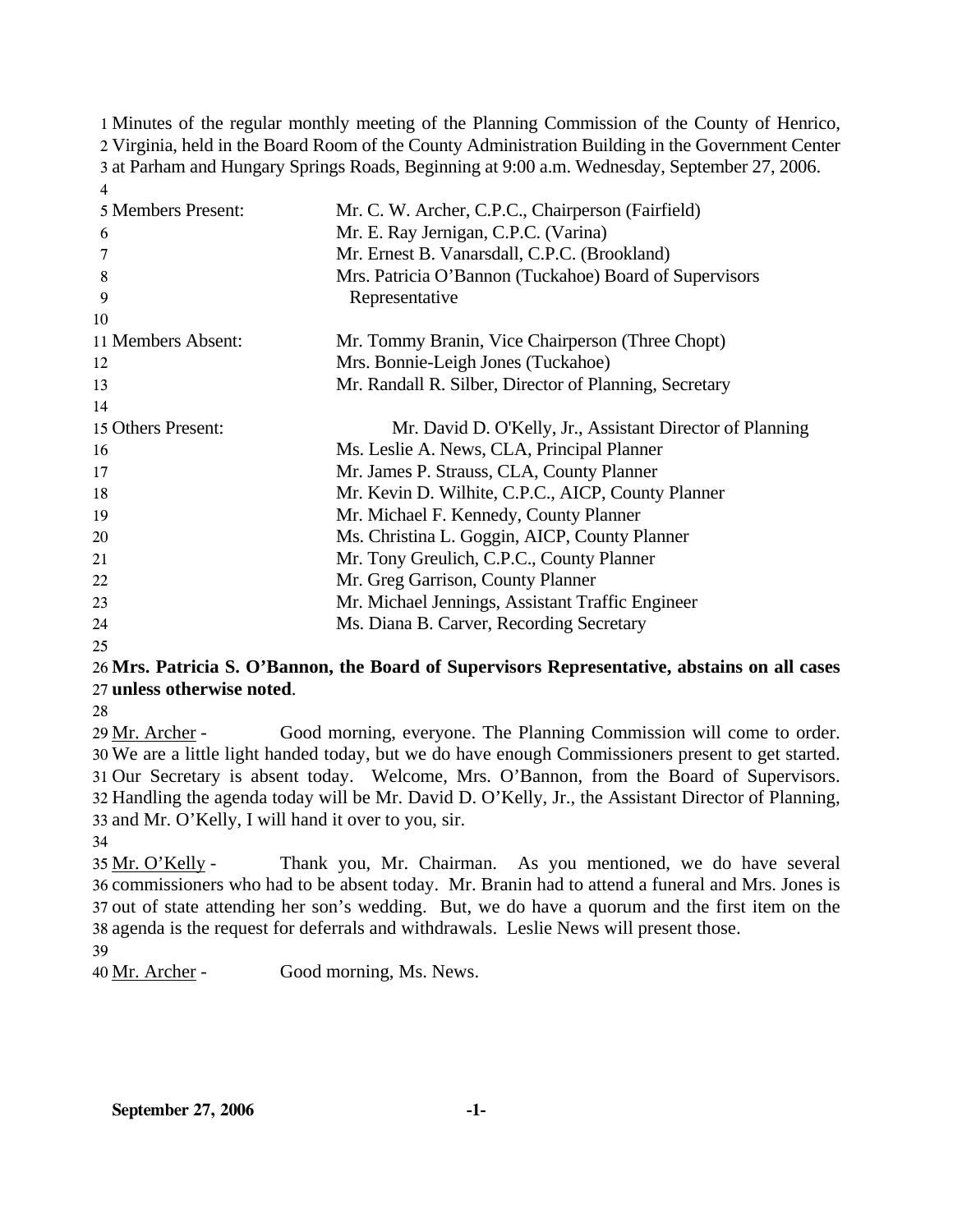Minutes of the regular monthly meeting of the Planning Commission of the County of Henrico, Virginia, held in the Board Room of the County Administration Building in the Government Center at Parham and Hungary Springs Roads, Beginning at 9:00 a.m. Wednesday, September 27, 2006.

| | |
|---|---|
| Members Present: | Mr. C. W. Archer, C.P.C., Chairperson (Fairfield) |
| | Mr. E. Ray Jernigan, C.P.C. (Varina) |
| | Mr. Ernest B. Vanarsdall, C.P.C. (Brookland) |
| | Mrs. Patricia O'Bannon (Tuckahoe) Board of Supervisors Representative |
| Members Absent: | Mr. Tommy Branin, Vice Chairperson (Three Chopt) |
| | Mrs. Bonnie-Leigh Jones (Tuckahoe) |
| | Mr. Randall R. Silber, Director of Planning, Secretary |
| Others Present: | Mr. David D. O'Kelly, Jr., Assistant Director of Planning |
| | Ms. Leslie A. News, CLA, Principal Planner |
| | Mr. James P. Strauss, CLA, County Planner |
| | Mr. Kevin D. Wilhite, C.P.C., AICP, County Planner |
| | Mr. Michael F. Kennedy, County Planner |
| | Ms. Christina L. Goggin, AICP, County Planner |
| | Mr. Tony Greulich, C.P.C., County Planner |
| | Mr. Greg Garrison, County Planner |
| | Mr. Michael Jennings, Assistant Traffic Engineer |
| | Ms. Diana B. Carver, Recording Secretary |

**Mrs. Patricia S. O'Bannon, the Board of Supervisors Representative, abstains on all cases unless otherwise noted**.

Mr. Archer - Good morning, everyone. The Planning Commission will come to order. We are a little light handed today, but we do have enough Commissioners present to get started. Our Secretary is absent today. Welcome, Mrs. O'Bannon, from the Board of Supervisors. Handling the agenda today will be Mr. David D. O'Kelly, Jr., the Assistant Director of Planning, and Mr. O'Kelly, I will hand it over to you, sir.

Mr. O'Kelly - Thank you, Mr. Chairman. As you mentioned, we do have several commissioners who had to be absent today. Mr. Branin had to attend a funeral and Mrs. Jones is out of state attending her son's wedding. But, we do have a quorum and the first item on the agenda is the request for deferrals and withdrawals. Leslie News will present those.

Mr. Archer - Good morning, Ms. News.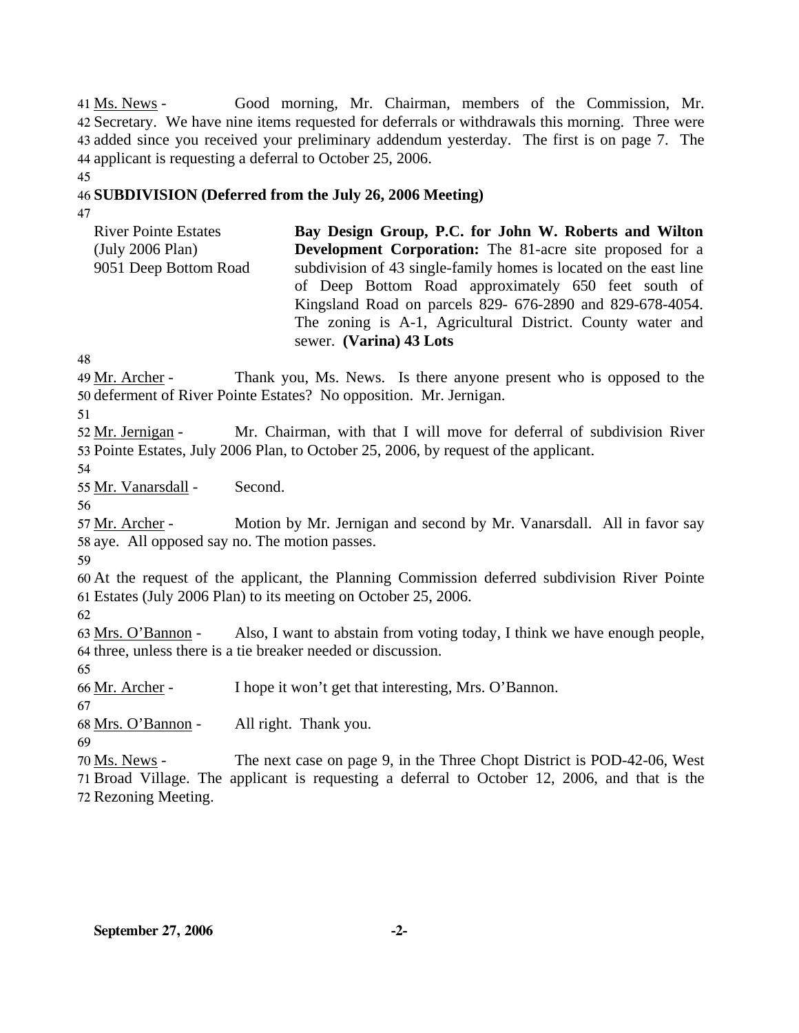Ms. News - Good morning, Mr. Chairman, members of the Commission, Mr. Secretary. We have nine items requested for deferrals or withdrawals this morning. Three were added since you received your preliminary addendum yesterday. The first is on page 7. The applicant is requesting a deferral to October 25, 2006.

**SUBDIVISION (Deferred from the July 26, 2006 Meeting)**

River Pointe Estates
(July 2006 Plan)
9051 Deep Bottom Road

**Bay Design Group, P.C. for John W. Roberts and Wilton Development Corporation:** The 81-acre site proposed for a subdivision of 43 single-family homes is located on the east line of Deep Bottom Road approximately 650 feet south of Kingsland Road on parcels 829- 676-2890 and 829-678-4054. The zoning is A-1, Agricultural District. County water and sewer. **(Varina) 43 Lots**

Mr. Archer - Thank you, Ms. News. Is there anyone present who is opposed to the deferment of River Pointe Estates? No opposition. Mr. Jernigan.

Mr. Jernigan - Mr. Chairman, with that I will move for deferral of subdivision River Pointe Estates, July 2006 Plan, to October 25, 2006, by request of the applicant.

Mr. Vanarsdall - Second.

Mr. Archer - Motion by Mr. Jernigan and second by Mr. Vanarsdall. All in favor say aye. All opposed say no. The motion passes.

At the request of the applicant, the Planning Commission deferred subdivision River Pointe Estates (July 2006 Plan) to its meeting on October 25, 2006.

Mrs. O'Bannon - Also, I want to abstain from voting today, I think we have enough people, three, unless there is a tie breaker needed or discussion.

Mr. Archer - I hope it won't get that interesting, Mrs. O'Bannon.

Mrs. O'Bannon - All right. Thank you.

Ms. News - The next case on page 9, in the Three Chopt District is POD-42-06, West Broad Village. The applicant is requesting a deferral to October 12, 2006, and that is the Rezoning Meeting.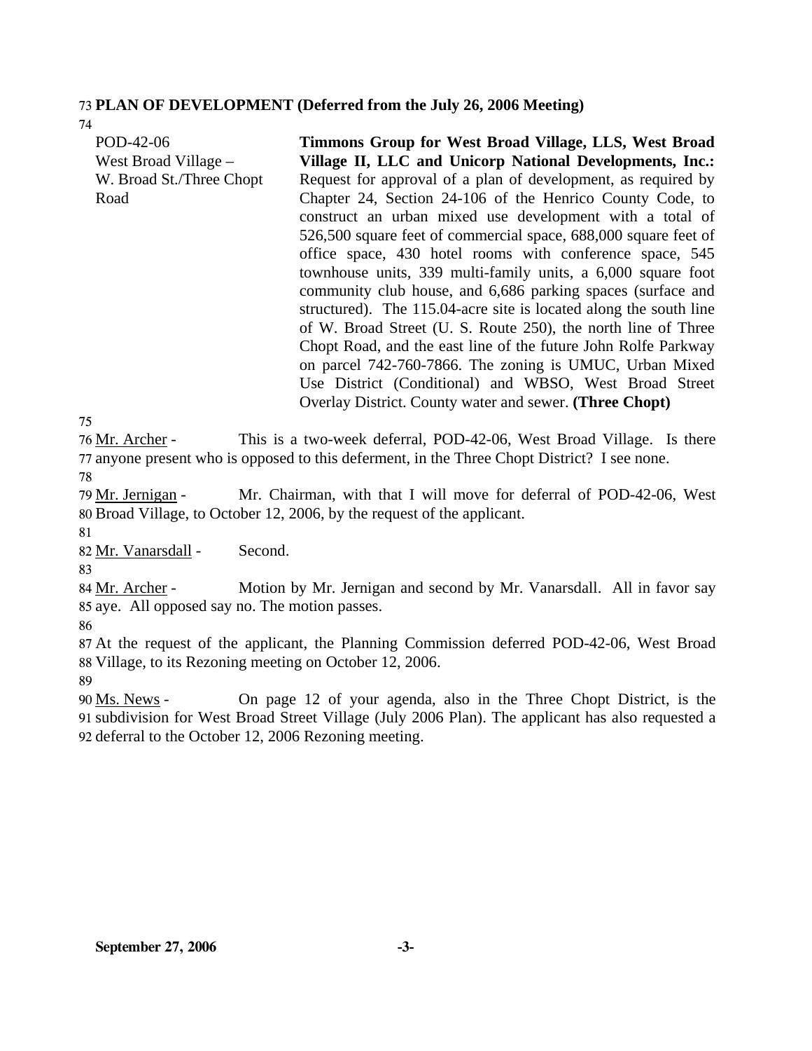**PLAN OF DEVELOPMENT (Deferred from the July 26, 2006 Meeting)**

POD-42-06
West Broad Village – W. Broad St./Three Chopt Road

**Timmons Group for West Broad Village, LLS, West Broad Village II, LLC and Unicorp National Developments, Inc.:** Request for approval of a plan of development, as required by Chapter 24, Section 24-106 of the Henrico County Code, to construct an urban mixed use development with a total of 526,500 square feet of commercial space, 688,000 square feet of office space, 430 hotel rooms with conference space, 545 townhouse units, 339 multi-family units, a 6,000 square foot community club house, and 6,686 parking spaces (surface and structured). The 115.04-acre site is located along the south line of W. Broad Street (U. S. Route 250), the north line of Three Chopt Road, and the east line of the future John Rolfe Parkway on parcel 742-760-7866. The zoning is UMUC, Urban Mixed Use District (Conditional) and WBSO, West Broad Street Overlay District. County water and sewer. **(Three Chopt)**

Mr. Archer - This is a two-week deferral, POD-42-06, West Broad Village. Is there anyone present who is opposed to this deferment, in the Three Chopt District? I see none.

Mr. Jernigan - Mr. Chairman, with that I will move for deferral of POD-42-06, West Broad Village, to October 12, 2006, by the request of the applicant.

Mr. Vanarsdall - Second.

Mr. Archer - Motion by Mr. Jernigan and second by Mr. Vanarsdall. All in favor say aye. All opposed say no. The motion passes.

At the request of the applicant, the Planning Commission deferred POD-42-06, West Broad Village, to its Rezoning meeting on October 12, 2006.

Ms. News - On page 12 of your agenda, also in the Three Chopt District, is the subdivision for West Broad Street Village (July 2006 Plan). The applicant has also requested a deferral to the October 12, 2006 Rezoning meeting.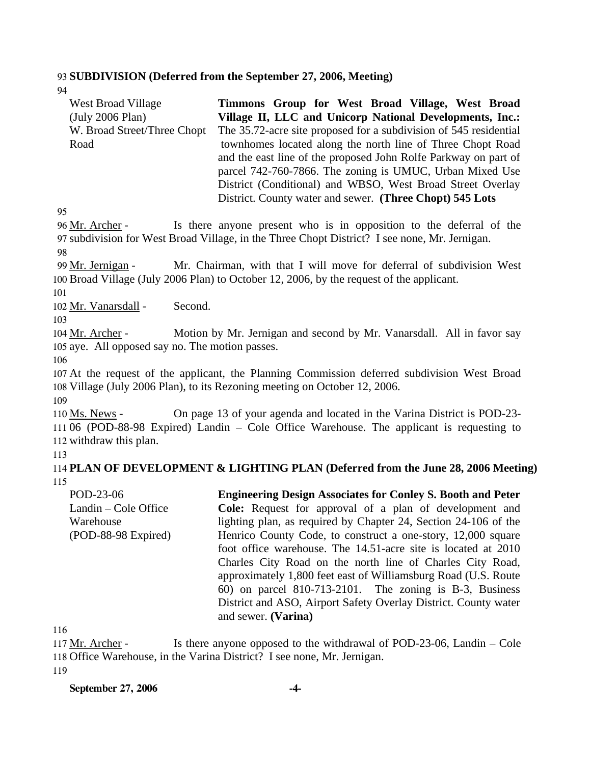**SUBDIVISION (Deferred from the September 27, 2006, Meeting)**

| | |
|---|---|
| West Broad Village (July 2006 Plan) W. Broad Street/Three Chopt Road | **Timmons Group for West Broad Village, West Broad Village II, LLC and Unicorp National Developments, Inc.:** The 35.72-acre site proposed for a subdivision of 545 residential townhomes located along the north line of Three Chopt Road and the east line of the proposed John Rolfe Parkway on part of parcel 742-760-7866. The zoning is UMUC, Urban Mixed Use District (Conditional) and WBSO, West Broad Street Overlay District. County water and sewer. **(Three Chopt) 545 Lots** |

Mr. Archer - Is there anyone present who is in opposition to the deferral of the subdivision for West Broad Village, in the Three Chopt District? I see none, Mr. Jernigan.

Mr. Jernigan - Mr. Chairman, with that I will move for deferral of subdivision West Broad Village (July 2006 Plan) to October 12, 2006, by the request of the applicant.

Mr. Vanarsdall - Second.

Mr. Archer - Motion by Mr. Jernigan and second by Mr. Vanarsdall. All in favor say aye. All opposed say no. The motion passes.

At the request of the applicant, the Planning Commission deferred subdivision West Broad Village (July 2006 Plan), to its Rezoning meeting on October 12, 2006.

Ms. News - On page 13 of your agenda and located in the Varina District is POD-23-06 (POD-88-98 Expired) Landin – Cole Office Warehouse. The applicant is requesting to withdraw this plan.

**PLAN OF DEVELOPMENT & LIGHTING PLAN (Deferred from the June 28, 2006 Meeting)**

| | |
|---|---|
| POD-23-06 Landin – Cole Office Warehouse (POD-88-98 Expired) | **Engineering Design Associates for Conley S. Booth and Peter Cole:** Request for approval of a plan of development and lighting plan, as required by Chapter 24, Section 24-106 of the Henrico County Code, to construct a one-story, 12,000 square foot office warehouse. The 14.51-acre site is located at 2010 Charles City Road on the north line of Charles City Road, approximately 1,800 feet east of Williamsburg Road (U.S. Route 60) on parcel 810-713-2101. The zoning is B-3, Business District and ASO, Airport Safety Overlay District. County water and sewer. **(Varina)** |

Mr. Archer - Is there anyone opposed to the withdrawal of POD-23-06, Landin – Cole Office Warehouse, in the Varina District? I see none, Mr. Jernigan.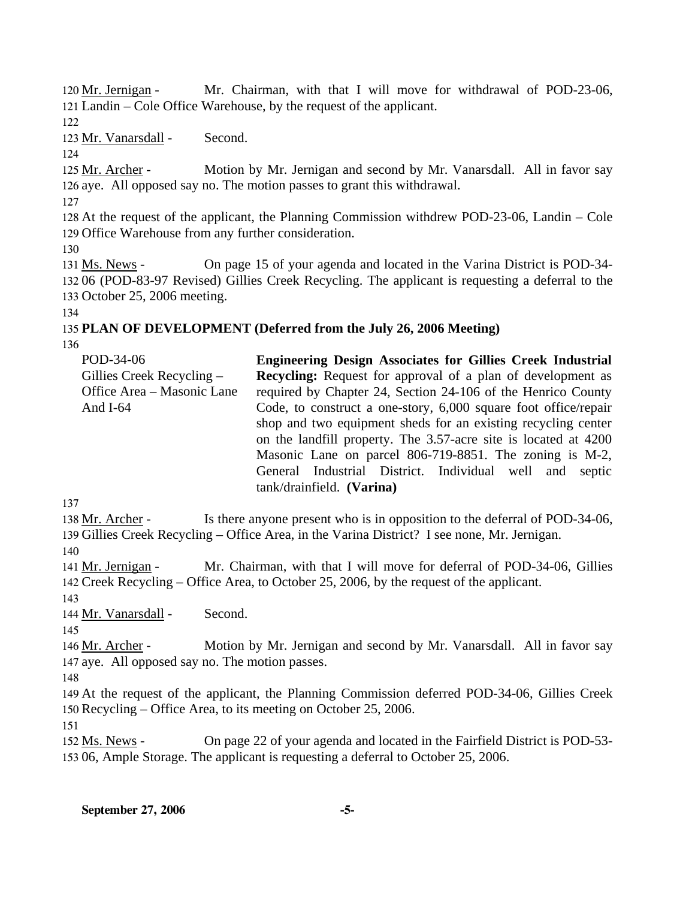120 Mr. Jernigan - Mr. Chairman, with that I will move for withdrawal of POD-23-06, 121 Landin – Cole Office Warehouse, by the request of the applicant.

122

123 Mr. Vanarsdall - Second.

124

125 Mr. Archer - Motion by Mr. Jernigan and second by Mr. Vanarsdall. All in favor say 126 aye. All opposed say no. The motion passes to grant this withdrawal.

127

128 At the request of the applicant, the Planning Commission withdrew POD-23-06, Landin – Cole 129 Office Warehouse from any further consideration.

130

131 Ms. News - On page 15 of your agenda and located in the Varina District is POD-34-132 06 (POD-83-97 Revised) Gillies Creek Recycling. The applicant is requesting a deferral to the 133 October 25, 2006 meeting.

134

135 **PLAN OF DEVELOPMENT (Deferred from the July 26, 2006 Meeting)**

136

| | |
|---|---|
| POD-34-06<br>Gillies Creek Recycling – Office Area – Masonic Lane And I-64 | **Engineering Design Associates for Gillies Creek Industrial Recycling:** Request for approval of a plan of development as required by Chapter 24, Section 24-106 of the Henrico County Code, to construct a one-story, 6,000 square foot office/repair shop and two equipment sheds for an existing recycling center on the landfill property. The 3.57-acre site is located at 4200 Masonic Lane on parcel 806-719-8851. The zoning is M-2, General Industrial District. Individual well and septic tank/drainfield. **(Varina)** |

137

138 Mr. Archer - Is there anyone present who is in opposition to the deferral of POD-34-06, 139 Gillies Creek Recycling – Office Area, in the Varina District? I see none, Mr. Jernigan.

140

141 Mr. Jernigan - Mr. Chairman, with that I will move for deferral of POD-34-06, Gillies 142 Creek Recycling – Office Area, to October 25, 2006, by the request of the applicant.

143

144 Mr. Vanarsdall - Second.

145

146 Mr. Archer - Motion by Mr. Jernigan and second by Mr. Vanarsdall. All in favor say 147 aye. All opposed say no. The motion passes.

148

149 At the request of the applicant, the Planning Commission deferred POD-34-06, Gillies Creek 150 Recycling – Office Area, to its meeting on October 25, 2006.

151

152 Ms. News - On page 22 of your agenda and located in the Fairfield District is POD-53-153 06, Ample Storage. The applicant is requesting a deferral to October 25, 2006.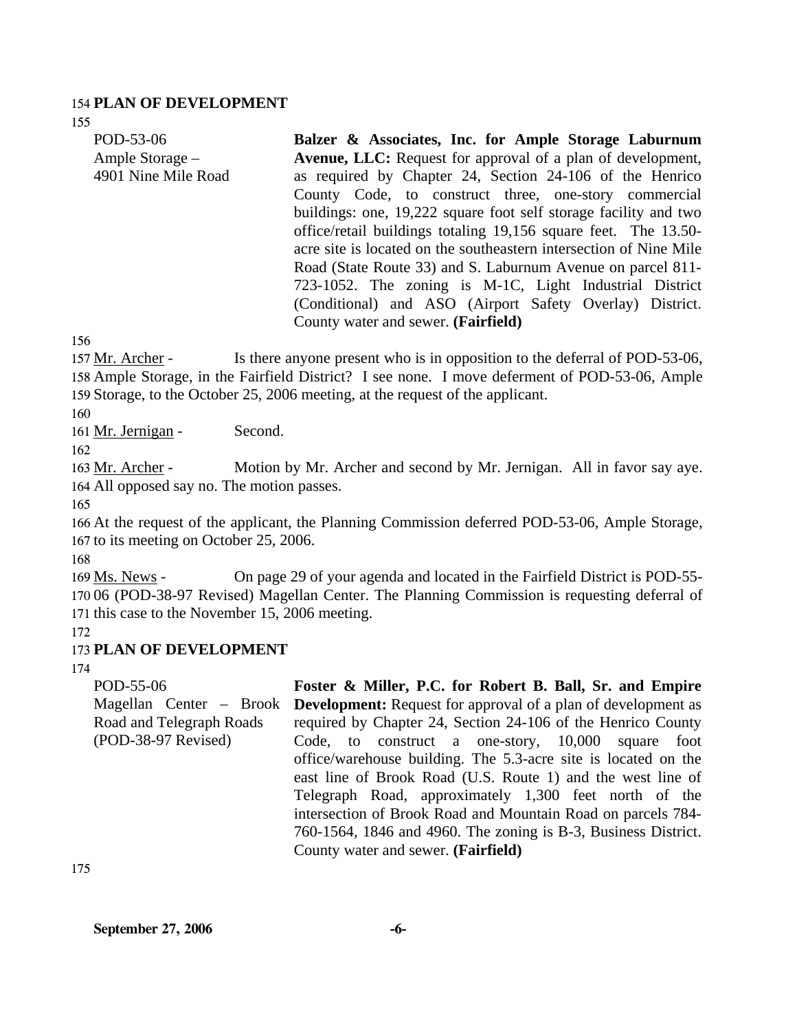## PLAN OF DEVELOPMENT

| | |
|---|---|
| POD-53-06<br>Ample Storage –<br>4901 Nine Mile Road | **Balzer & Associates, Inc. for Ample Storage Laburnum Avenue, LLC:** Request for approval of a plan of development, as required by Chapter 24, Section 24-106 of the Henrico County Code, to construct three, one-story commercial buildings: one, 19,222 square foot self storage facility and two office/retail buildings totaling 19,156 square feet. The 13.50-acre site is located on the southeastern intersection of Nine Mile Road (State Route 33) and S. Laburnum Avenue on parcel 811-723-1052. The zoning is M-1C, Light Industrial District (Conditional) and ASO (Airport Safety Overlay) District. County water and sewer. **(Fairfield)** |

Mr. Archer - Is there anyone present who is in opposition to the deferral of POD-53-06, Ample Storage, in the Fairfield District? I see none. I move deferment of POD-53-06, Ample Storage, to the October 25, 2006 meeting, at the request of the applicant.

Mr. Jernigan - Second.

Mr. Archer - Motion by Mr. Archer and second by Mr. Jernigan. All in favor say aye. All opposed say no. The motion passes.

At the request of the applicant, the Planning Commission deferred POD-53-06, Ample Storage, to its meeting on October 25, 2006.

Ms. News - On page 29 of your agenda and located in the Fairfield District is POD-55-06 (POD-38-97 Revised) Magellan Center. The Planning Commission is requesting deferral of this case to the November 15, 2006 meeting.

## PLAN OF DEVELOPMENT

| | |
|---|---|
| POD-55-06<br>Magellan Center – Brook Road and Telegraph Roads<br>(POD-38-97 Revised) | **Foster & Miller, P.C. for Robert B. Ball, Sr. and Empire Development:** Request for approval of a plan of development as required by Chapter 24, Section 24-106 of the Henrico County Code, to construct a one-story, 10,000 square foot office/warehouse building. The 5.3-acre site is located on the east line of Brook Road (U.S. Route 1) and the west line of Telegraph Road, approximately 1,300 feet north of the intersection of Brook Road and Mountain Road on parcels 784-760-1564, 1846 and 4960. The zoning is B-3, Business District. County water and sewer. **(Fairfield)** |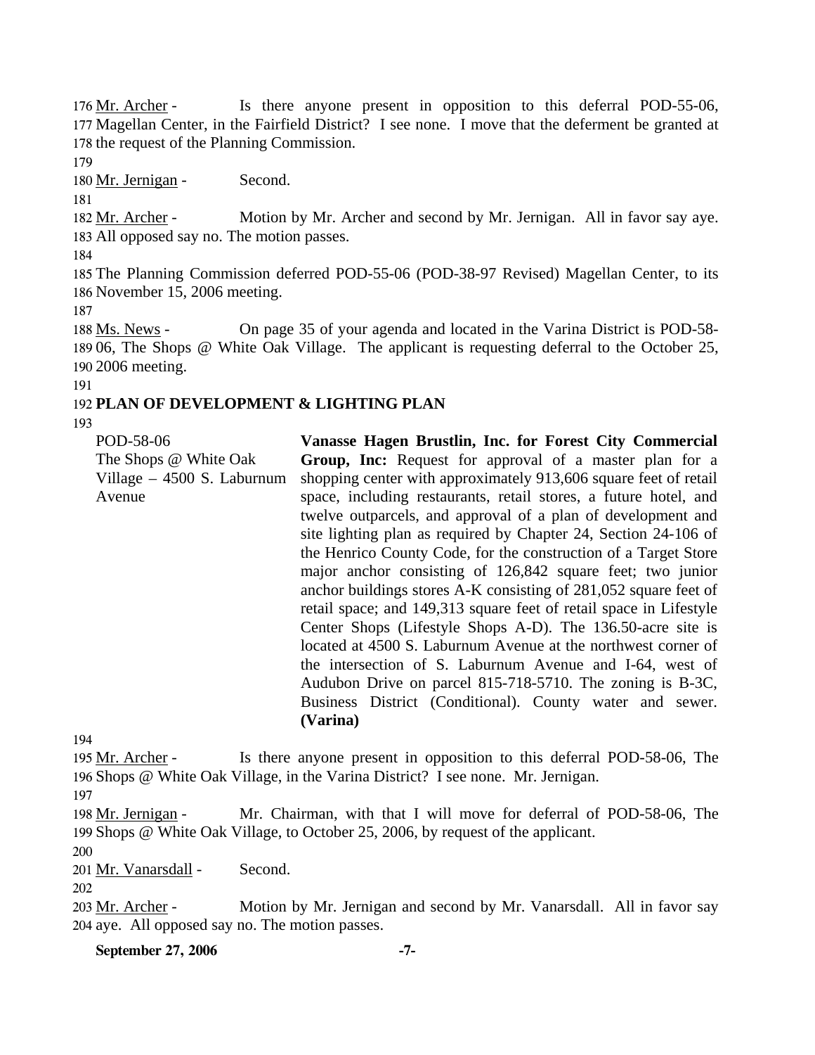Mr. Archer - Is there anyone present in opposition to this deferral POD-55-06, Magellan Center, in the Fairfield District? I see none. I move that the deferment be granted at the request of the Planning Commission.

Mr. Jernigan - Second.

Mr. Archer - Motion by Mr. Archer and second by Mr. Jernigan. All in favor say aye. All opposed say no. The motion passes.

The Planning Commission deferred POD-55-06 (POD-38-97 Revised) Magellan Center, to its November 15, 2006 meeting.

Ms. News - On page 35 of your agenda and located in the Varina District is POD-58-06, The Shops @ White Oak Village. The applicant is requesting deferral to the October 25, 2006 meeting.

**PLAN OF DEVELOPMENT & LIGHTING PLAN**

POD-58-06
The Shops @ White Oak Village – 4500 S. Laburnum Avenue

**Vanasse Hagen Brustlin, Inc. for Forest City Commercial Group, Inc:** Request for approval of a master plan for a shopping center with approximately 913,606 square feet of retail space, including restaurants, retail stores, a future hotel, and twelve outparcels, and approval of a plan of development and site lighting plan as required by Chapter 24, Section 24-106 of the Henrico County Code, for the construction of a Target Store major anchor consisting of 126,842 square feet; two junior anchor buildings stores A-K consisting of 281,052 square feet of retail space; and 149,313 square feet of retail space in Lifestyle Center Shops (Lifestyle Shops A-D). The 136.50-acre site is located at 4500 S. Laburnum Avenue at the northwest corner of the intersection of S. Laburnum Avenue and I-64, west of Audubon Drive on parcel 815-718-5710. The zoning is B-3C, Business District (Conditional). County water and sewer. **(Varina)**

Mr. Archer - Is there anyone present in opposition to this deferral POD-58-06, The Shops @ White Oak Village, in the Varina District? I see none. Mr. Jernigan.

Mr. Jernigan - Mr. Chairman, with that I will move for deferral of POD-58-06, The Shops @ White Oak Village, to October 25, 2006, by request of the applicant.

Mr. Vanarsdall - Second.

Mr. Archer - Motion by Mr. Jernigan and second by Mr. Vanarsdall. All in favor say aye. All opposed say no. The motion passes.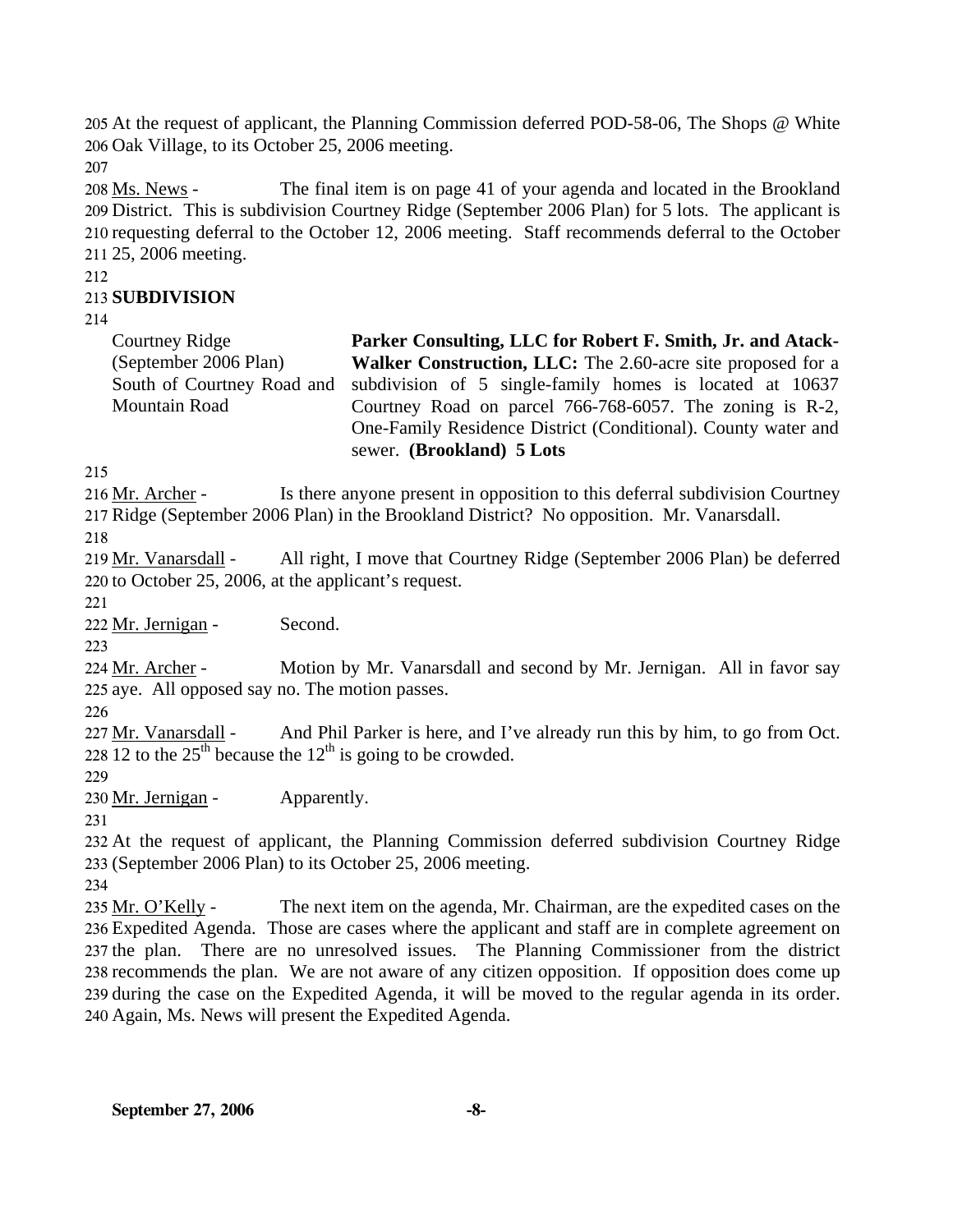At the request of applicant, the Planning Commission deferred POD-58-06, The Shops @ White Oak Village, to its October 25, 2006 meeting.

Ms. News - The final item is on page 41 of your agenda and located in the Brookland District. This is subdivision Courtney Ridge (September 2006 Plan) for 5 lots. The applicant is requesting deferral to the October 12, 2006 meeting. Staff recommends deferral to the October 25, 2006 meeting.

**SUBDIVISION**

| | |
|---|---|
| Courtney Ridge (September 2006 Plan) South of Courtney Road and Mountain Road | **Parker Consulting, LLC for Robert F. Smith, Jr. and Atack-Walker Construction, LLC:** The 2.60-acre site proposed for a subdivision of 5 single-family homes is located at 10637 Courtney Road on parcel 766-768-6057. The zoning is R-2, One-Family Residence District (Conditional). County water and sewer. **(Brookland) 5 Lots** |

Mr. Archer - Is there anyone present in opposition to this deferral subdivision Courtney Ridge (September 2006 Plan) in the Brookland District? No opposition. Mr. Vanarsdall.

Mr. Vanarsdall - All right, I move that Courtney Ridge (September 2006 Plan) be deferred to October 25, 2006, at the applicant's request.

Mr. Jernigan - Second.

Mr. Archer - Motion by Mr. Vanarsdall and second by Mr. Jernigan. All in favor say aye. All opposed say no. The motion passes.

Mr. Vanarsdall - And Phil Parker is here, and I've already run this by him, to go from Oct. 12 to the 25th because the 12th is going to be crowded.

Mr. Jernigan - Apparently.

At the request of applicant, the Planning Commission deferred subdivision Courtney Ridge (September 2006 Plan) to its October 25, 2006 meeting.

Mr. O'Kelly - The next item on the agenda, Mr. Chairman, are the expedited cases on the Expedited Agenda. Those are cases where the applicant and staff are in complete agreement on the plan. There are no unresolved issues. The Planning Commissioner from the district recommends the plan. We are not aware of any citizen opposition. If opposition does come up during the case on the Expedited Agenda, it will be moved to the regular agenda in its order. Again, Ms. News will present the Expedited Agenda.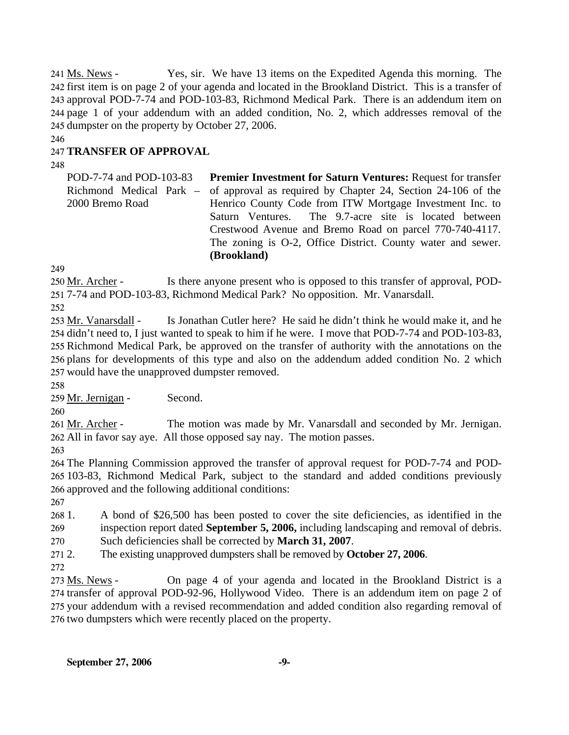Ms. News - Yes, sir. We have 13 items on the Expedited Agenda this morning. The first item is on page 2 of your agenda and located in the Brookland District. This is a transfer of approval POD-7-74 and POD-103-83, Richmond Medical Park. There is an addendum item on page 1 of your addendum with an added condition, No. 2, which addresses removal of the dumpster on the property by October 27, 2006.

## TRANSFER OF APPROVAL

| | |
|---|---|
| POD-7-74 and POD-103-83 Richmond Medical Park – 2000 Bremo Road | **Premier Investment for Saturn Ventures:** Request for transfer of approval as required by Chapter 24, Section 24-106 of the Henrico County Code from ITW Mortgage Investment Inc. to Saturn Ventures. The 9.7-acre site is located between Crestwood Avenue and Bremo Road on parcel 770-740-4117. The zoning is O-2, Office District. County water and sewer. **(Brookland)** |

Mr. Archer - Is there anyone present who is opposed to this transfer of approval, POD-7-74 and POD-103-83, Richmond Medical Park? No opposition. Mr. Vanarsdall.

Mr. Vanarsdall - Is Jonathan Cutler here? He said he didn't think he would make it, and he didn't need to, I just wanted to speak to him if he were. I move that POD-7-74 and POD-103-83, Richmond Medical Park, be approved on the transfer of authority with the annotations on the plans for developments of this type and also on the addendum added condition No. 2 which would have the unapproved dumpster removed.

Mr. Jernigan - Second.

Mr. Archer - The motion was made by Mr. Vanarsdall and seconded by Mr. Jernigan. All in favor say aye. All those opposed say nay. The motion passes.

The Planning Commission approved the transfer of approval request for POD-7-74 and POD-103-83, Richmond Medical Park, subject to the standard and added conditions previously approved and the following additional conditions:

1. A bond of $26,500 has been posted to cover the site deficiencies, as identified in the inspection report dated **September 5, 2006,** including landscaping and removal of debris. Such deficiencies shall be corrected by **March 31, 2007**.
2. The existing unapproved dumpsters shall be removed by **October 27, 2006**.

Ms. News - On page 4 of your agenda and located in the Brookland District is a transfer of approval POD-92-96, Hollywood Video. There is an addendum item on page 2 of your addendum with a revised recommendation and added condition also regarding removal of two dumpsters which were recently placed on the property.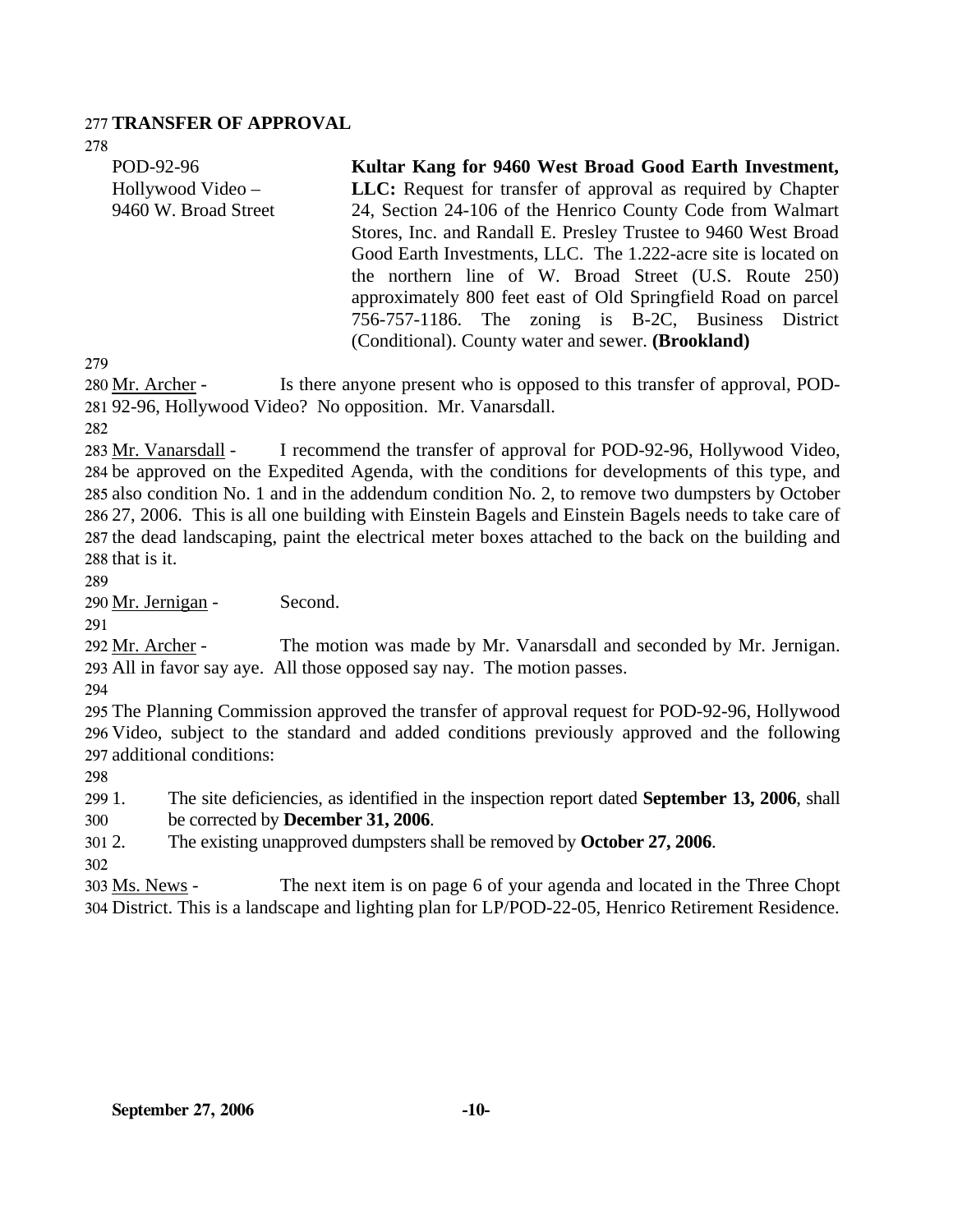**TRANSFER OF APPROVAL**

| | |
|---|---|
| POD-92-96<br>Hollywood Video –<br>9460 W. Broad Street | **Kultar Kang for 9460 West Broad Good Earth Investment, LLC:** Request for transfer of approval as required by Chapter 24, Section 24-106 of the Henrico County Code from Walmart Stores, Inc. and Randall E. Presley Trustee to 9460 West Broad Good Earth Investments, LLC. The 1.222-acre site is located on the northern line of W. Broad Street (U.S. Route 250) approximately 800 feet east of Old Springfield Road on parcel 756-757-1186. The zoning is B-2C, Business District (Conditional). County water and sewer. **(Brookland)** |

Mr. Archer - Is there anyone present who is opposed to this transfer of approval, POD-92-96, Hollywood Video? No opposition. Mr. Vanarsdall.

Mr. Vanarsdall - I recommend the transfer of approval for POD-92-96, Hollywood Video, be approved on the Expedited Agenda, with the conditions for developments of this type, and also condition No. 1 and in the addendum condition No. 2, to remove two dumpsters by October 27, 2006. This is all one building with Einstein Bagels and Einstein Bagels needs to take care of the dead landscaping, paint the electrical meter boxes attached to the back on the building and that is it.

Mr. Jernigan - Second.

Mr. Archer - The motion was made by Mr. Vanarsdall and seconded by Mr. Jernigan. All in favor say aye. All those opposed say nay. The motion passes.

The Planning Commission approved the transfer of approval request for POD-92-96, Hollywood Video, subject to the standard and added conditions previously approved and the following additional conditions:

1. The site deficiencies, as identified in the inspection report dated **September 13, 2006**, shall be corrected by **December 31, 2006**.
2. The existing unapproved dumpsters shall be removed by **October 27, 2006**.

Ms. News - The next item is on page 6 of your agenda and located in the Three Chopt District. This is a landscape and lighting plan for LP/POD-22-05, Henrico Retirement Residence.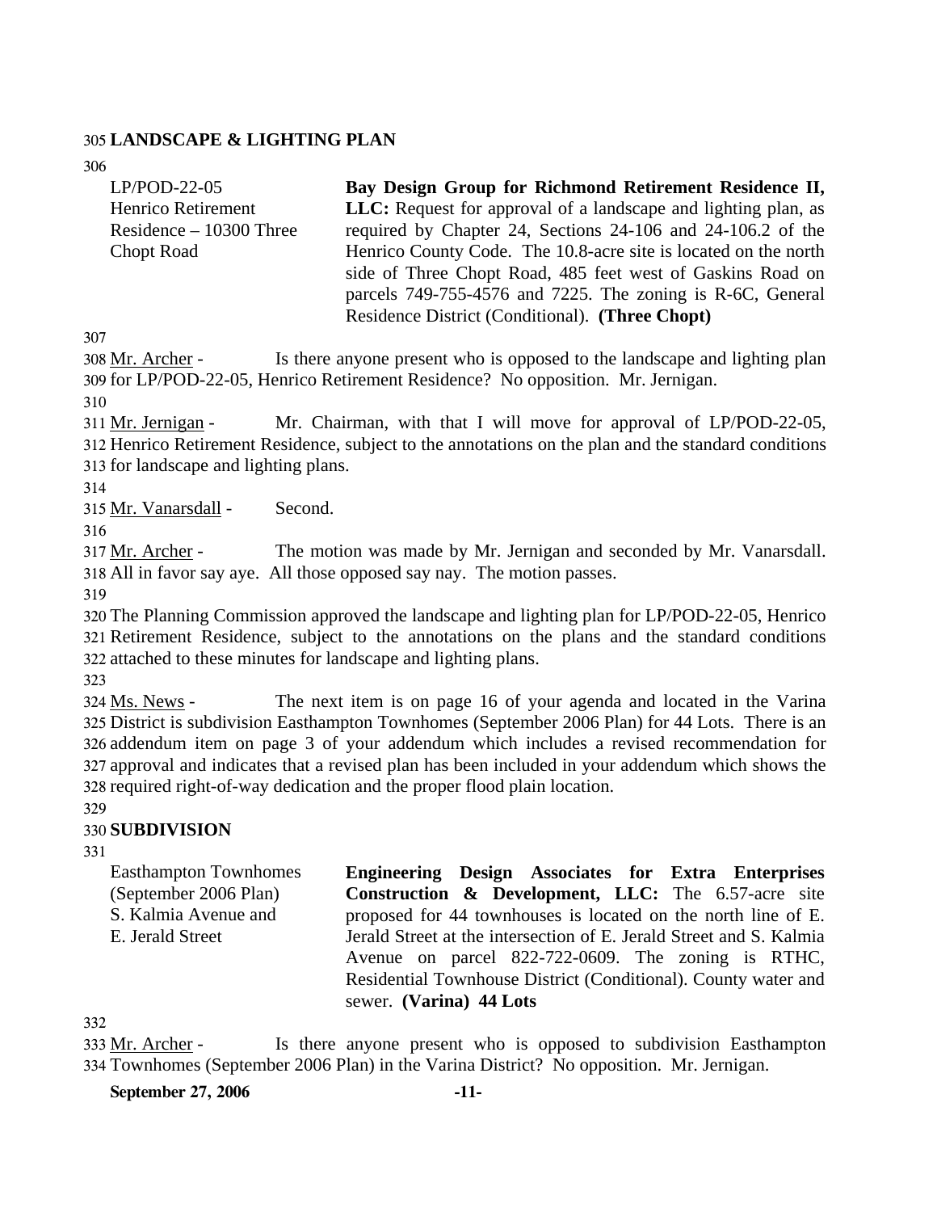**LANDSCAPE & LIGHTING PLAN**

| | |
|---|---|
| LP/POD-22-05<br>Henrico Retirement Residence – 10300 Three Chopt Road | **Bay Design Group for Richmond Retirement Residence II, LLC:** Request for approval of a landscape and lighting plan, as required by Chapter 24, Sections 24-106 and 24-106.2 of the Henrico County Code. The 10.8-acre site is located on the north side of Three Chopt Road, 485 feet west of Gaskins Road on parcels 749-755-4576 and 7225. The zoning is R-6C, General Residence District (Conditional). **(Three Chopt)** |

Mr. Archer - Is there anyone present who is opposed to the landscape and lighting plan for LP/POD-22-05, Henrico Retirement Residence? No opposition. Mr. Jernigan.

Mr. Jernigan - Mr. Chairman, with that I will move for approval of LP/POD-22-05, Henrico Retirement Residence, subject to the annotations on the plan and the standard conditions for landscape and lighting plans.

Mr. Vanarsdall - Second.

Mr. Archer - The motion was made by Mr. Jernigan and seconded by Mr. Vanarsdall. All in favor say aye. All those opposed say nay. The motion passes.

The Planning Commission approved the landscape and lighting plan for LP/POD-22-05, Henrico Retirement Residence, subject to the annotations on the plans and the standard conditions attached to these minutes for landscape and lighting plans.

Ms. News - The next item is on page 16 of your agenda and located in the Varina District is subdivision Easthampton Townhomes (September 2006 Plan) for 44 Lots. There is an addendum item on page 3 of your addendum which includes a revised recommendation for approval and indicates that a revised plan has been included in your addendum which shows the required right-of-way dedication and the proper flood plain location.

**SUBDIVISION**

| | |
|---|---|
| Easthampton Townhomes (September 2006 Plan)<br>S. Kalmia Avenue and E. Jerald Street | **Engineering Design Associates for Extra Enterprises Construction & Development, LLC:** The 6.57-acre site proposed for 44 townhouses is located on the north line of E. Jerald Street at the intersection of E. Jerald Street and S. Kalmia Avenue on parcel 822-722-0609. The zoning is RTHC, Residential Townhouse District (Conditional). County water and sewer. **(Varina) 44 Lots** |

Mr. Archer - Is there anyone present who is opposed to subdivision Easthampton Townhomes (September 2006 Plan) in the Varina District? No opposition. Mr. Jernigan.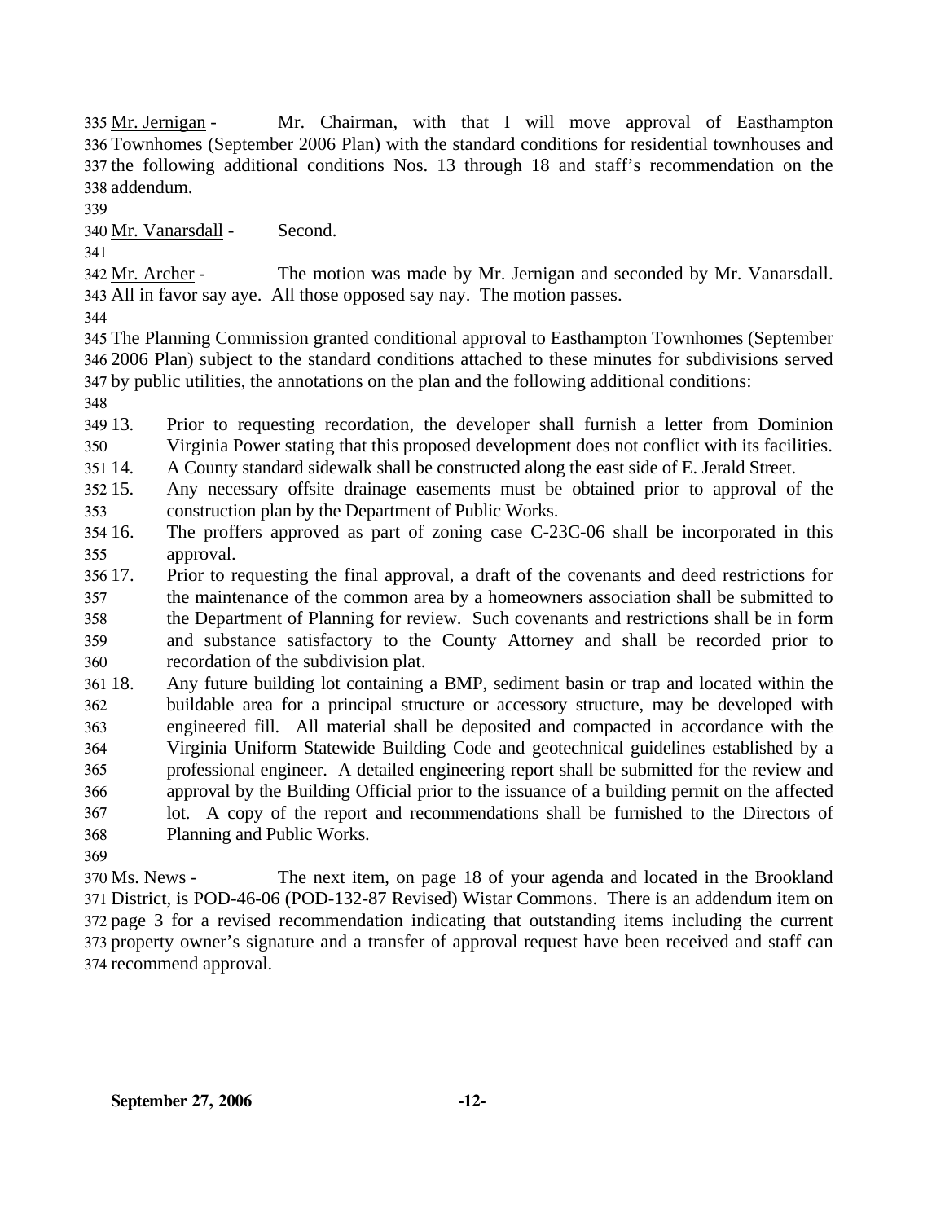Mr. Jernigan - Mr. Chairman, with that I will move approval of Easthampton Townhomes (September 2006 Plan) with the standard conditions for residential townhouses and the following additional conditions Nos. 13 through 18 and staff's recommendation on the addendum.

Mr. Vanarsdall - Second.

Mr. Archer - The motion was made by Mr. Jernigan and seconded by Mr. Vanarsdall. All in favor say aye. All those opposed say nay. The motion passes.

The Planning Commission granted conditional approval to Easthampton Townhomes (September 2006 Plan) subject to the standard conditions attached to these minutes for subdivisions served by public utilities, the annotations on the plan and the following additional conditions:

13. Prior to requesting recordation, the developer shall furnish a letter from Dominion Virginia Power stating that this proposed development does not conflict with its facilities.
14. A County standard sidewalk shall be constructed along the east side of E. Jerald Street.
15. Any necessary offsite drainage easements must be obtained prior to approval of the construction plan by the Department of Public Works.
16. The proffers approved as part of zoning case C-23C-06 shall be incorporated in this approval.
17. Prior to requesting the final approval, a draft of the covenants and deed restrictions for the maintenance of the common area by a homeowners association shall be submitted to the Department of Planning for review. Such covenants and restrictions shall be in form and substance satisfactory to the County Attorney and shall be recorded prior to recordation of the subdivision plat.
18. Any future building lot containing a BMP, sediment basin or trap and located within the buildable area for a principal structure or accessory structure, may be developed with engineered fill. All material shall be deposited and compacted in accordance with the Virginia Uniform Statewide Building Code and geotechnical guidelines established by a professional engineer. A detailed engineering report shall be submitted for the review and approval by the Building Official prior to the issuance of a building permit on the affected lot. A copy of the report and recommendations shall be furnished to the Directors of Planning and Public Works.

Ms. News - The next item, on page 18 of your agenda and located in the Brookland District, is POD-46-06 (POD-132-87 Revised) Wistar Commons. There is an addendum item on page 3 for a revised recommendation indicating that outstanding items including the current property owner's signature and a transfer of approval request have been received and staff can recommend approval.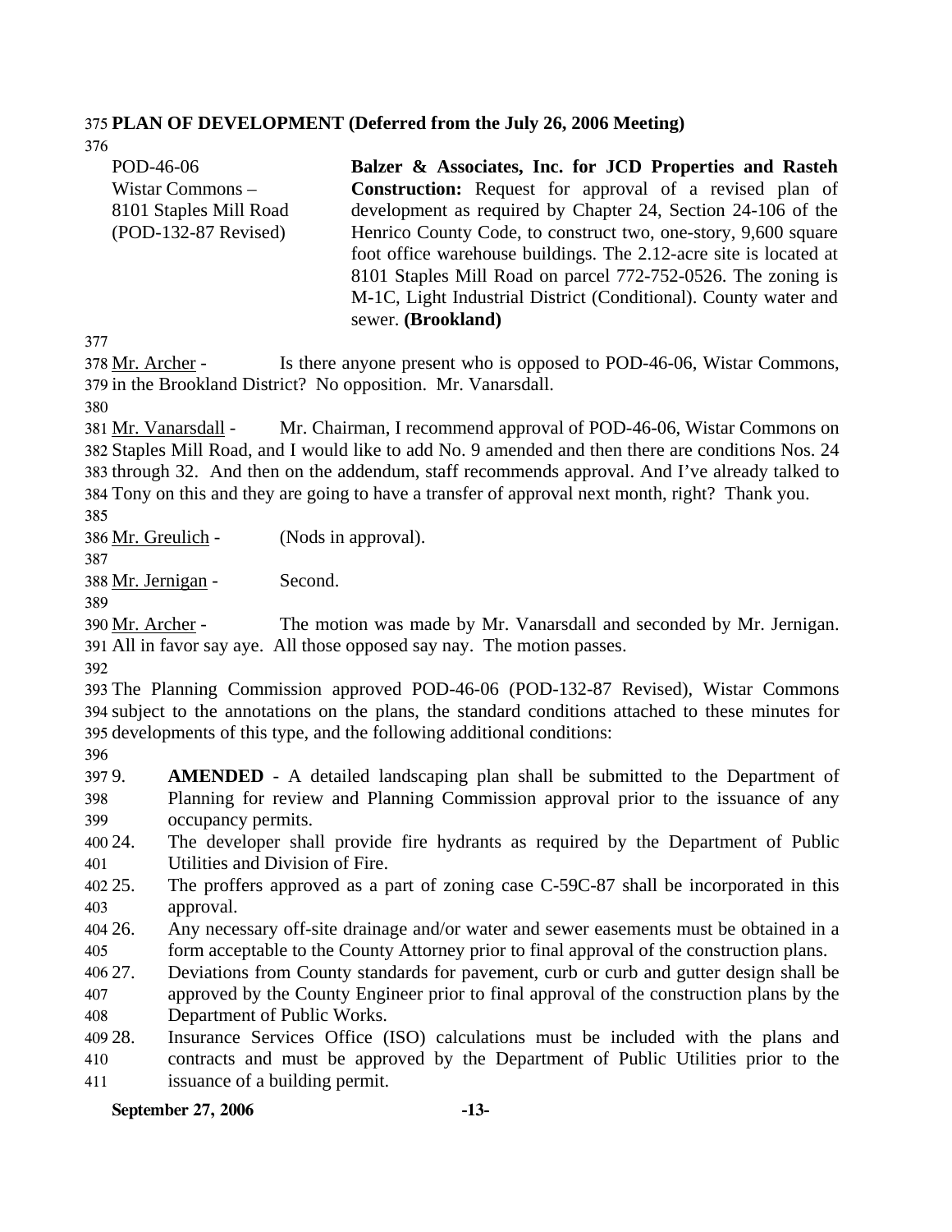**PLAN OF DEVELOPMENT (Deferred from the July 26, 2006 Meeting)**

POD-46-06
Wistar Commons –
8101 Staples Mill Road
(POD-132-87 Revised)

**Balzer & Associates, Inc. for JCD Properties and Rasteh Construction:** Request for approval of a revised plan of development as required by Chapter 24, Section 24-106 of the Henrico County Code, to construct two, one-story, 9,600 square foot office warehouse buildings. The 2.12-acre site is located at 8101 Staples Mill Road on parcel 772-752-0526. The zoning is M-1C, Light Industrial District (Conditional). County water and sewer. **(Brookland)**

Mr. Archer - Is there anyone present who is opposed to POD-46-06, Wistar Commons, in the Brookland District? No opposition. Mr. Vanarsdall.

Mr. Vanarsdall - Mr. Chairman, I recommend approval of POD-46-06, Wistar Commons on Staples Mill Road, and I would like to add No. 9 amended and then there are conditions Nos. 24 through 32. And then on the addendum, staff recommends approval. And I've already talked to Tony on this and they are going to have a transfer of approval next month, right? Thank you.

Mr. Greulich - (Nods in approval).

Mr. Jernigan - Second.

Mr. Archer - The motion was made by Mr. Vanarsdall and seconded by Mr. Jernigan. All in favor say aye. All those opposed say nay. The motion passes.

The Planning Commission approved POD-46-06 (POD-132-87 Revised), Wistar Commons subject to the annotations on the plans, the standard conditions attached to these minutes for developments of this type, and the following additional conditions:

9. **AMENDED** - A detailed landscaping plan shall be submitted to the Department of Planning for review and Planning Commission approval prior to the issuance of any occupancy permits.
24. The developer shall provide fire hydrants as required by the Department of Public Utilities and Division of Fire.
25. The proffers approved as a part of zoning case C-59C-87 shall be incorporated in this approval.
26. Any necessary off-site drainage and/or water and sewer easements must be obtained in a form acceptable to the County Attorney prior to final approval of the construction plans.
27. Deviations from County standards for pavement, curb or curb and gutter design shall be approved by the County Engineer prior to final approval of the construction plans by the Department of Public Works.
28. Insurance Services Office (ISO) calculations must be included with the plans and contracts and must be approved by the Department of Public Utilities prior to the issuance of a building permit.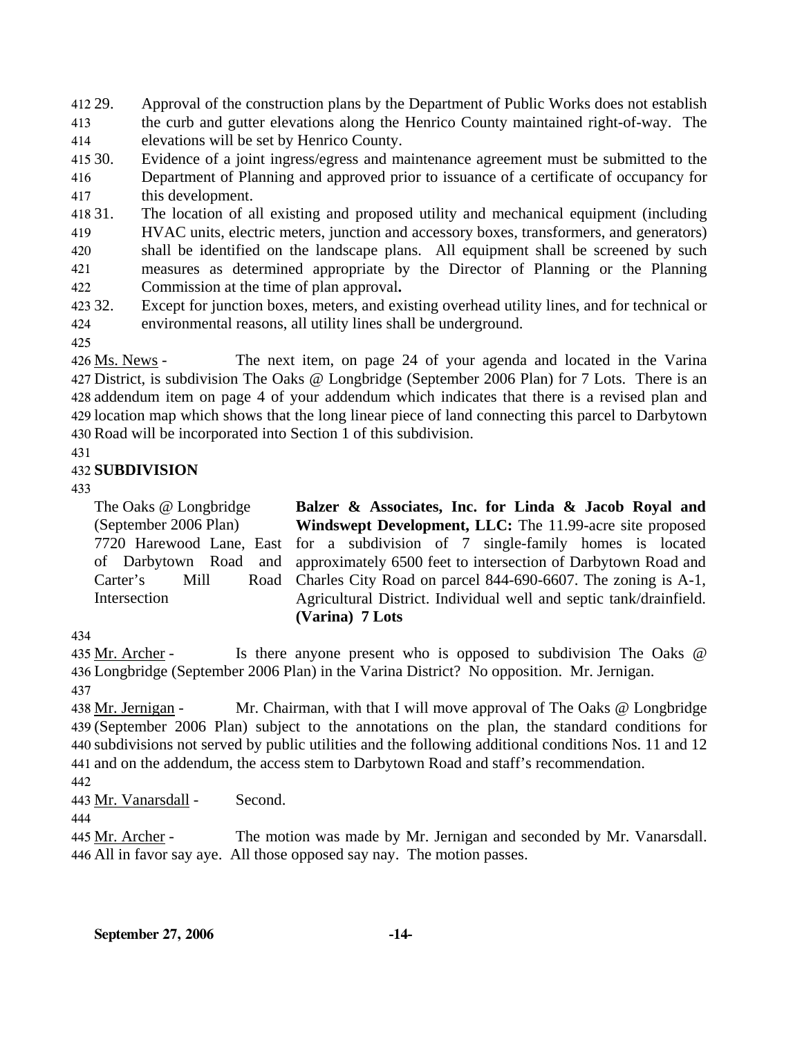29. Approval of the construction plans by the Department of Public Works does not establish the curb and gutter elevations along the Henrico County maintained right-of-way. The elevations will be set by Henrico County.
30. Evidence of a joint ingress/egress and maintenance agreement must be submitted to the Department of Planning and approved prior to issuance of a certificate of occupancy for this development.
31. The location of all existing and proposed utility and mechanical equipment (including HVAC units, electric meters, junction and accessory boxes, transformers, and generators) shall be identified on the landscape plans. All equipment shall be screened by such measures as determined appropriate by the Director of Planning or the Planning Commission at the time of plan approval**.**
32. Except for junction boxes, meters, and existing overhead utility lines, and for technical or environmental reasons, all utility lines shall be underground.

Ms. News - The next item, on page 24 of your agenda and located in the Varina District, is subdivision The Oaks @ Longbridge (September 2006 Plan) for 7 Lots. There is an addendum item on page 4 of your addendum which indicates that there is a revised plan and location map which shows that the long linear piece of land connecting this parcel to Darbytown Road will be incorporated into Section 1 of this subdivision.

**SUBDIVISION**

The Oaks @ Longbridge (September 2006 Plan)
7720 Harewood Lane, East of Darbytown Road and Carter's Mill Road Intersection

**Balzer & Associates, Inc. for Linda & Jacob Royal and Windswept Development, LLC:** The 11.99-acre site proposed for a subdivision of 7 single-family homes is located approximately 6500 feet to intersection of Darbytown Road and Charles City Road on parcel 844-690-6607. The zoning is A-1, Agricultural District. Individual well and septic tank/drainfield. **(Varina) 7 Lots**

Mr. Archer - Is there anyone present who is opposed to subdivision The Oaks @ Longbridge (September 2006 Plan) in the Varina District? No opposition. Mr. Jernigan.

Mr. Jernigan - Mr. Chairman, with that I will move approval of The Oaks @ Longbridge (September 2006 Plan) subject to the annotations on the plan, the standard conditions for subdivisions not served by public utilities and the following additional conditions Nos. 11 and 12 and on the addendum, the access stem to Darbytown Road and staff's recommendation.

Mr. Vanarsdall - Second.

Mr. Archer - The motion was made by Mr. Jernigan and seconded by Mr. Vanarsdall. All in favor say aye. All those opposed say nay. The motion passes.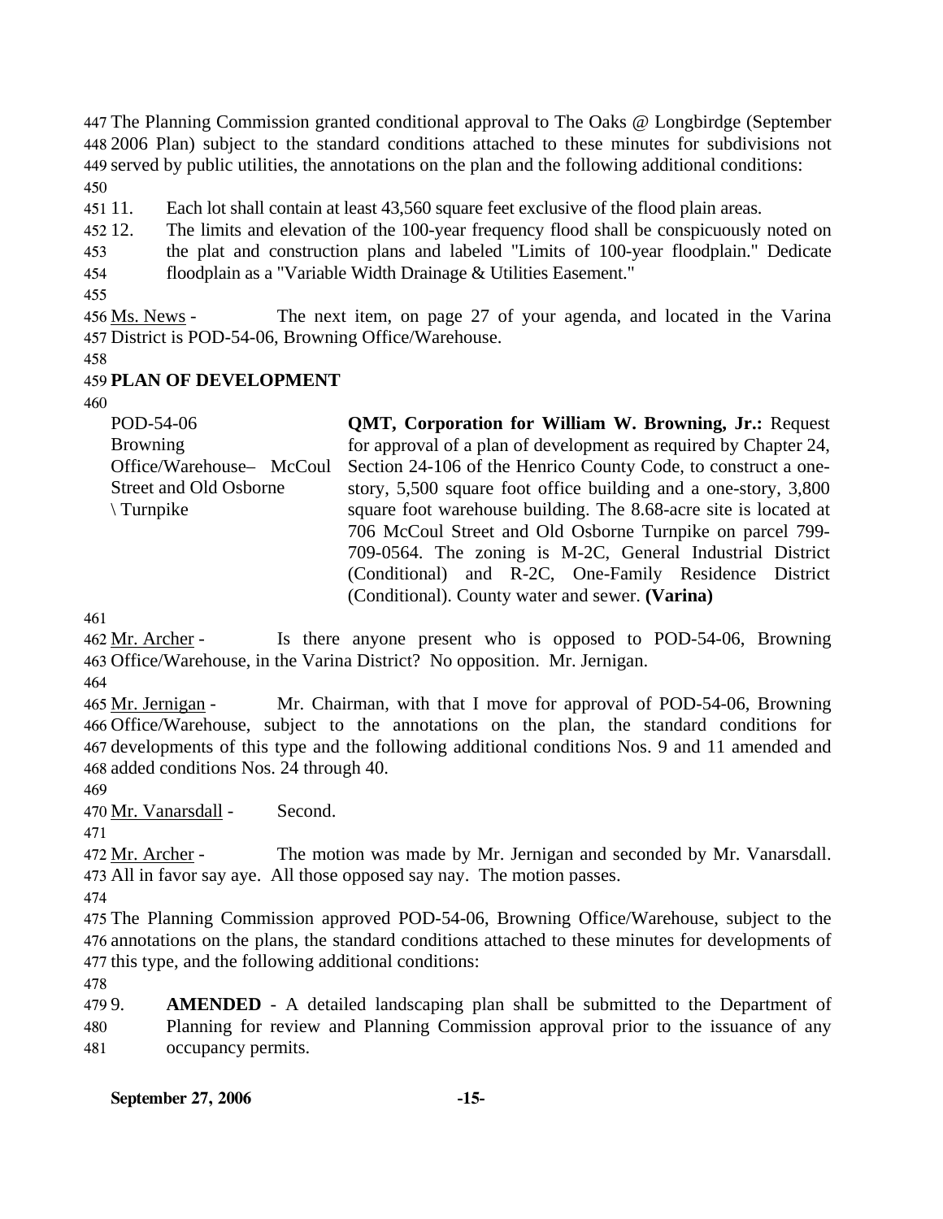The Planning Commission granted conditional approval to The Oaks @ Longbirdge (September 2006 Plan) subject to the standard conditions attached to these minutes for subdivisions not served by public utilities, the annotations on the plan and the following additional conditions:

11. Each lot shall contain at least 43,560 square feet exclusive of the flood plain areas.
12. The limits and elevation of the 100-year frequency flood shall be conspicuously noted on the plat and construction plans and labeled "Limits of 100-year floodplain." Dedicate floodplain as a "Variable Width Drainage & Utilities Easement."

Ms. News - The next item, on page 27 of your agenda, and located in the Varina District is POD-54-06, Browning Office/Warehouse.

## PLAN OF DEVELOPMENT

| | |
|---|---|
| POD-54-06<br>Browning Office/Warehouse– McCoul Street and Old Osborne \ Turnpike | **QMT, Corporation for William W. Browning, Jr.:** Request for approval of a plan of development as required by Chapter 24, Section 24-106 of the Henrico County Code, to construct a one-story, 5,500 square foot office building and a one-story, 3,800 square foot warehouse building. The 8.68-acre site is located at 706 McCoul Street and Old Osborne Turnpike on parcel 799-709-0564. The zoning is M-2C, General Industrial District (Conditional) and R-2C, One-Family Residence District (Conditional). County water and sewer. **(Varina)** |

Mr. Archer - Is there anyone present who is opposed to POD-54-06, Browning Office/Warehouse, in the Varina District? No opposition. Mr. Jernigan.

Mr. Jernigan - Mr. Chairman, with that I move for approval of POD-54-06, Browning Office/Warehouse, subject to the annotations on the plan, the standard conditions for developments of this type and the following additional conditions Nos. 9 and 11 amended and added conditions Nos. 24 through 40.

Mr. Vanarsdall - Second.

Mr. Archer - The motion was made by Mr. Jernigan and seconded by Mr. Vanarsdall. All in favor say aye. All those opposed say nay. The motion passes.

The Planning Commission approved POD-54-06, Browning Office/Warehouse, subject to the annotations on the plans, the standard conditions attached to these minutes for developments of this type, and the following additional conditions:

9. **AMENDED** - A detailed landscaping plan shall be submitted to the Department of Planning for review and Planning Commission approval prior to the issuance of any occupancy permits.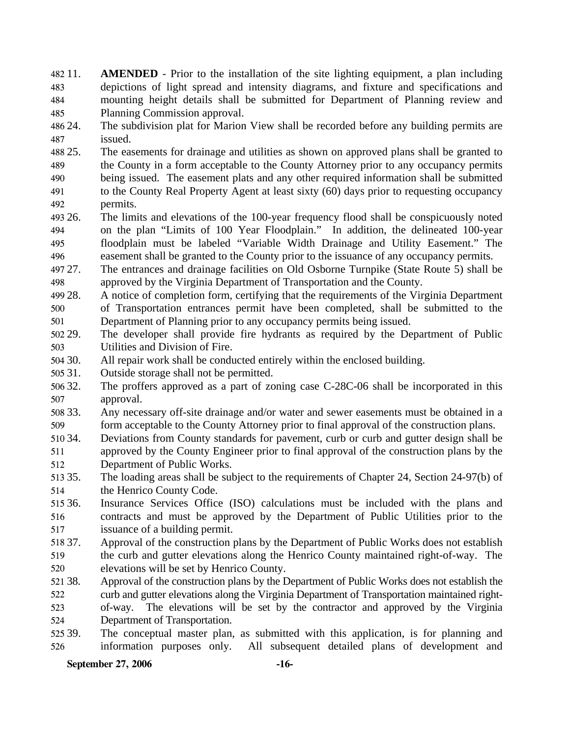11. **AMENDED** - Prior to the installation of the site lighting equipment, a plan including depictions of light spread and intensity diagrams, and fixture and specifications and mounting height details shall be submitted for Department of Planning review and Planning Commission approval.
24. The subdivision plat for Marion View shall be recorded before any building permits are issued.
25. The easements for drainage and utilities as shown on approved plans shall be granted to the County in a form acceptable to the County Attorney prior to any occupancy permits being issued. The easement plats and any other required information shall be submitted to the County Real Property Agent at least sixty (60) days prior to requesting occupancy permits.
26. The limits and elevations of the 100-year frequency flood shall be conspicuously noted on the plan "Limits of 100 Year Floodplain." In addition, the delineated 100-year floodplain must be labeled "Variable Width Drainage and Utility Easement." The easement shall be granted to the County prior to the issuance of any occupancy permits.
27. The entrances and drainage facilities on Old Osborne Turnpike (State Route 5) shall be approved by the Virginia Department of Transportation and the County.
28. A notice of completion form, certifying that the requirements of the Virginia Department of Transportation entrances permit have been completed, shall be submitted to the Department of Planning prior to any occupancy permits being issued.
29. The developer shall provide fire hydrants as required by the Department of Public Utilities and Division of Fire.
30. All repair work shall be conducted entirely within the enclosed building.
31. Outside storage shall not be permitted.
32. The proffers approved as a part of zoning case C-28C-06 shall be incorporated in this approval.
33. Any necessary off-site drainage and/or water and sewer easements must be obtained in a form acceptable to the County Attorney prior to final approval of the construction plans.
34. Deviations from County standards for pavement, curb or curb and gutter design shall be approved by the County Engineer prior to final approval of the construction plans by the Department of Public Works.
35. The loading areas shall be subject to the requirements of Chapter 24, Section 24-97(b) of the Henrico County Code.
36. Insurance Services Office (ISO) calculations must be included with the plans and contracts and must be approved by the Department of Public Utilities prior to the issuance of a building permit.
37. Approval of the construction plans by the Department of Public Works does not establish the curb and gutter elevations along the Henrico County maintained right-of-way. The elevations will be set by Henrico County.
38. Approval of the construction plans by the Department of Public Works does not establish the curb and gutter elevations along the Virginia Department of Transportation maintained right-of-way. The elevations will be set by the contractor and approved by the Virginia Department of Transportation.
39. The conceptual master plan, as submitted with this application, is for planning and information purposes only. All subsequent detailed plans of development and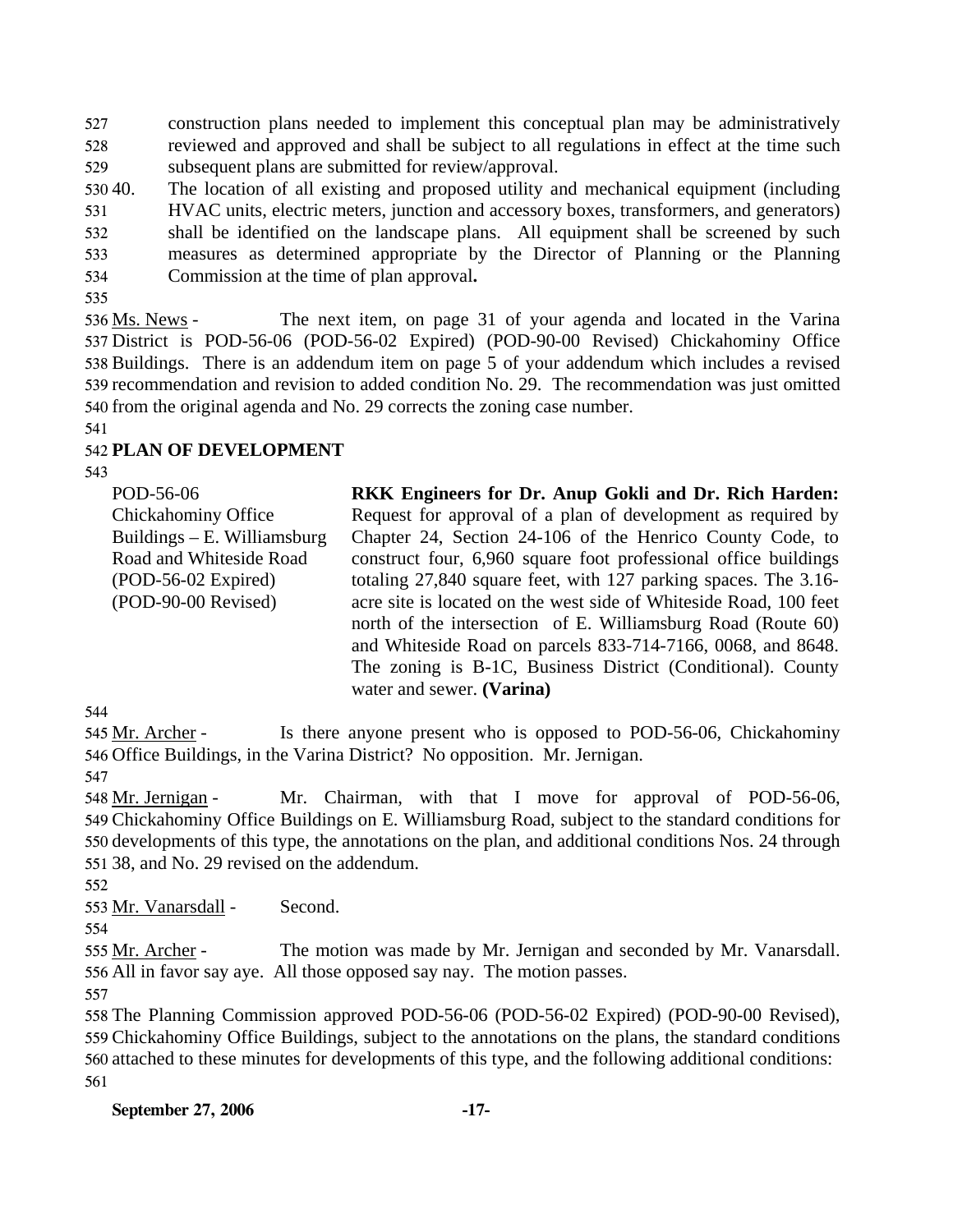construction plans needed to implement this conceptual plan may be administratively reviewed and approved and shall be subject to all regulations in effect at the time such subsequent plans are submitted for review/approval.

40. The location of all existing and proposed utility and mechanical equipment (including HVAC units, electric meters, junction and accessory boxes, transformers, and generators) shall be identified on the landscape plans. All equipment shall be screened by such measures as determined appropriate by the Director of Planning or the Planning Commission at the time of plan approval**.**

Ms. News - The next item, on page 31 of your agenda and located in the Varina District is POD-56-06 (POD-56-02 Expired) (POD-90-00 Revised) Chickahominy Office Buildings. There is an addendum item on page 5 of your addendum which includes a revised recommendation and revision to added condition No. 29. The recommendation was just omitted from the original agenda and No. 29 corrects the zoning case number.

## PLAN OF DEVELOPMENT

| | |
|---|---|
| POD-56-06<br>Chickahominy Office Buildings – E. Williamsburg Road and Whiteside Road<br>(POD-56-02 Expired)<br>(POD-90-00 Revised) | **RKK Engineers for Dr. Anup Gokli and Dr. Rich Harden:** Request for approval of a plan of development as required by Chapter 24, Section 24-106 of the Henrico County Code, to construct four, 6,960 square foot professional office buildings totaling 27,840 square feet, with 127 parking spaces. The 3.16-acre site is located on the west side of Whiteside Road, 100 feet north of the intersection of E. Williamsburg Road (Route 60) and Whiteside Road on parcels 833-714-7166, 0068, and 8648. The zoning is B-1C, Business District (Conditional). County water and sewer. **(Varina)** |

Mr. Archer - Is there anyone present who is opposed to POD-56-06, Chickahominy Office Buildings, in the Varina District? No opposition. Mr. Jernigan.

Mr. Jernigan - Mr. Chairman, with that I move for approval of POD-56-06, Chickahominy Office Buildings on E. Williamsburg Road, subject to the standard conditions for developments of this type, the annotations on the plan, and additional conditions Nos. 24 through 38, and No. 29 revised on the addendum.

Mr. Vanarsdall - Second.

Mr. Archer - The motion was made by Mr. Jernigan and seconded by Mr. Vanarsdall. All in favor say aye. All those opposed say nay. The motion passes.

The Planning Commission approved POD-56-06 (POD-56-02 Expired) (POD-90-00 Revised), Chickahominy Office Buildings, subject to the annotations on the plans, the standard conditions attached to these minutes for developments of this type, and the following additional conditions: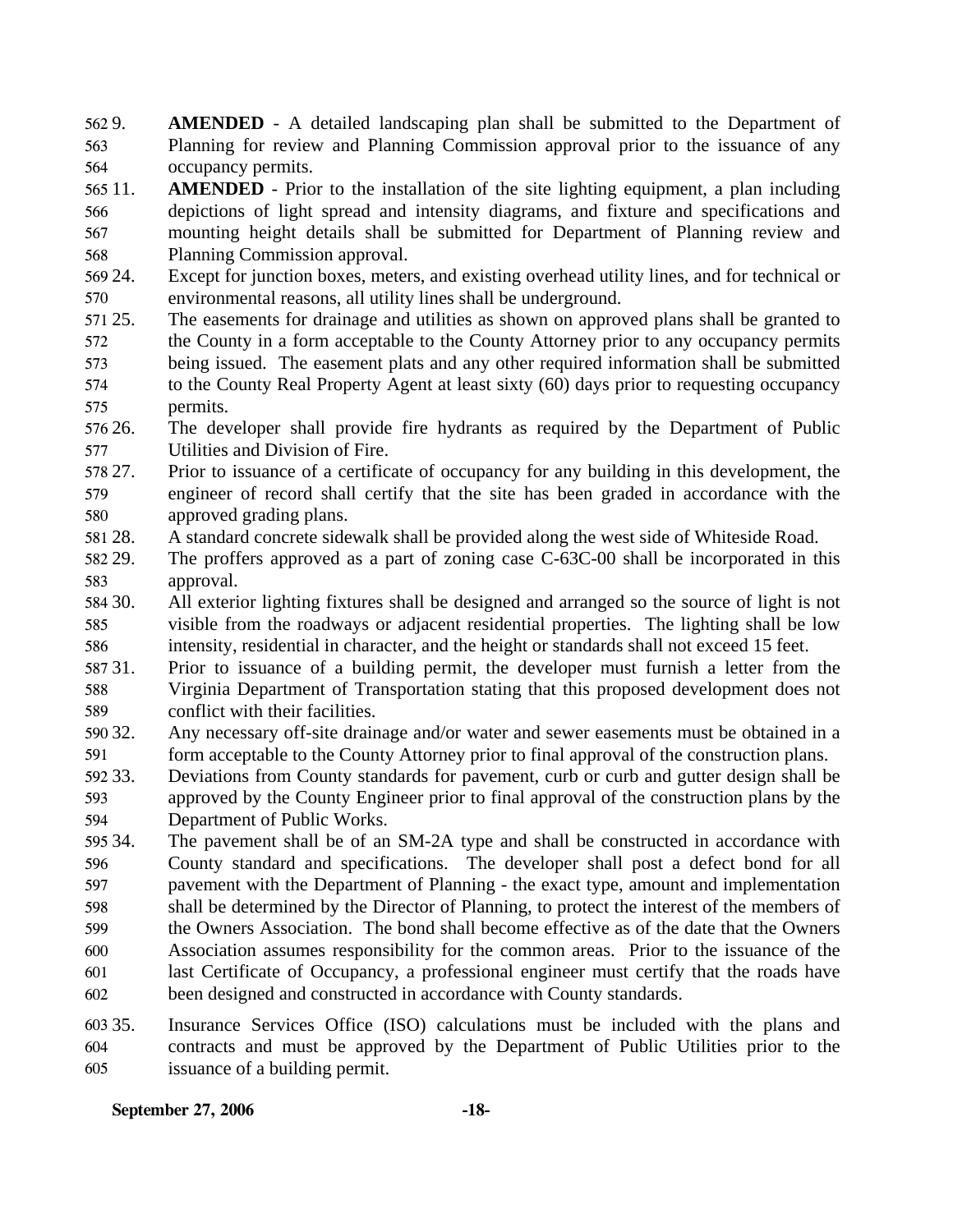9. **AMENDED** - A detailed landscaping plan shall be submitted to the Department of Planning for review and Planning Commission approval prior to the issuance of any occupancy permits.

11. **AMENDED** - Prior to the installation of the site lighting equipment, a plan including depictions of light spread and intensity diagrams, and fixture and specifications and mounting height details shall be submitted for Department of Planning review and Planning Commission approval.

24. Except for junction boxes, meters, and existing overhead utility lines, and for technical or environmental reasons, all utility lines shall be underground.

25. The easements for drainage and utilities as shown on approved plans shall be granted to the County in a form acceptable to the County Attorney prior to any occupancy permits being issued. The easement plats and any other required information shall be submitted to the County Real Property Agent at least sixty (60) days prior to requesting occupancy permits.

26. The developer shall provide fire hydrants as required by the Department of Public Utilities and Division of Fire.

27. Prior to issuance of a certificate of occupancy for any building in this development, the engineer of record shall certify that the site has been graded in accordance with the approved grading plans.

28. A standard concrete sidewalk shall be provided along the west side of Whiteside Road.

29. The proffers approved as a part of zoning case C-63C-00 shall be incorporated in this approval.

30. All exterior lighting fixtures shall be designed and arranged so the source of light is not visible from the roadways or adjacent residential properties. The lighting shall be low intensity, residential in character, and the height or standards shall not exceed 15 feet.

31. Prior to issuance of a building permit, the developer must furnish a letter from the Virginia Department of Transportation stating that this proposed development does not conflict with their facilities.

32. Any necessary off-site drainage and/or water and sewer easements must be obtained in a form acceptable to the County Attorney prior to final approval of the construction plans.

33. Deviations from County standards for pavement, curb or curb and gutter design shall be approved by the County Engineer prior to final approval of the construction plans by the Department of Public Works.

34. The pavement shall be of an SM-2A type and shall be constructed in accordance with County standard and specifications. The developer shall post a defect bond for all pavement with the Department of Planning - the exact type, amount and implementation shall be determined by the Director of Planning, to protect the interest of the members of the Owners Association. The bond shall become effective as of the date that the Owners Association assumes responsibility for the common areas. Prior to the issuance of the last Certificate of Occupancy, a professional engineer must certify that the roads have been designed and constructed in accordance with County standards.

35. Insurance Services Office (ISO) calculations must be included with the plans and contracts and must be approved by the Department of Public Utilities prior to the issuance of a building permit.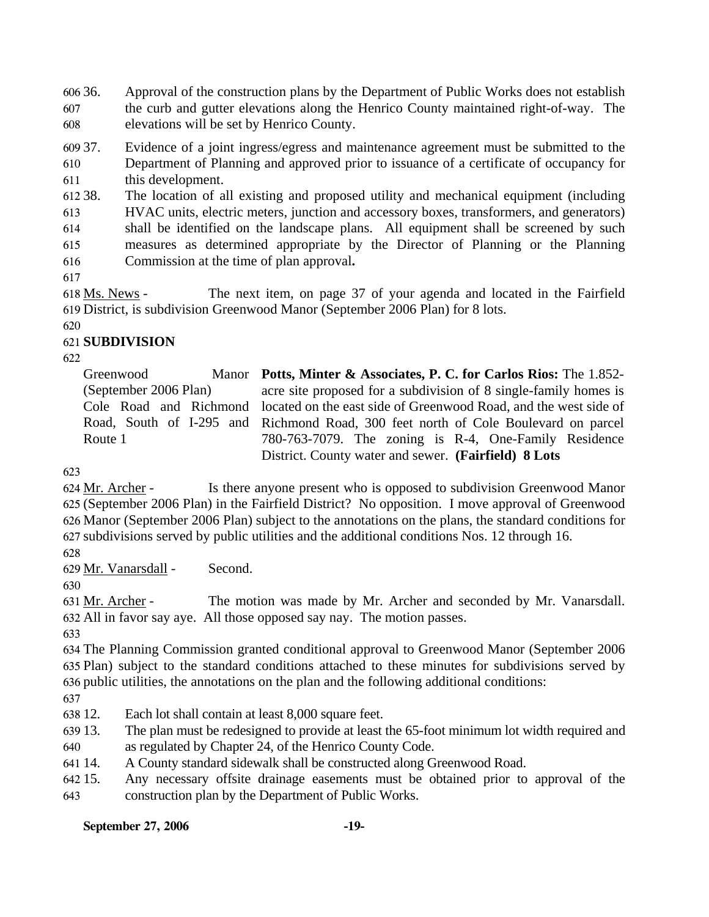36. Approval of the construction plans by the Department of Public Works does not establish the curb and gutter elevations along the Henrico County maintained right-of-way. The elevations will be set by Henrico County.

37. Evidence of a joint ingress/egress and maintenance agreement must be submitted to the Department of Planning and approved prior to issuance of a certificate of occupancy for this development.

38. The location of all existing and proposed utility and mechanical equipment (including HVAC units, electric meters, junction and accessory boxes, transformers, and generators) shall be identified on the landscape plans. All equipment shall be screened by such measures as determined appropriate by the Director of Planning or the Planning Commission at the time of plan approval**.**

Ms. News - The next item, on page 37 of your agenda and located in the Fairfield District, is subdivision Greenwood Manor (September 2006 Plan) for 8 lots.

**SUBDIVISION**

| | |
|---|---|
| Greenwood Manor (September 2006 Plan) Cole Road and Richmond Road, South of I-295 and Route 1 | **Potts, Minter & Associates, P. C. for Carlos Rios:** The 1.852-acre site proposed for a subdivision of 8 single-family homes is located on the east side of Greenwood Road, and the west side of Richmond Road, 300 feet north of Cole Boulevard on parcel 780-763-7079. The zoning is R-4, One-Family Residence District. County water and sewer. **(Fairfield) 8 Lots** |

Mr. Archer - Is there anyone present who is opposed to subdivision Greenwood Manor (September 2006 Plan) in the Fairfield District? No opposition. I move approval of Greenwood Manor (September 2006 Plan) subject to the annotations on the plans, the standard conditions for subdivisions served by public utilities and the additional conditions Nos. 12 through 16.

Mr. Vanarsdall - Second.

Mr. Archer - The motion was made by Mr. Archer and seconded by Mr. Vanarsdall. All in favor say aye. All those opposed say nay. The motion passes.

The Planning Commission granted conditional approval to Greenwood Manor (September 2006 Plan) subject to the standard conditions attached to these minutes for subdivisions served by public utilities, the annotations on the plan and the following additional conditions:

12. Each lot shall contain at least 8,000 square feet.
13. The plan must be redesigned to provide at least the 65-foot minimum lot width required and as regulated by Chapter 24, of the Henrico County Code.
14. A County standard sidewalk shall be constructed along Greenwood Road.
15. Any necessary offsite drainage easements must be obtained prior to approval of the construction plan by the Department of Public Works.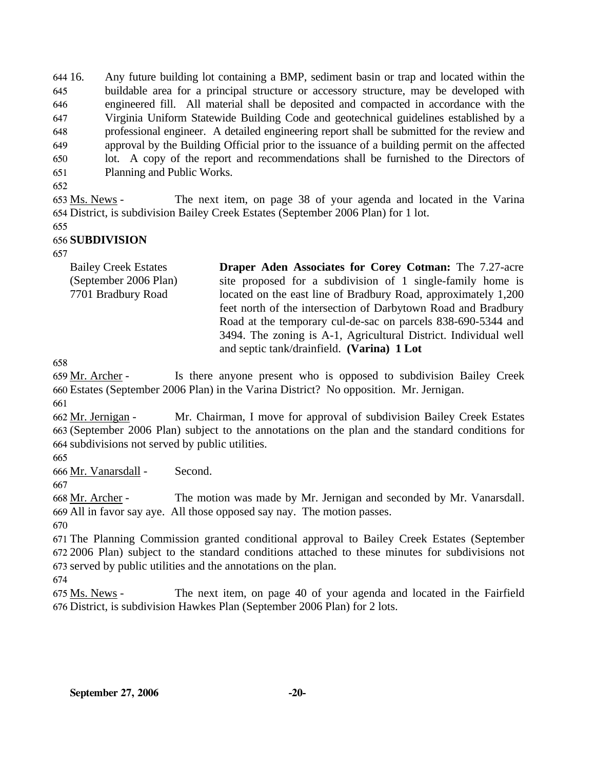16. Any future building lot containing a BMP, sediment basin or trap and located within the buildable area for a principal structure or accessory structure, may be developed with engineered fill. All material shall be deposited and compacted in accordance with the Virginia Uniform Statewide Building Code and geotechnical guidelines established by a professional engineer. A detailed engineering report shall be submitted for the review and approval by the Building Official prior to the issuance of a building permit on the affected lot. A copy of the report and recommendations shall be furnished to the Directors of Planning and Public Works.

Ms. News - The next item, on page 38 of your agenda and located in the Varina District, is subdivision Bailey Creek Estates (September 2006 Plan) for 1 lot.

**SUBDIVISION**

Bailey Creek Estates (September 2006 Plan) 7701 Bradbury Road

**Draper Aden Associates for Corey Cotman:** The 7.27-acre site proposed for a subdivision of 1 single-family home is located on the east line of Bradbury Road, approximately 1,200 feet north of the intersection of Darbytown Road and Bradbury Road at the temporary cul-de-sac on parcels 838-690-5344 and 3494. The zoning is A-1, Agricultural District. Individual well and septic tank/drainfield. **(Varina) 1 Lot**

Mr. Archer - Is there anyone present who is opposed to subdivision Bailey Creek Estates (September 2006 Plan) in the Varina District? No opposition. Mr. Jernigan.

Mr. Jernigan - Mr. Chairman, I move for approval of subdivision Bailey Creek Estates (September 2006 Plan) subject to the annotations on the plan and the standard conditions for subdivisions not served by public utilities.

Mr. Vanarsdall - Second.

Mr. Archer - The motion was made by Mr. Jernigan and seconded by Mr. Vanarsdall. All in favor say aye. All those opposed say nay. The motion passes.

The Planning Commission granted conditional approval to Bailey Creek Estates (September 2006 Plan) subject to the standard conditions attached to these minutes for subdivisions not served by public utilities and the annotations on the plan.

Ms. News - The next item, on page 40 of your agenda and located in the Fairfield District, is subdivision Hawkes Plan (September 2006 Plan) for 2 lots.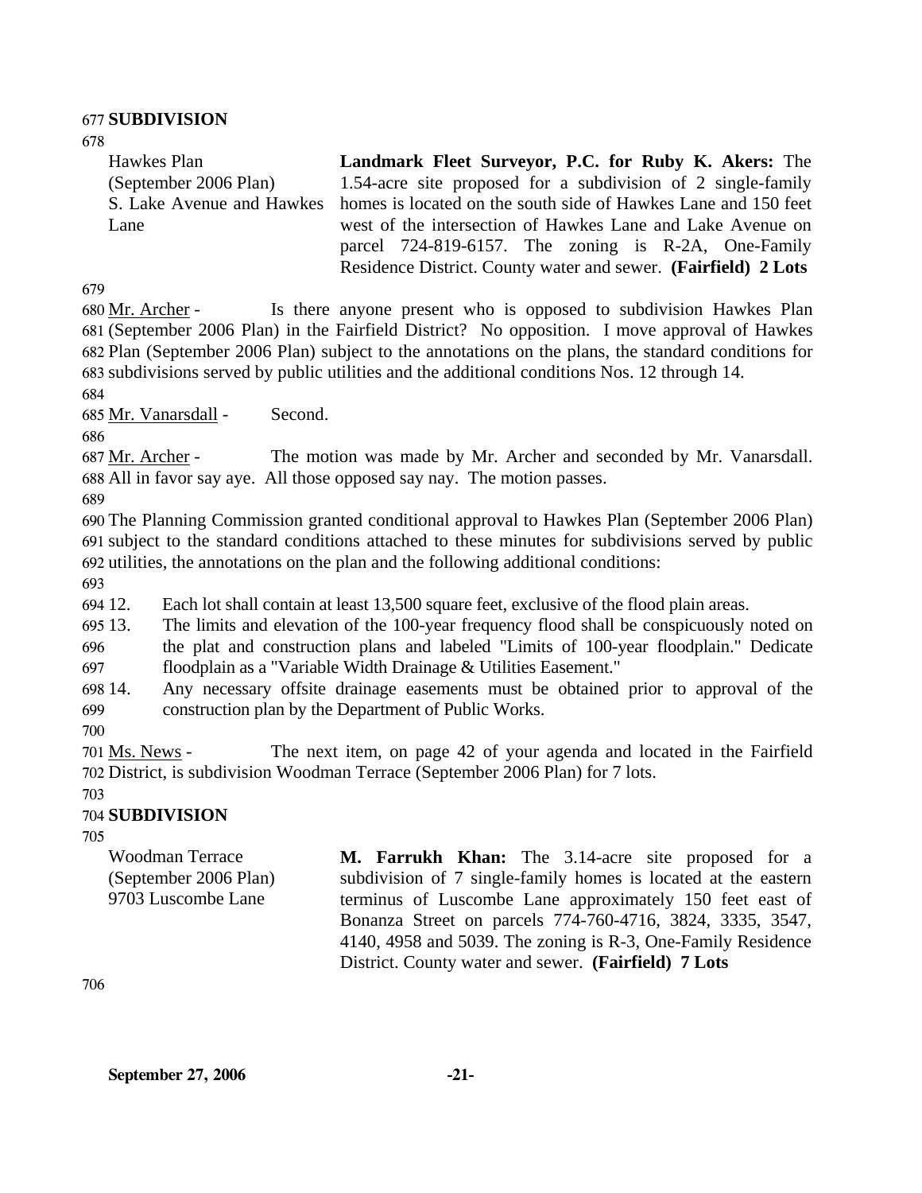**SUBDIVISION**

| Hawkes Plan (September 2006 Plan) S. Lake Avenue and Hawkes Lane | **Landmark Fleet Surveyor, P.C. for Ruby K. Akers:** The 1.54-acre site proposed for a subdivision of 2 single-family homes is located on the south side of Hawkes Lane and 150 feet west of the intersection of Hawkes Lane and Lake Avenue on parcel 724-819-6157. The zoning is R-2A, One-Family Residence District. County water and sewer. **(Fairfield) 2 Lots** |
|---|---|

Mr. Archer - Is there anyone present who is opposed to subdivision Hawkes Plan (September 2006 Plan) in the Fairfield District? No opposition. I move approval of Hawkes Plan (September 2006 Plan) subject to the annotations on the plans, the standard conditions for subdivisions served by public utilities and the additional conditions Nos. 12 through 14.

Mr. Vanarsdall - Second.

Mr. Archer - The motion was made by Mr. Archer and seconded by Mr. Vanarsdall. All in favor say aye. All those opposed say nay. The motion passes.

The Planning Commission granted conditional approval to Hawkes Plan (September 2006 Plan) subject to the standard conditions attached to these minutes for subdivisions served by public utilities, the annotations on the plan and the following additional conditions:

12. Each lot shall contain at least 13,500 square feet, exclusive of the flood plain areas.
13. The limits and elevation of the 100-year frequency flood shall be conspicuously noted on the plat and construction plans and labeled "Limits of 100-year floodplain." Dedicate floodplain as a "Variable Width Drainage & Utilities Easement."
14. Any necessary offsite drainage easements must be obtained prior to approval of the construction plan by the Department of Public Works.

Ms. News - The next item, on page 42 of your agenda and located in the Fairfield District, is subdivision Woodman Terrace (September 2006 Plan) for 7 lots.

**SUBDIVISION**

| Woodman Terrace (September 2006 Plan) 9703 Luscombe Lane | **M. Farrukh Khan:** The 3.14-acre site proposed for a subdivision of 7 single-family homes is located at the eastern terminus of Luscombe Lane approximately 150 feet east of Bonanza Street on parcels 774-760-4716, 3824, 3335, 3547, 4140, 4958 and 5039. The zoning is R-3, One-Family Residence District. County water and sewer. **(Fairfield) 7 Lots** |
|---|---|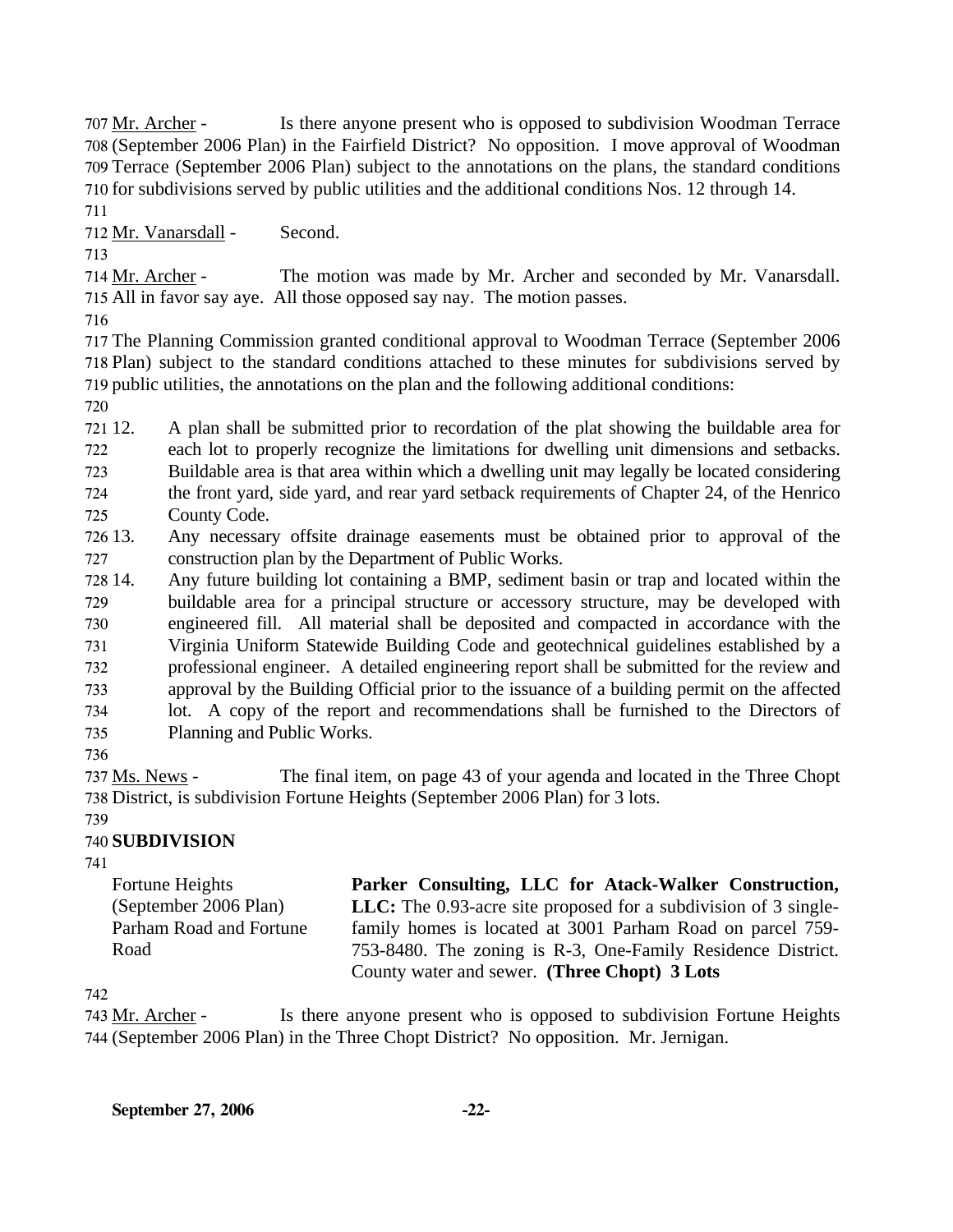Mr. Archer - Is there anyone present who is opposed to subdivision Woodman Terrace (September 2006 Plan) in the Fairfield District? No opposition. I move approval of Woodman Terrace (September 2006 Plan) subject to the annotations on the plans, the standard conditions for subdivisions served by public utilities and the additional conditions Nos. 12 through 14.

Mr. Vanarsdall - Second.

Mr. Archer - The motion was made by Mr. Archer and seconded by Mr. Vanarsdall. All in favor say aye. All those opposed say nay. The motion passes.

The Planning Commission granted conditional approval to Woodman Terrace (September 2006 Plan) subject to the standard conditions attached to these minutes for subdivisions served by public utilities, the annotations on the plan and the following additional conditions:

12. A plan shall be submitted prior to recordation of the plat showing the buildable area for each lot to properly recognize the limitations for dwelling unit dimensions and setbacks. Buildable area is that area within which a dwelling unit may legally be located considering the front yard, side yard, and rear yard setback requirements of Chapter 24, of the Henrico County Code.
13. Any necessary offsite drainage easements must be obtained prior to approval of the construction plan by the Department of Public Works.
14. Any future building lot containing a BMP, sediment basin or trap and located within the buildable area for a principal structure or accessory structure, may be developed with engineered fill. All material shall be deposited and compacted in accordance with the Virginia Uniform Statewide Building Code and geotechnical guidelines established by a professional engineer. A detailed engineering report shall be submitted for the review and approval by the Building Official prior to the issuance of a building permit on the affected lot. A copy of the report and recommendations shall be furnished to the Directors of Planning and Public Works.

Ms. News - The final item, on page 43 of your agenda and located in the Three Chopt District, is subdivision Fortune Heights (September 2006 Plan) for 3 lots.

**SUBDIVISION**

| | |
|---|---|
| Fortune Heights (September 2006 Plan) Parham Road and Fortune Road | **Parker Consulting, LLC for Atack-Walker Construction, LLC:** The 0.93-acre site proposed for a subdivision of 3 single-family homes is located at 3001 Parham Road on parcel 759-753-8480. The zoning is R-3, One-Family Residence District. County water and sewer. **(Three Chopt) 3 Lots** |

Mr. Archer - Is there anyone present who is opposed to subdivision Fortune Heights (September 2006 Plan) in the Three Chopt District? No opposition. Mr. Jernigan.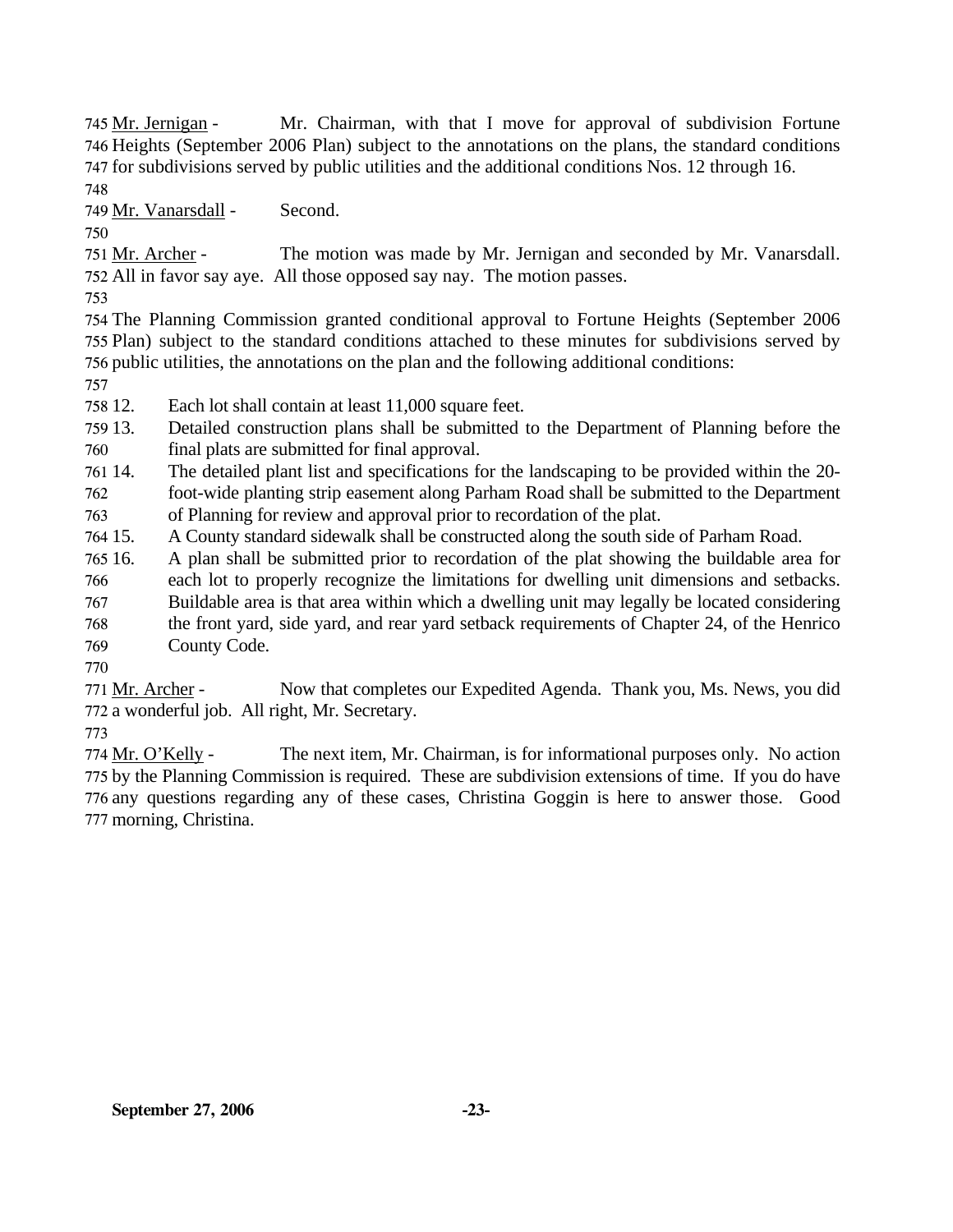745 Mr. Jernigan - Mr. Chairman, with that I move for approval of subdivision Fortune
746 Heights (September 2006 Plan) subject to the annotations on the plans, the standard conditions
747 for subdivisions served by public utilities and the additional conditions Nos. 12 through 16.
748
749 Mr. Vanarsdall - Second.
750
751 Mr. Archer - The motion was made by Mr. Jernigan and seconded by Mr. Vanarsdall.
752 All in favor say aye. All those opposed say nay. The motion passes.
753
754 The Planning Commission granted conditional approval to Fortune Heights (September 2006
755 Plan) subject to the standard conditions attached to these minutes for subdivisions served by
756 public utilities, the annotations on the plan and the following additional conditions:
757
758 12. Each lot shall contain at least 11,000 square feet.
759 13. Detailed construction plans shall be submitted to the Department of Planning before the
760 final plats are submitted for final approval.
761 14. The detailed plant list and specifications for the landscaping to be provided within the 20-
762 foot-wide planting strip easement along Parham Road shall be submitted to the Department
763 of Planning for review and approval prior to recordation of the plat.
764 15. A County standard sidewalk shall be constructed along the south side of Parham Road.
765 16. A plan shall be submitted prior to recordation of the plat showing the buildable area for
766 each lot to properly recognize the limitations for dwelling unit dimensions and setbacks.
767 Buildable area is that area within which a dwelling unit may legally be located considering
768 the front yard, side yard, and rear yard setback requirements of Chapter 24, of the Henrico
769 County Code.
770
771 Mr. Archer - Now that completes our Expedited Agenda. Thank you, Ms. News, you did
772 a wonderful job. All right, Mr. Secretary.
773
774 Mr. O'Kelly - The next item, Mr. Chairman, is for informational purposes only. No action
775 by the Planning Commission is required. These are subdivision extensions of time. If you do have
776 any questions regarding any of these cases, Christina Goggin is here to answer those. Good
777 morning, Christina.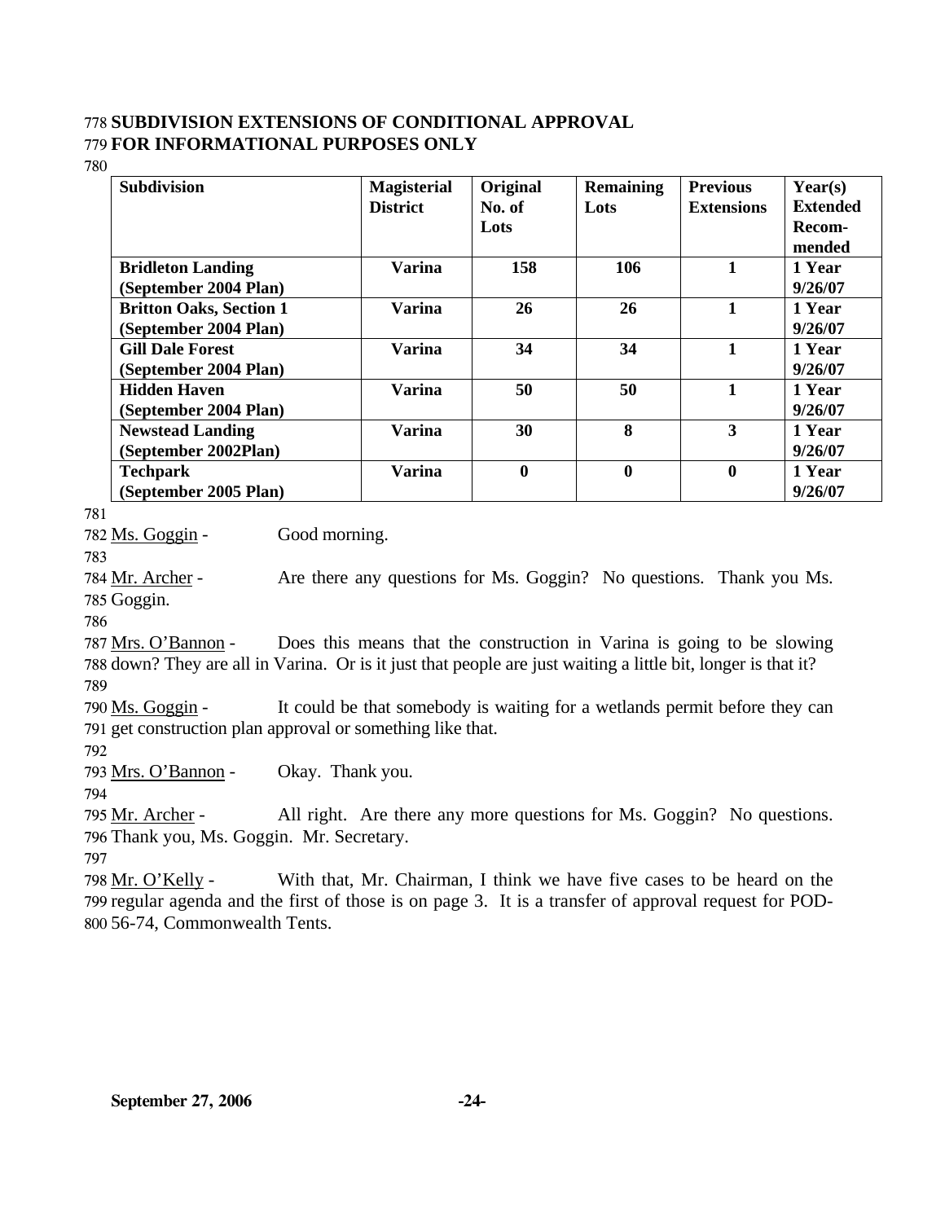**SUBDIVISION EXTENSIONS OF CONDITIONAL APPROVAL**
**FOR INFORMATIONAL PURPOSES ONLY**

| Subdivision | Magisterial District | Original No. of Lots | Remaining Lots | Previous Extensions | Year(s) Extended Recom-mended |
|---|---|---|---|---|---|
| **Bridleton Landing (September 2004 Plan)** | **Varina** | **158** | **106** | **1** | **1 Year 9/26/07** |
| **Britton Oaks, Section 1 (September 2004 Plan)** | **Varina** | **26** | **26** | **1** | **1 Year 9/26/07** |
| **Gill Dale Forest (September 2004 Plan)** | **Varina** | **34** | **34** | **1** | **1 Year 9/26/07** |
| **Hidden Haven (September 2004 Plan)** | **Varina** | **50** | **50** | **1** | **1 Year 9/26/07** |
| **Newstead Landing (September 2002Plan)** | **Varina** | **30** | **8** | **3** | **1 Year 9/26/07** |
| **Techpark (September 2005 Plan)** | **Varina** | **0** | **0** | **0** | **1 Year 9/26/07** |

Ms. Goggin - Good morning.

Mr. Archer - Are there any questions for Ms. Goggin? No questions. Thank you Ms. Goggin.

Mrs. O'Bannon - Does this means that the construction in Varina is going to be slowing down? They are all in Varina. Or is it just that people are just waiting a little bit, longer is that it?

Ms. Goggin - It could be that somebody is waiting for a wetlands permit before they can get construction plan approval or something like that.

Mrs. O'Bannon - Okay. Thank you.

Mr. Archer - All right. Are there any more questions for Ms. Goggin? No questions. Thank you, Ms. Goggin. Mr. Secretary.

Mr. O'Kelly - With that, Mr. Chairman, I think we have five cases to be heard on the regular agenda and the first of those is on page 3. It is a transfer of approval request for POD-56-74, Commonwealth Tents.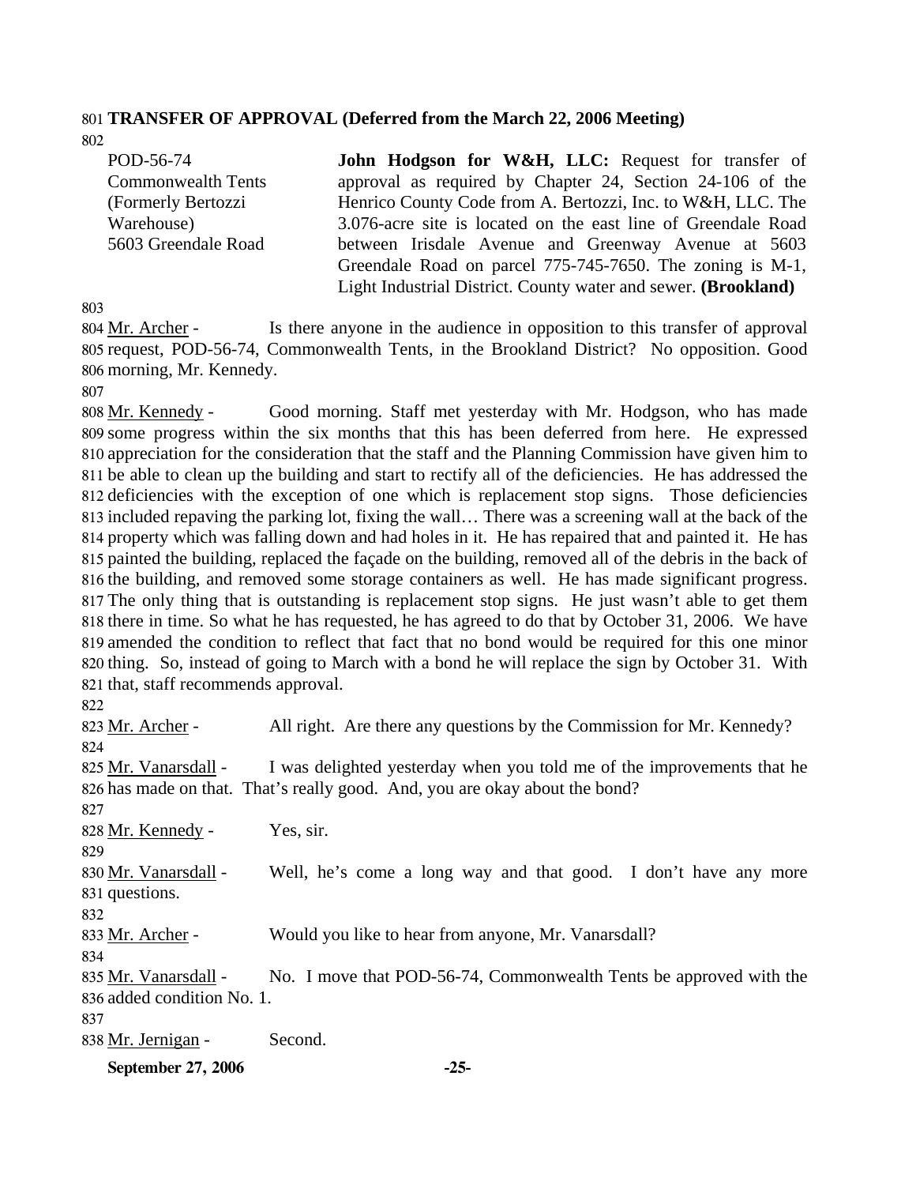**TRANSFER OF APPROVAL (Deferred from the March 22, 2006 Meeting)**

| | |
|---|---|
| POD-56-74<br>Commonwealth Tents<br>(Formerly Bertozzi Warehouse)<br>5603 Greendale Road | **John Hodgson for W&H, LLC:** Request for transfer of approval as required by Chapter 24, Section 24-106 of the Henrico County Code from A. Bertozzi, Inc. to W&H, LLC. The 3.076-acre site is located on the east line of Greendale Road between Irisdale Avenue and Greenway Avenue at 5603 Greendale Road on parcel 775-745-7650. The zoning is M-1, Light Industrial District. County water and sewer. **(Brookland)** |

Mr. Archer - Is there anyone in the audience in opposition to this transfer of approval request, POD-56-74, Commonwealth Tents, in the Brookland District? No opposition. Good morning, Mr. Kennedy.

Mr. Kennedy - Good morning. Staff met yesterday with Mr. Hodgson, who has made some progress within the six months that this has been deferred from here. He expressed appreciation for the consideration that the staff and the Planning Commission have given him to be able to clean up the building and start to rectify all of the deficiencies. He has addressed the deficiencies with the exception of one which is replacement stop signs. Those deficiencies included repaving the parking lot, fixing the wall… There was a screening wall at the back of the property which was falling down and had holes in it. He has repaired that and painted it. He has painted the building, replaced the façade on the building, removed all of the debris in the back of the building, and removed some storage containers as well. He has made significant progress. The only thing that is outstanding is replacement stop signs. He just wasn't able to get them there in time. So what he has requested, he has agreed to do that by October 31, 2006. We have amended the condition to reflect that fact that no bond would be required for this one minor thing. So, instead of going to March with a bond he will replace the sign by October 31. With that, staff recommends approval.

Mr. Archer - All right. Are there any questions by the Commission for Mr. Kennedy?

Mr. Vanarsdall - I was delighted yesterday when you told me of the improvements that he has made on that. That's really good. And, you are okay about the bond?

Mr. Kennedy - Yes, sir.

Mr. Vanarsdall - Well, he's come a long way and that good. I don't have any more questions.

Mr. Archer - Would you like to hear from anyone, Mr. Vanarsdall?

Mr. Vanarsdall - No. I move that POD-56-74, Commonwealth Tents be approved with the added condition No. 1.

Mr. Jernigan - Second.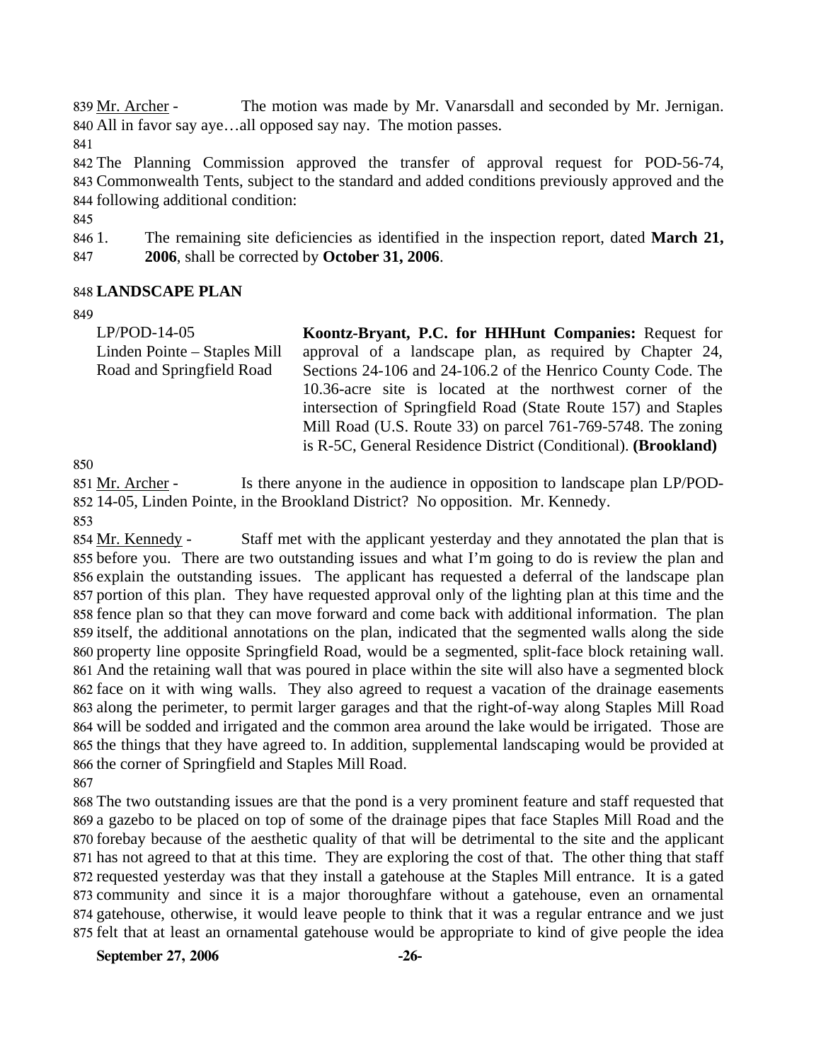Mr. Archer - The motion was made by Mr. Vanarsdall and seconded by Mr. Jernigan. All in favor say aye…all opposed say nay. The motion passes.

The Planning Commission approved the transfer of approval request for POD-56-74, Commonwealth Tents, subject to the standard and added conditions previously approved and the following additional condition:

1. The remaining site deficiencies as identified in the inspection report, dated **March 21, 2006**, shall be corrected by **October 31, 2006**.

## LANDSCAPE PLAN

| | |
|---|---|
| LP/POD-14-05<br>Linden Pointe – Staples Mill Road and Springfield Road | **Koontz-Bryant, P.C. for HHHunt Companies:** Request for approval of a landscape plan, as required by Chapter 24, Sections 24-106 and 24-106.2 of the Henrico County Code. The 10.36-acre site is located at the northwest corner of the intersection of Springfield Road (State Route 157) and Staples Mill Road (U.S. Route 33) on parcel 761-769-5748. The zoning is R-5C, General Residence District (Conditional). **(Brookland)** |

Mr. Archer - Is there anyone in the audience in opposition to landscape plan LP/POD-14-05, Linden Pointe, in the Brookland District? No opposition. Mr. Kennedy.

Mr. Kennedy - Staff met with the applicant yesterday and they annotated the plan that is before you. There are two outstanding issues and what I'm going to do is review the plan and explain the outstanding issues. The applicant has requested a deferral of the landscape plan portion of this plan. They have requested approval only of the lighting plan at this time and the fence plan so that they can move forward and come back with additional information. The plan itself, the additional annotations on the plan, indicated that the segmented walls along the side property line opposite Springfield Road, would be a segmented, split-face block retaining wall. And the retaining wall that was poured in place within the site will also have a segmented block face on it with wing walls. They also agreed to request a vacation of the drainage easements along the perimeter, to permit larger garages and that the right-of-way along Staples Mill Road will be sodded and irrigated and the common area around the lake would be irrigated. Those are the things that they have agreed to. In addition, supplemental landscaping would be provided at the corner of Springfield and Staples Mill Road.

The two outstanding issues are that the pond is a very prominent feature and staff requested that a gazebo to be placed on top of some of the drainage pipes that face Staples Mill Road and the forebay because of the aesthetic quality of that will be detrimental to the site and the applicant has not agreed to that at this time. They are exploring the cost of that. The other thing that staff requested yesterday was that they install a gatehouse at the Staples Mill entrance. It is a gated community and since it is a major thoroughfare without a gatehouse, even an ornamental gatehouse, otherwise, it would leave people to think that it was a regular entrance and we just felt that at least an ornamental gatehouse would be appropriate to kind of give people the idea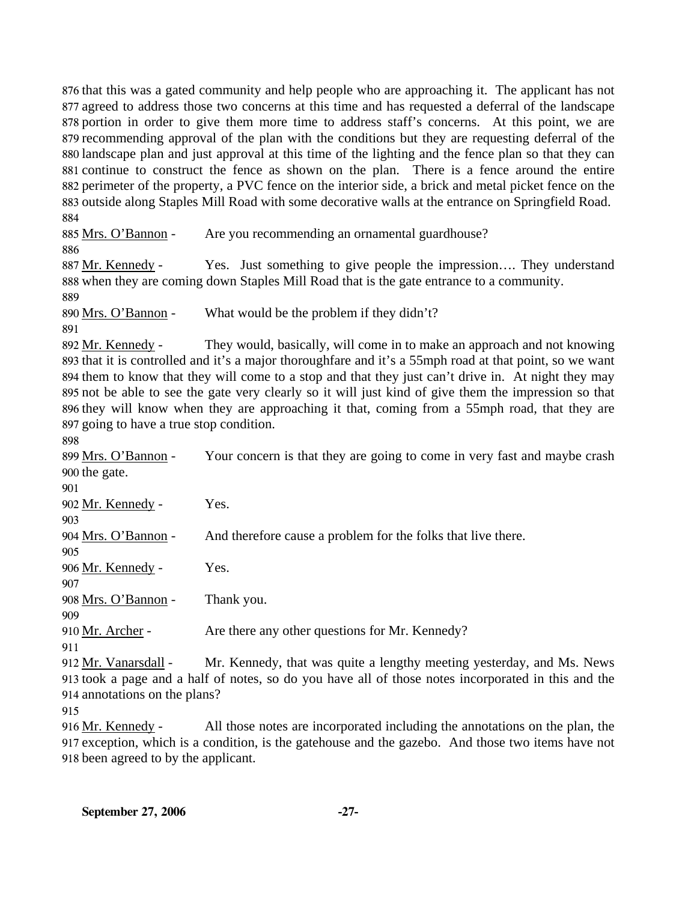that this was a gated community and help people who are approaching it. The applicant has not agreed to address those two concerns at this time and has requested a deferral of the landscape portion in order to give them more time to address staff's concerns. At this point, we are recommending approval of the plan with the conditions but they are requesting deferral of the landscape plan and just approval at this time of the lighting and the fence plan so that they can continue to construct the fence as shown on the plan. There is a fence around the entire perimeter of the property, a PVC fence on the interior side, a brick and metal picket fence on the outside along Staples Mill Road with some decorative walls at the entrance on Springfield Road.

Mrs. O'Bannon - Are you recommending an ornamental guardhouse?

Mr. Kennedy - Yes. Just something to give people the impression…. They understand when they are coming down Staples Mill Road that is the gate entrance to a community.

Mrs. O'Bannon - What would be the problem if they didn't?

Mr. Kennedy - They would, basically, will come in to make an approach and not knowing that it is controlled and it's a major thoroughfare and it's a 55mph road at that point, so we want them to know that they will come to a stop and that they just can't drive in. At night they may not be able to see the gate very clearly so it will just kind of give them the impression so that they will know when they are approaching it that, coming from a 55mph road, that they are going to have a true stop condition.

Mrs. O'Bannon - Your concern is that they are going to come in very fast and maybe crash the gate.

Mr. Kennedy - Yes.

Mrs. O'Bannon - And therefore cause a problem for the folks that live there.

Mr. Kennedy - Yes.

Mrs. O'Bannon - Thank you.

Mr. Archer - Are there any other questions for Mr. Kennedy?

Mr. Vanarsdall - Mr. Kennedy, that was quite a lengthy meeting yesterday, and Ms. News took a page and a half of notes, so do you have all of those notes incorporated in this and the annotations on the plans?

Mr. Kennedy - All those notes are incorporated including the annotations on the plan, the exception, which is a condition, is the gatehouse and the gazebo. And those two items have not been agreed to by the applicant.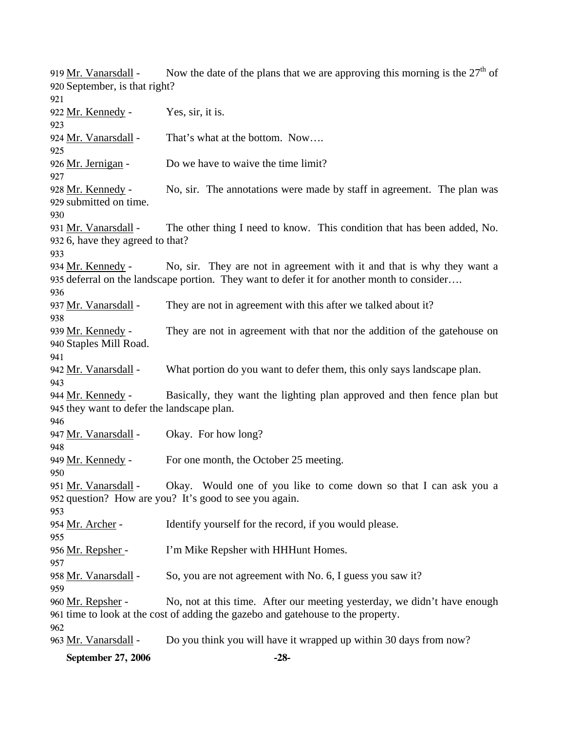919 <u>Mr. Vanarsdall</u> - Now the date of the plans that we are approving this morning is the 27th of
920 September, is that right?
921
922 <u>Mr. Kennedy</u> - Yes, sir, it is.
923
924 <u>Mr. Vanarsdall</u> - That's what at the bottom. Now….
925
926 <u>Mr. Jernigan</u> - Do we have to waive the time limit?
927
928 <u>Mr. Kennedy</u> - No, sir. The annotations were made by staff in agreement. The plan was
929 submitted on time.
930
931 <u>Mr. Vanarsdall</u> - The other thing I need to know. This condition that has been added, No.
932 6, have they agreed to that?
933
934 <u>Mr. Kennedy</u> - No, sir. They are not in agreement with it and that is why they want a
935 deferral on the landscape portion. They want to defer it for another month to consider….
936
937 <u>Mr. Vanarsdall</u> - They are not in agreement with this after we talked about it?
938
939 <u>Mr. Kennedy</u> - They are not in agreement with that nor the addition of the gatehouse on
940 Staples Mill Road.
941
942 <u>Mr. Vanarsdall</u> - What portion do you want to defer them, this only says landscape plan.
943
944 <u>Mr. Kennedy</u> - Basically, they want the lighting plan approved and then fence plan but
945 they want to defer the landscape plan.
946
947 <u>Mr. Vanarsdall</u> - Okay. For how long?
948
949 <u>Mr. Kennedy</u> - For one month, the October 25 meeting.
950
951 <u>Mr. Vanarsdall</u> - Okay. Would one of you like to come down so that I can ask you a
952 question? How are you? It's good to see you again.
953
954 <u>Mr. Archer</u> - Identify yourself for the record, if you would please.
955
956 <u>Mr. Repsher</u> - I'm Mike Repsher with HHHunt Homes.
957
958 <u>Mr. Vanarsdall</u> - So, you are not agreement with No. 6, I guess you saw it?
959
960 <u>Mr. Repsher</u> - No, not at this time. After our meeting yesterday, we didn't have enough
961 time to look at the cost of adding the gazebo and gatehouse to the property.
962
963 <u>Mr. Vanarsdall</u> - Do you think you will have it wrapped up within 30 days from now?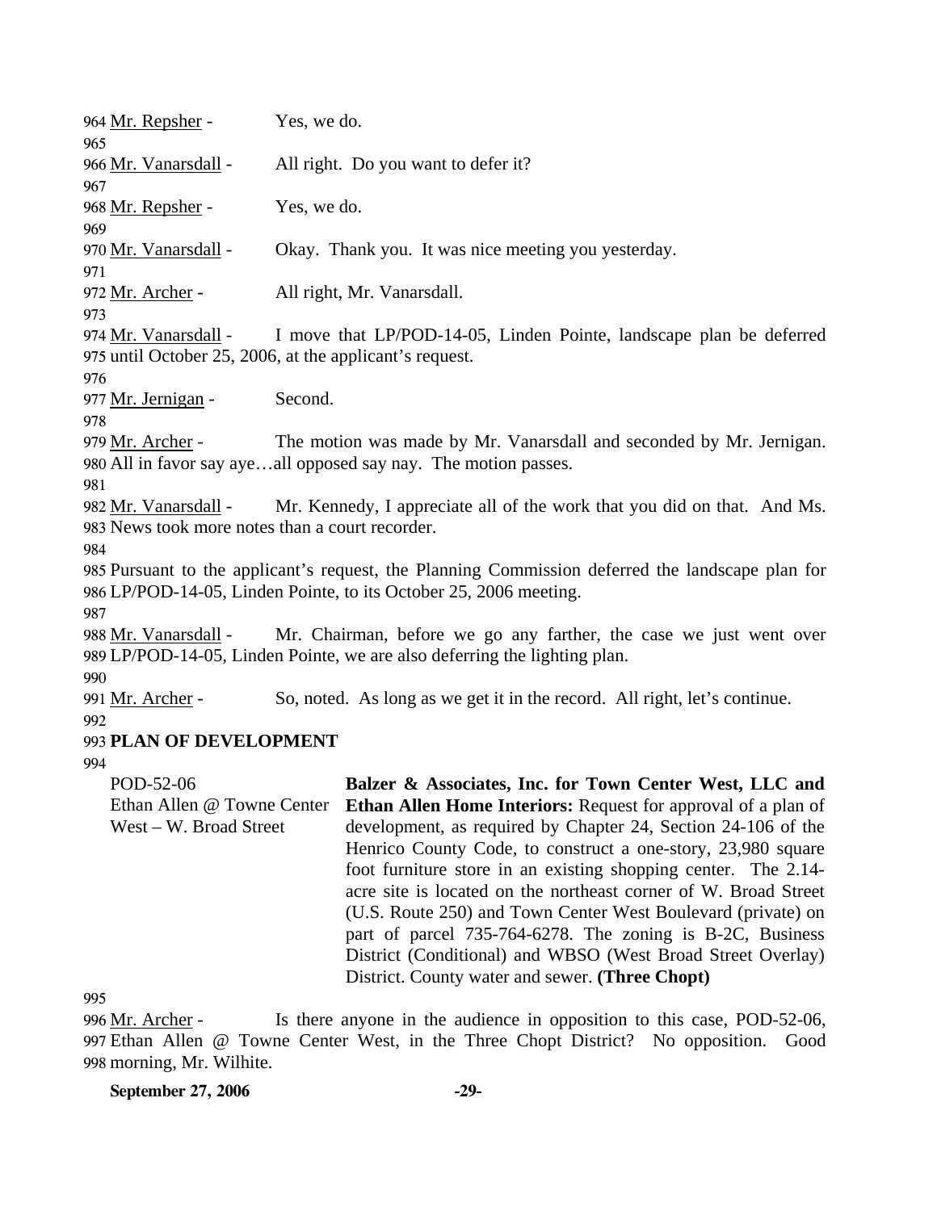964 Mr. Repsher - Yes, we do.
965
966 Mr. Vanarsdall - All right. Do you want to defer it?
967
968 Mr. Repsher - Yes, we do.
969
970 Mr. Vanarsdall - Okay. Thank you. It was nice meeting you yesterday.
971
972 Mr. Archer - All right, Mr. Vanarsdall.
973
974 Mr. Vanarsdall - I move that LP/POD-14-05, Linden Pointe, landscape plan be deferred
975 until October 25, 2006, at the applicant's request.
976
977 Mr. Jernigan - Second.
978
979 Mr. Archer - The motion was made by Mr. Vanarsdall and seconded by Mr. Jernigan.
980 All in favor say aye…all opposed say nay. The motion passes.
981
982 Mr. Vanarsdall - Mr. Kennedy, I appreciate all of the work that you did on that. And Ms.
983 News took more notes than a court recorder.
984
985 Pursuant to the applicant's request, the Planning Commission deferred the landscape plan for
986 LP/POD-14-05, Linden Pointe, to its October 25, 2006 meeting.
987
988 Mr. Vanarsdall - Mr. Chairman, before we go any farther, the case we just went over
989 LP/POD-14-05, Linden Pointe, we are also deferring the lighting plan.
990
991 Mr. Archer - So, noted. As long as we get it in the record. All right, let's continue.
992
993 **PLAN OF DEVELOPMENT**
994

| | |
|---|---|
| POD-52-06<br>Ethan Allen @ Towne Center West – W. Broad Street | **Balzer & Associates, Inc. for Town Center West, LLC and Ethan Allen Home Interiors:** Request for approval of a plan of development, as required by Chapter 24, Section 24-106 of the Henrico County Code, to construct a one-story, 23,980 square foot furniture store in an existing shopping center. The 2.14-acre site is located on the northeast corner of W. Broad Street (U.S. Route 250) and Town Center West Boulevard (private) on part of parcel 735-764-6278. The zoning is B-2C, Business District (Conditional) and WBSO (West Broad Street Overlay) District. County water and sewer. **(Three Chopt)** |

995
996 Mr. Archer - Is there anyone in the audience in opposition to this case, POD-52-06,
997 Ethan Allen @ Towne Center West, in the Three Chopt District? No opposition. Good
998 morning, Mr. Wilhite.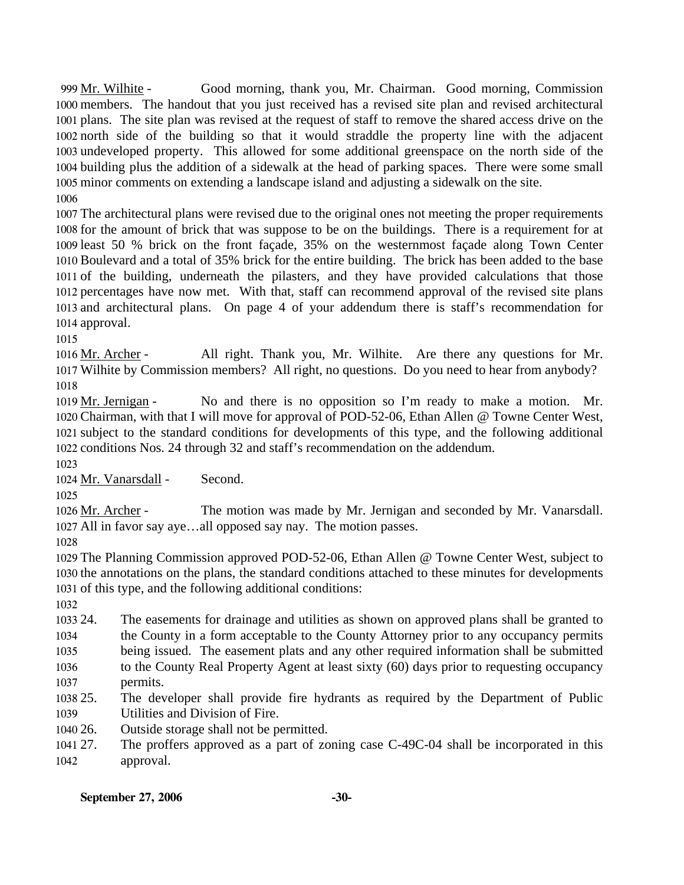Mr. Wilhite - Good morning, thank you, Mr. Chairman. Good morning, Commission members. The handout that you just received has a revised site plan and revised architectural plans. The site plan was revised at the request of staff to remove the shared access drive on the north side of the building so that it would straddle the property line with the adjacent undeveloped property. This allowed for some additional greenspace on the north side of the building plus the addition of a sidewalk at the head of parking spaces. There were some small minor comments on extending a landscape island and adjusting a sidewalk on the site.

The architectural plans were revised due to the original ones not meeting the proper requirements for the amount of brick that was suppose to be on the buildings. There is a requirement for at least 50 % brick on the front façade, 35% on the westernmost façade along Town Center Boulevard and a total of 35% brick for the entire building. The brick has been added to the base of the building, underneath the pilasters, and they have provided calculations that those percentages have now met. With that, staff can recommend approval of the revised site plans and architectural plans. On page 4 of your addendum there is staff's recommendation for approval.

Mr. Archer - All right. Thank you, Mr. Wilhite. Are there any questions for Mr. Wilhite by Commission members? All right, no questions. Do you need to hear from anybody?

Mr. Jernigan - No and there is no opposition so I'm ready to make a motion. Mr. Chairman, with that I will move for approval of POD-52-06, Ethan Allen @ Towne Center West, subject to the standard conditions for developments of this type, and the following additional conditions Nos. 24 through 32 and staff's recommendation on the addendum.

Mr. Vanarsdall - Second.

Mr. Archer - The motion was made by Mr. Jernigan and seconded by Mr. Vanarsdall. All in favor say aye…all opposed say nay. The motion passes.

The Planning Commission approved POD-52-06, Ethan Allen @ Towne Center West, subject to the annotations on the plans, the standard conditions attached to these minutes for developments of this type, and the following additional conditions:

24. The easements for drainage and utilities as shown on approved plans shall be granted to the County in a form acceptable to the County Attorney prior to any occupancy permits being issued. The easement plats and any other required information shall be submitted to the County Real Property Agent at least sixty (60) days prior to requesting occupancy permits.
25. The developer shall provide fire hydrants as required by the Department of Public Utilities and Division of Fire.
26. Outside storage shall not be permitted.
27. The proffers approved as a part of zoning case C-49C-04 shall be incorporated in this approval.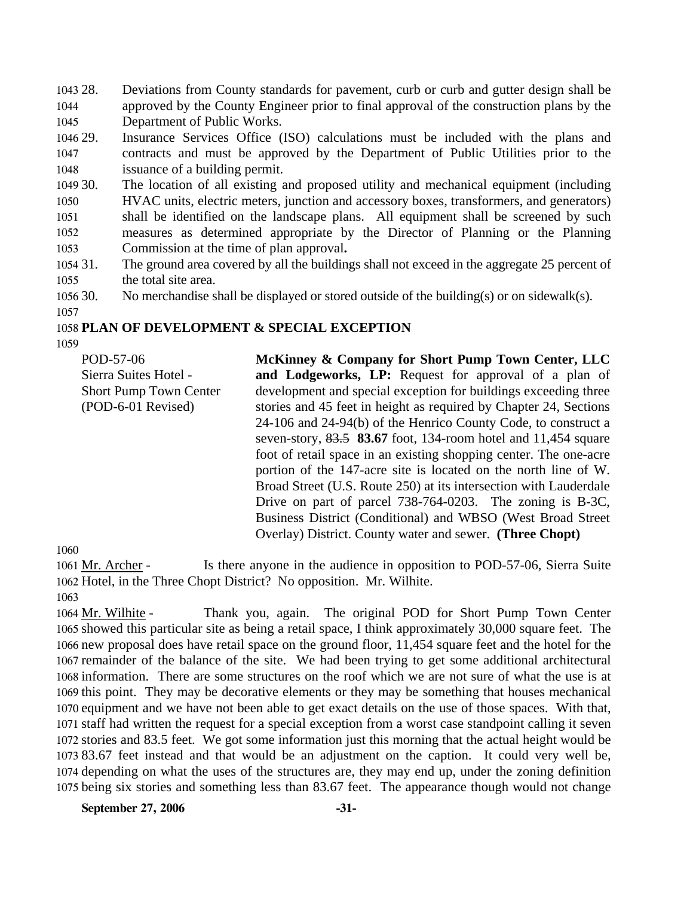28. Deviations from County standards for pavement, curb or curb and gutter design shall be approved by the County Engineer prior to final approval of the construction plans by the Department of Public Works.
29. Insurance Services Office (ISO) calculations must be included with the plans and contracts and must be approved by the Department of Public Utilities prior to the issuance of a building permit.
30. The location of all existing and proposed utility and mechanical equipment (including HVAC units, electric meters, junction and accessory boxes, transformers, and generators) shall be identified on the landscape plans. All equipment shall be screened by such measures as determined appropriate by the Director of Planning or the Planning Commission at the time of plan approval**.**
31. The ground area covered by all the buildings shall not exceed in the aggregate 25 percent of the total site area.
30. No merchandise shall be displayed or stored outside of the building(s) or on sidewalk(s).

**PLAN OF DEVELOPMENT & SPECIAL EXCEPTION**

POD-57-06
Sierra Suites Hotel - Short Pump Town Center
(POD-6-01 Revised)

**McKinney & Company for Short Pump Town Center, LLC and Lodgeworks, LP:** Request for approval of a plan of development and special exception for buildings exceeding three stories and 45 feet in height as required by Chapter 24, Sections 24-106 and 24-94(b) of the Henrico County Code, to construct a seven-story, ~~83.5~~ **83.67** foot, 134-room hotel and 11,454 square foot of retail space in an existing shopping center. The one-acre portion of the 147-acre site is located on the north line of W. Broad Street (U.S. Route 250) at its intersection with Lauderdale Drive on part of parcel 738-764-0203. The zoning is B-3C, Business District (Conditional) and WBSO (West Broad Street Overlay) District. County water and sewer. **(Three Chopt)**

Mr. Archer - Is there anyone in the audience in opposition to POD-57-06, Sierra Suite Hotel, in the Three Chopt District? No opposition. Mr. Wilhite.

Mr. Wilhite - Thank you, again. The original POD for Short Pump Town Center showed this particular site as being a retail space, I think approximately 30,000 square feet. The new proposal does have retail space on the ground floor, 11,454 square feet and the hotel for the remainder of the balance of the site. We had been trying to get some additional architectural information. There are some structures on the roof which we are not sure of what the use is at this point. They may be decorative elements or they may be something that houses mechanical equipment and we have not been able to get exact details on the use of those spaces. With that, staff had written the request for a special exception from a worst case standpoint calling it seven stories and 83.5 feet. We got some information just this morning that the actual height would be 83.67 feet instead and that would be an adjustment on the caption. It could very well be, depending on what the uses of the structures are, they may end up, under the zoning definition being six stories and something less than 83.67 feet. The appearance though would not change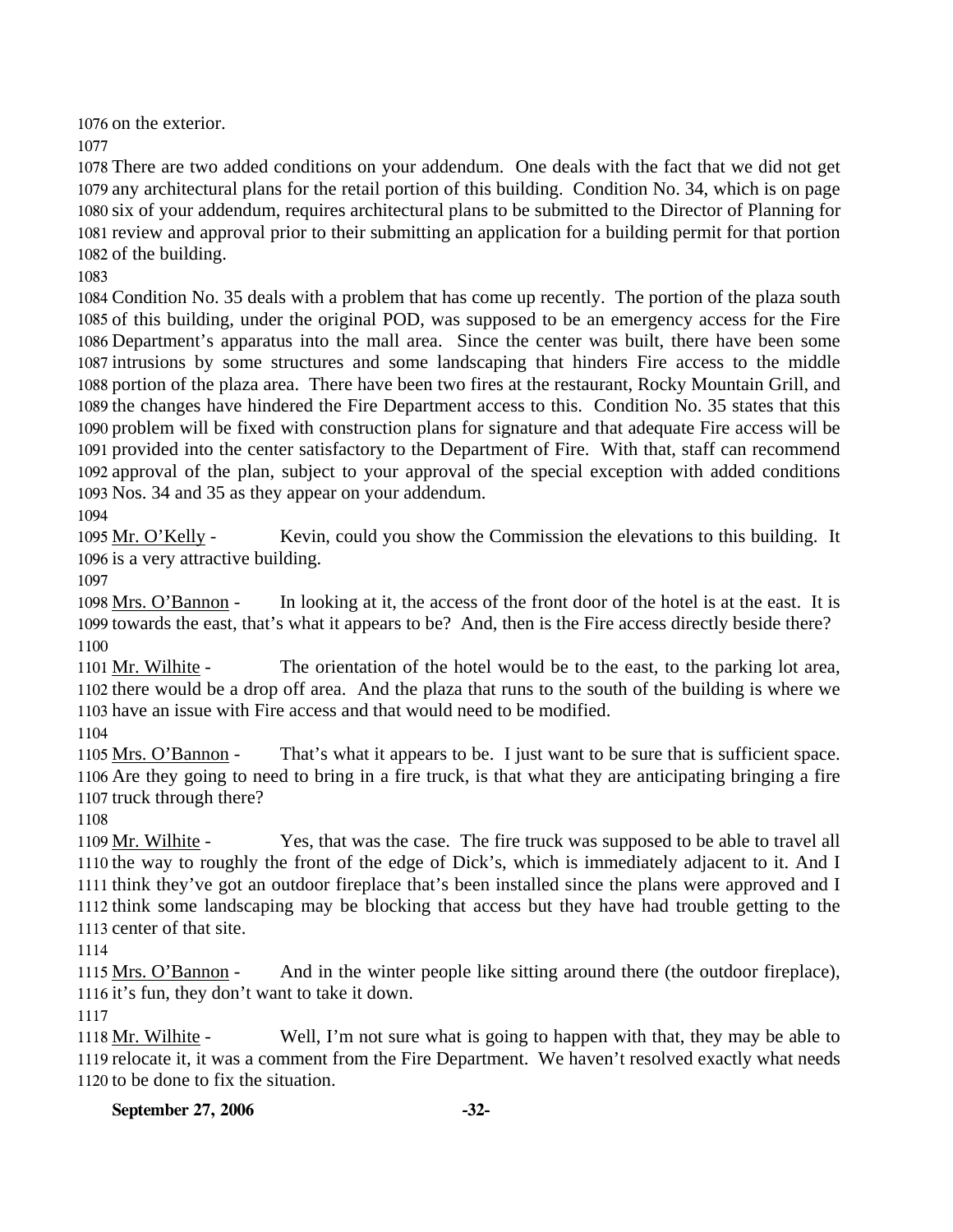on the exterior.

There are two added conditions on your addendum. One deals with the fact that we did not get any architectural plans for the retail portion of this building. Condition No. 34, which is on page six of your addendum, requires architectural plans to be submitted to the Director of Planning for review and approval prior to their submitting an application for a building permit for that portion of the building.

Condition No. 35 deals with a problem that has come up recently. The portion of the plaza south of this building, under the original POD, was supposed to be an emergency access for the Fire Department's apparatus into the mall area. Since the center was built, there have been some intrusions by some structures and some landscaping that hinders Fire access to the middle portion of the plaza area. There have been two fires at the restaurant, Rocky Mountain Grill, and the changes have hindered the Fire Department access to this. Condition No. 35 states that this problem will be fixed with construction plans for signature and that adequate Fire access will be provided into the center satisfactory to the Department of Fire. With that, staff can recommend approval of the plan, subject to your approval of the special exception with added conditions Nos. 34 and 35 as they appear on your addendum.

Mr. O'Kelly - Kevin, could you show the Commission the elevations to this building. It is a very attractive building.

Mrs. O'Bannon - In looking at it, the access of the front door of the hotel is at the east. It is towards the east, that's what it appears to be? And, then is the Fire access directly beside there?

Mr. Wilhite - The orientation of the hotel would be to the east, to the parking lot area, there would be a drop off area. And the plaza that runs to the south of the building is where we have an issue with Fire access and that would need to be modified.

Mrs. O'Bannon - That's what it appears to be. I just want to be sure that is sufficient space. Are they going to need to bring in a fire truck, is that what they are anticipating bringing a fire truck through there?

Mr. Wilhite - Yes, that was the case. The fire truck was supposed to be able to travel all the way to roughly the front of the edge of Dick's, which is immediately adjacent to it. And I think they've got an outdoor fireplace that's been installed since the plans were approved and I think some landscaping may be blocking that access but they have had trouble getting to the center of that site.

Mrs. O'Bannon - And in the winter people like sitting around there (the outdoor fireplace), it's fun, they don't want to take it down.

Mr. Wilhite - Well, I'm not sure what is going to happen with that, they may be able to relocate it, it was a comment from the Fire Department. We haven't resolved exactly what needs to be done to fix the situation.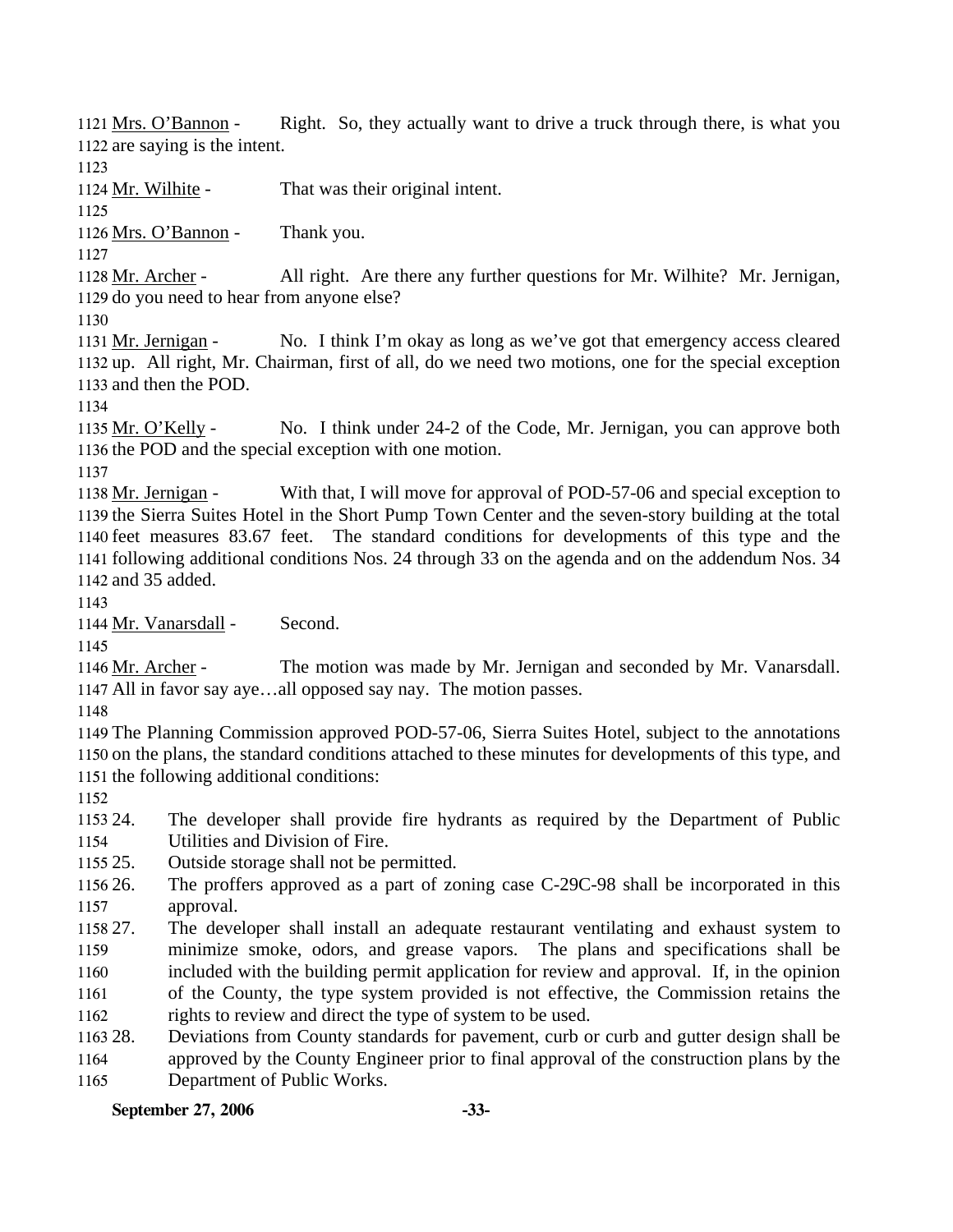Mrs. O'Bannon - Right. So, they actually want to drive a truck through there, is what you are saying is the intent.

Mr. Wilhite - That was their original intent.

Mrs. O'Bannon - Thank you.

Mr. Archer - All right. Are there any further questions for Mr. Wilhite? Mr. Jernigan, do you need to hear from anyone else?

Mr. Jernigan - No. I think I'm okay as long as we've got that emergency access cleared up. All right, Mr. Chairman, first of all, do we need two motions, one for the special exception and then the POD.

Mr. O'Kelly - No. I think under 24-2 of the Code, Mr. Jernigan, you can approve both the POD and the special exception with one motion.

Mr. Jernigan - With that, I will move for approval of POD-57-06 and special exception to the Sierra Suites Hotel in the Short Pump Town Center and the seven-story building at the total feet measures 83.67 feet. The standard conditions for developments of this type and the following additional conditions Nos. 24 through 33 on the agenda and on the addendum Nos. 34 and 35 added.

Mr. Vanarsdall - Second.

Mr. Archer - The motion was made by Mr. Jernigan and seconded by Mr. Vanarsdall. All in favor say aye…all opposed say nay. The motion passes.

The Planning Commission approved POD-57-06, Sierra Suites Hotel, subject to the annotations on the plans, the standard conditions attached to these minutes for developments of this type, and the following additional conditions:

24. The developer shall provide fire hydrants as required by the Department of Public Utilities and Division of Fire.
25. Outside storage shall not be permitted.
26. The proffers approved as a part of zoning case C-29C-98 shall be incorporated in this approval.
27. The developer shall install an adequate restaurant ventilating and exhaust system to minimize smoke, odors, and grease vapors. The plans and specifications shall be included with the building permit application for review and approval. If, in the opinion of the County, the type system provided is not effective, the Commission retains the rights to review and direct the type of system to be used.
28. Deviations from County standards for pavement, curb or curb and gutter design shall be approved by the County Engineer prior to final approval of the construction plans by the Department of Public Works.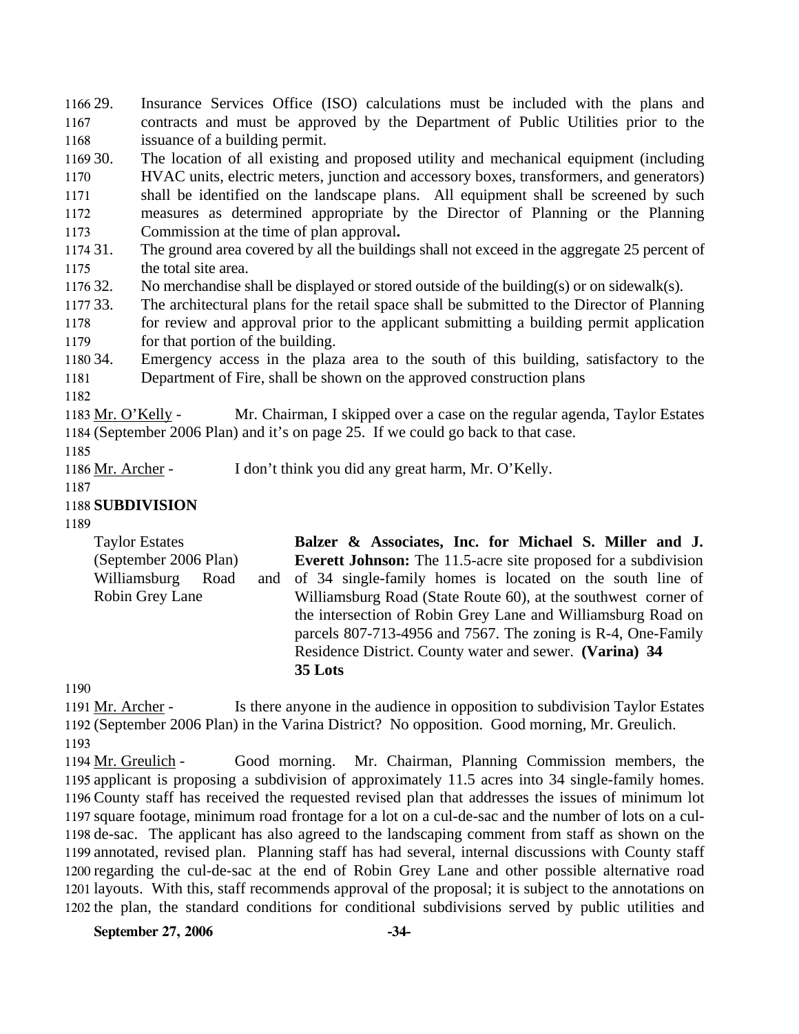29. Insurance Services Office (ISO) calculations must be included with the plans and contracts and must be approved by the Department of Public Utilities prior to the issuance of a building permit.
30. The location of all existing and proposed utility and mechanical equipment (including HVAC units, electric meters, junction and accessory boxes, transformers, and generators) shall be identified on the landscape plans. All equipment shall be screened by such measures as determined appropriate by the Director of Planning or the Planning Commission at the time of plan approval**.**
31. The ground area covered by all the buildings shall not exceed in the aggregate 25 percent of the total site area.
32. No merchandise shall be displayed or stored outside of the building(s) or on sidewalk(s).
33. The architectural plans for the retail space shall be submitted to the Director of Planning for review and approval prior to the applicant submitting a building permit application for that portion of the building.
34. Emergency access in the plaza area to the south of this building, satisfactory to the Department of Fire, shall be shown on the approved construction plans

Mr. O'Kelly - Mr. Chairman, I skipped over a case on the regular agenda, Taylor Estates (September 2006 Plan) and it's on page 25. If we could go back to that case.

Mr. Archer - I don't think you did any great harm, Mr. O'Kelly.

**SUBDIVISION**

Taylor Estates (September 2006 Plan) Williamsburg Road and Robin Grey Lane

**Balzer & Associates, Inc. for Michael S. Miller and J. Everett Johnson:** The 11.5-acre site proposed for a subdivision of 34 single-family homes is located on the south line of Williamsburg Road (State Route 60), at the southwest corner of the intersection of Robin Grey Lane and Williamsburg Road on parcels 807-713-4956 and 7567. The zoning is R-4, One-Family Residence District. County water and sewer. **(Varina) ~~34~~ 35 Lots**

Mr. Archer - Is there anyone in the audience in opposition to subdivision Taylor Estates (September 2006 Plan) in the Varina District? No opposition. Good morning, Mr. Greulich.

Mr. Greulich - Good morning. Mr. Chairman, Planning Commission members, the applicant is proposing a subdivision of approximately 11.5 acres into 34 single-family homes. County staff has received the requested revised plan that addresses the issues of minimum lot square footage, minimum road frontage for a lot on a cul-de-sac and the number of lots on a cul-de-sac. The applicant has also agreed to the landscaping comment from staff as shown on the annotated, revised plan. Planning staff has had several, internal discussions with County staff regarding the cul-de-sac at the end of Robin Grey Lane and other possible alternative road layouts. With this, staff recommends approval of the proposal; it is subject to the annotations on the plan, the standard conditions for conditional subdivisions served by public utilities and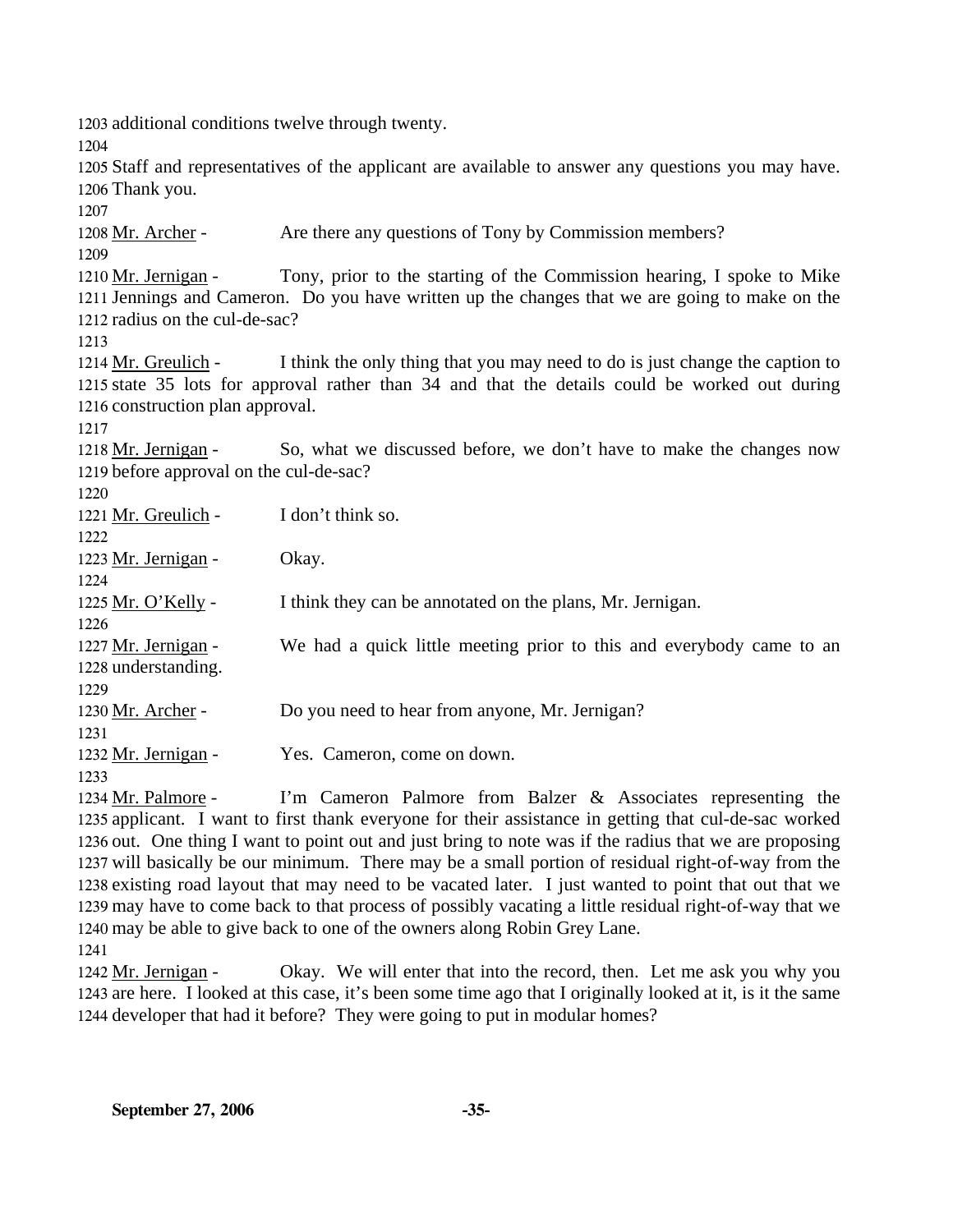1203 additional conditions twelve through twenty.

1204

1205 Staff and representatives of the applicant are available to answer any questions you may have.
1206 Thank you.

1207

1208 Mr. Archer - Are there any questions of Tony by Commission members?

1209

1210 Mr. Jernigan - Tony, prior to the starting of the Commission hearing, I spoke to Mike
1211 Jennings and Cameron. Do you have written up the changes that we are going to make on the
1212 radius on the cul-de-sac?

1213

1214 Mr. Greulich - I think the only thing that you may need to do is just change the caption to
1215 state 35 lots for approval rather than 34 and that the details could be worked out during
1216 construction plan approval.

1217

1218 Mr. Jernigan - So, what we discussed before, we don't have to make the changes now
1219 before approval on the cul-de-sac?

1220

1221 Mr. Greulich - I don't think so.

1222

1223 Mr. Jernigan - Okay.

1224

1225 Mr. O'Kelly - I think they can be annotated on the plans, Mr. Jernigan.

1226

1227 Mr. Jernigan - We had a quick little meeting prior to this and everybody came to an
1228 understanding.

1229

1230 Mr. Archer - Do you need to hear from anyone, Mr. Jernigan?

1231

1232 Mr. Jernigan - Yes. Cameron, come on down.

1233

1234 Mr. Palmore - I'm Cameron Palmore from Balzer & Associates representing the
1235 applicant. I want to first thank everyone for their assistance in getting that cul-de-sac worked
1236 out. One thing I want to point out and just bring to note was if the radius that we are proposing
1237 will basically be our minimum. There may be a small portion of residual right-of-way from the
1238 existing road layout that may need to be vacated later. I just wanted to point that out that we
1239 may have to come back to that process of possibly vacating a little residual right-of-way that we
1240 may be able to give back to one of the owners along Robin Grey Lane.

1241

1242 Mr. Jernigan - Okay. We will enter that into the record, then. Let me ask you why you
1243 are here. I looked at this case, it's been some time ago that I originally looked at it, is it the same
1244 developer that had it before? They were going to put in modular homes?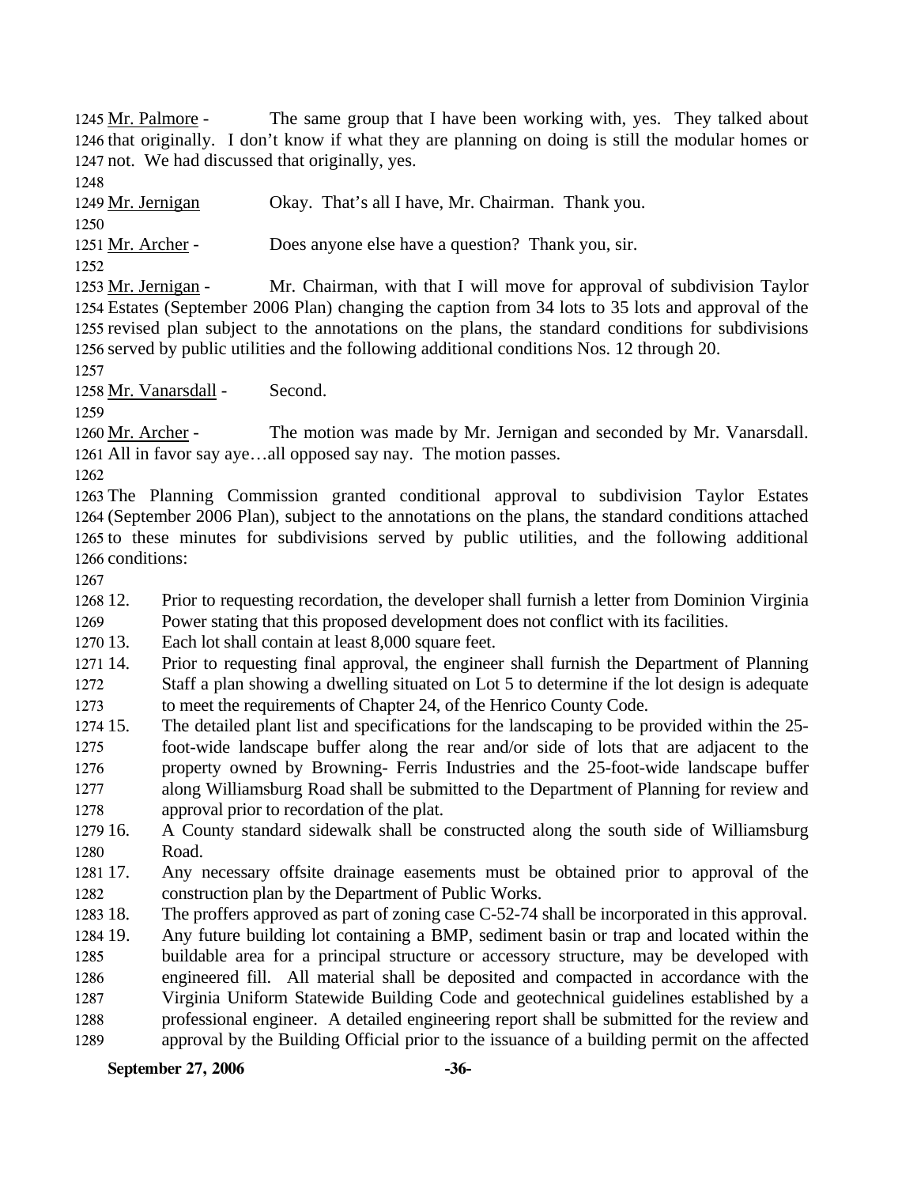Mr. Palmore - The same group that I have been working with, yes. They talked about that originally. I don't know if what they are planning on doing is still the modular homes or not. We had discussed that originally, yes.

Mr. Jernigan Okay. That's all I have, Mr. Chairman. Thank you.

Mr. Archer - Does anyone else have a question? Thank you, sir.

Mr. Jernigan - Mr. Chairman, with that I will move for approval of subdivision Taylor Estates (September 2006 Plan) changing the caption from 34 lots to 35 lots and approval of the revised plan subject to the annotations on the plans, the standard conditions for subdivisions served by public utilities and the following additional conditions Nos. 12 through 20.

Mr. Vanarsdall - Second.

Mr. Archer - The motion was made by Mr. Jernigan and seconded by Mr. Vanarsdall. All in favor say aye…all opposed say nay. The motion passes.

The Planning Commission granted conditional approval to subdivision Taylor Estates (September 2006 Plan), subject to the annotations on the plans, the standard conditions attached to these minutes for subdivisions served by public utilities, and the following additional conditions:

12. Prior to requesting recordation, the developer shall furnish a letter from Dominion Virginia Power stating that this proposed development does not conflict with its facilities.
13. Each lot shall contain at least 8,000 square feet.
14. Prior to requesting final approval, the engineer shall furnish the Department of Planning Staff a plan showing a dwelling situated on Lot 5 to determine if the lot design is adequate to meet the requirements of Chapter 24, of the Henrico County Code.
15. The detailed plant list and specifications for the landscaping to be provided within the 25-foot-wide landscape buffer along the rear and/or side of lots that are adjacent to the property owned by Browning- Ferris Industries and the 25-foot-wide landscape buffer along Williamsburg Road shall be submitted to the Department of Planning for review and approval prior to recordation of the plat.
16. A County standard sidewalk shall be constructed along the south side of Williamsburg Road.
17. Any necessary offsite drainage easements must be obtained prior to approval of the construction plan by the Department of Public Works.
18. The proffers approved as part of zoning case C-52-74 shall be incorporated in this approval.
19. Any future building lot containing a BMP, sediment basin or trap and located within the buildable area for a principal structure or accessory structure, may be developed with engineered fill. All material shall be deposited and compacted in accordance with the Virginia Uniform Statewide Building Code and geotechnical guidelines established by a professional engineer. A detailed engineering report shall be submitted for the review and approval by the Building Official prior to the issuance of a building permit on the affected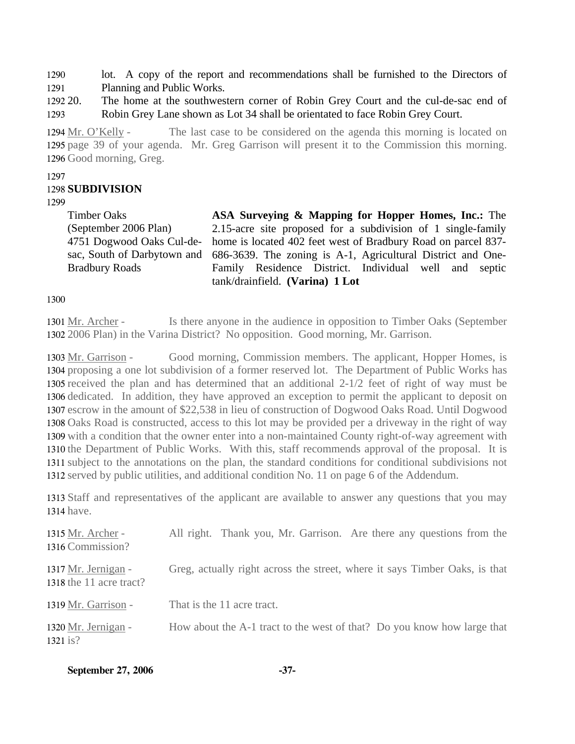1290 lot. A copy of the report and recommendations shall be furnished to the Directors of
1291 Planning and Public Works.

1292 20. The home at the southwestern corner of Robin Grey Court and the cul-de-sac end of
1293 Robin Grey Lane shown as Lot 34 shall be orientated to face Robin Grey Court.

1294 Mr. O'Kelly - The last case to be considered on the agenda this morning is located on
1295 page 39 of your agenda. Mr. Greg Garrison will present it to the Commission this morning.
1296 Good morning, Greg.

1297

1298 **SUBDIVISION**

1299

| | |
|---|---|
| Timber Oaks (September 2006 Plan) 4751 Dogwood Oaks Cul-de-sac, South of Darbytown and Bradbury Roads | **ASA Surveying & Mapping for Hopper Homes, Inc.:** The 2.15-acre site proposed for a subdivision of 1 single-family home is located 402 feet west of Bradbury Road on parcel 837-686-3639. The zoning is A-1, Agricultural District and One-Family Residence District. Individual well and septic tank/drainfield. **(Varina) 1 Lot** |

1300

1301 Mr. Archer - Is there anyone in the audience in opposition to Timber Oaks (September
1302 2006 Plan) in the Varina District? No opposition. Good morning, Mr. Garrison.

1303 Mr. Garrison - Good morning, Commission members. The applicant, Hopper Homes, is
1304 proposing a one lot subdivision of a former reserved lot. The Department of Public Works has
1305 received the plan and has determined that an additional 2-1/2 feet of right of way must be
1306 dedicated. In addition, they have approved an exception to permit the applicant to deposit on
1307 escrow in the amount of $22,538 in lieu of construction of Dogwood Oaks Road. Until Dogwood
1308 Oaks Road is constructed, access to this lot may be provided per a driveway in the right of way
1309 with a condition that the owner enter into a non-maintained County right-of-way agreement with
1310 the Department of Public Works. With this, staff recommends approval of the proposal. It is
1311 subject to the annotations on the plan, the standard conditions for conditional subdivisions not
1312 served by public utilities, and additional condition No. 11 on page 6 of the Addendum.

1313 Staff and representatives of the applicant are available to answer any questions that you may
1314 have.

1315 Mr. Archer - All right. Thank you, Mr. Garrison. Are there any questions from the
1316 Commission?

1317 Mr. Jernigan - Greg, actually right across the street, where it says Timber Oaks, is that
1318 the 11 acre tract?

1319 Mr. Garrison - That is the 11 acre tract.

1320 Mr. Jernigan - How about the A-1 tract to the west of that? Do you know how large that
1321 is?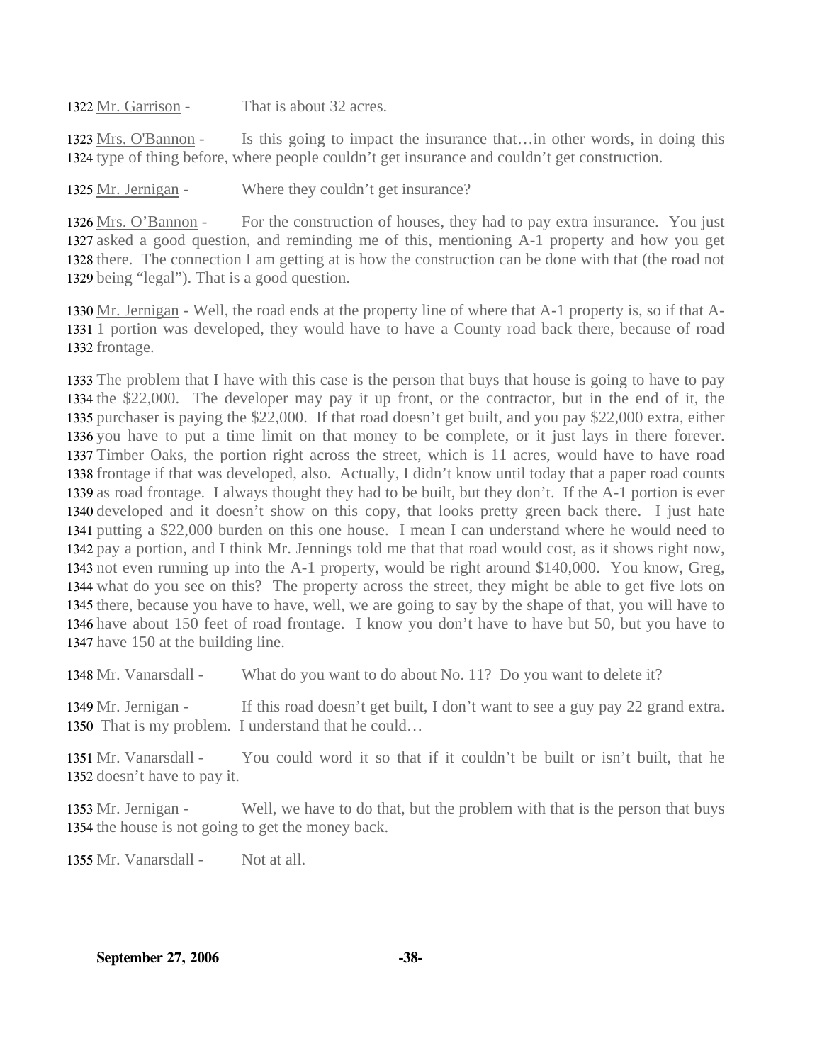1322 Mr. Garrison - That is about 32 acres.

1323 Mrs. O'Bannon - Is this going to impact the insurance that…in other words, in doing this 1324 type of thing before, where people couldn't get insurance and couldn't get construction.

1325 Mr. Jernigan - Where they couldn't get insurance?

1326 Mrs. O'Bannon - For the construction of houses, they had to pay extra insurance. You just 1327 asked a good question, and reminding me of this, mentioning A-1 property and how you get 1328 there. The connection I am getting at is how the construction can be done with that (the road not 1329 being "legal"). That is a good question.

1330 Mr. Jernigan - Well, the road ends at the property line of where that A-1 property is, so if that A-1331 1 portion was developed, they would have to have a County road back there, because of road 1332 frontage.

1333 The problem that I have with this case is the person that buys that house is going to have to pay 1334 the $22,000. The developer may pay it up front, or the contractor, but in the end of it, the 1335 purchaser is paying the $22,000. If that road doesn't get built, and you pay $22,000 extra, either 1336 you have to put a time limit on that money to be complete, or it just lays in there forever. 1337 Timber Oaks, the portion right across the street, which is 11 acres, would have to have road 1338 frontage if that was developed, also. Actually, I didn't know until today that a paper road counts 1339 as road frontage. I always thought they had to be built, but they don't. If the A-1 portion is ever 1340 developed and it doesn't show on this copy, that looks pretty green back there. I just hate 1341 putting a $22,000 burden on this one house. I mean I can understand where he would need to 1342 pay a portion, and I think Mr. Jennings told me that that road would cost, as it shows right now, 1343 not even running up into the A-1 property, would be right around $140,000. You know, Greg, 1344 what do you see on this? The property across the street, they might be able to get five lots on 1345 there, because you have to have, well, we are going to say by the shape of that, you will have to 1346 have about 150 feet of road frontage. I know you don't have to have but 50, but you have to 1347 have 150 at the building line.

1348 Mr. Vanarsdall - What do you want to do about No. 11? Do you want to delete it?

1349 Mr. Jernigan - If this road doesn't get built, I don't want to see a guy pay 22 grand extra. 1350 That is my problem. I understand that he could…

1351 Mr. Vanarsdall - You could word it so that if it couldn't be built or isn't built, that he 1352 doesn't have to pay it.

1353 Mr. Jernigan - Well, we have to do that, but the problem with that is the person that buys 1354 the house is not going to get the money back.

1355 Mr. Vanarsdall - Not at all.

**September 27, 2006**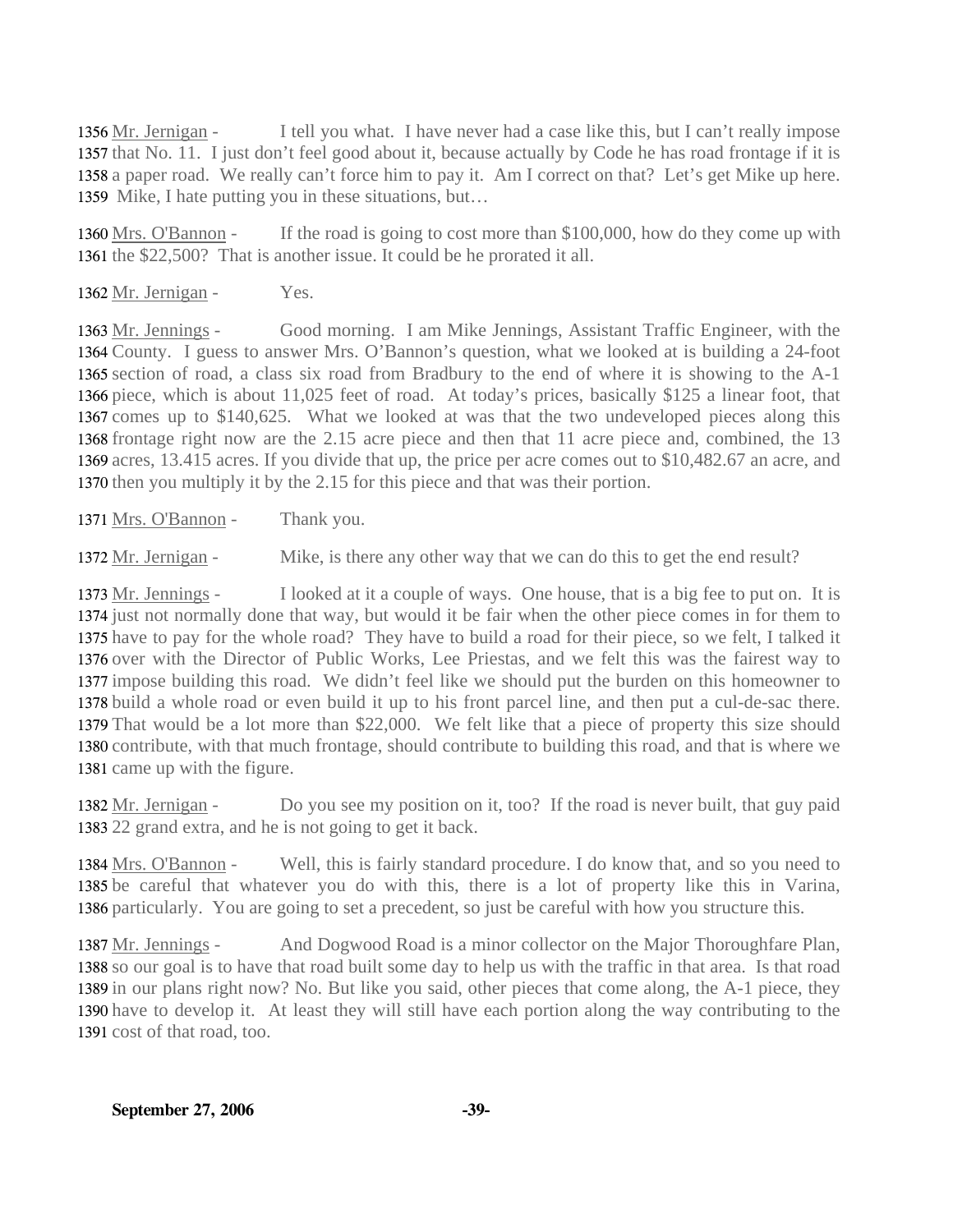1356 Mr. Jernigan - I tell you what. I have never had a case like this, but I can't really impose 1357 that No. 11. I just don't feel good about it, because actually by Code he has road frontage if it is 1358 a paper road. We really can't force him to pay it. Am I correct on that? Let's get Mike up here. 1359 Mike, I hate putting you in these situations, but…

1360 Mrs. O'Bannon - If the road is going to cost more than $100,000, how do they come up with 1361 the $22,500? That is another issue. It could be he prorated it all.

1362 Mr. Jernigan - Yes.

1363 Mr. Jennings - Good morning. I am Mike Jennings, Assistant Traffic Engineer, with the 1364 County. I guess to answer Mrs. O'Bannon's question, what we looked at is building a 24-foot 1365 section of road, a class six road from Bradbury to the end of where it is showing to the A-1 1366 piece, which is about 11,025 feet of road. At today's prices, basically $125 a linear foot, that 1367 comes up to $140,625. What we looked at was that the two undeveloped pieces along this 1368 frontage right now are the 2.15 acre piece and then that 11 acre piece and, combined, the 13 1369 acres, 13.415 acres. If you divide that up, the price per acre comes out to $10,482.67 an acre, and 1370 then you multiply it by the 2.15 for this piece and that was their portion.

1371 Mrs. O'Bannon - Thank you.

1372 Mr. Jernigan - Mike, is there any other way that we can do this to get the end result?

1373 Mr. Jennings - I looked at it a couple of ways. One house, that is a big fee to put on. It is 1374 just not normally done that way, but would it be fair when the other piece comes in for them to 1375 have to pay for the whole road? They have to build a road for their piece, so we felt, I talked it 1376 over with the Director of Public Works, Lee Priestas, and we felt this was the fairest way to 1377 impose building this road. We didn't feel like we should put the burden on this homeowner to 1378 build a whole road or even build it up to his front parcel line, and then put a cul-de-sac there. 1379 That would be a lot more than $22,000. We felt like that a piece of property this size should 1380 contribute, with that much frontage, should contribute to building this road, and that is where we 1381 came up with the figure.

1382 Mr. Jernigan - Do you see my position on it, too? If the road is never built, that guy paid 1383 22 grand extra, and he is not going to get it back.

1384 Mrs. O'Bannon - Well, this is fairly standard procedure. I do know that, and so you need to 1385 be careful that whatever you do with this, there is a lot of property like this in Varina, 1386 particularly. You are going to set a precedent, so just be careful with how you structure this.

1387 Mr. Jennings - And Dogwood Road is a minor collector on the Major Thoroughfare Plan, 1388 so our goal is to have that road built some day to help us with the traffic in that area. Is that road 1389 in our plans right now? No. But like you said, other pieces that come along, the A-1 piece, they 1390 have to develop it. At least they will still have each portion along the way contributing to the 1391 cost of that road, too.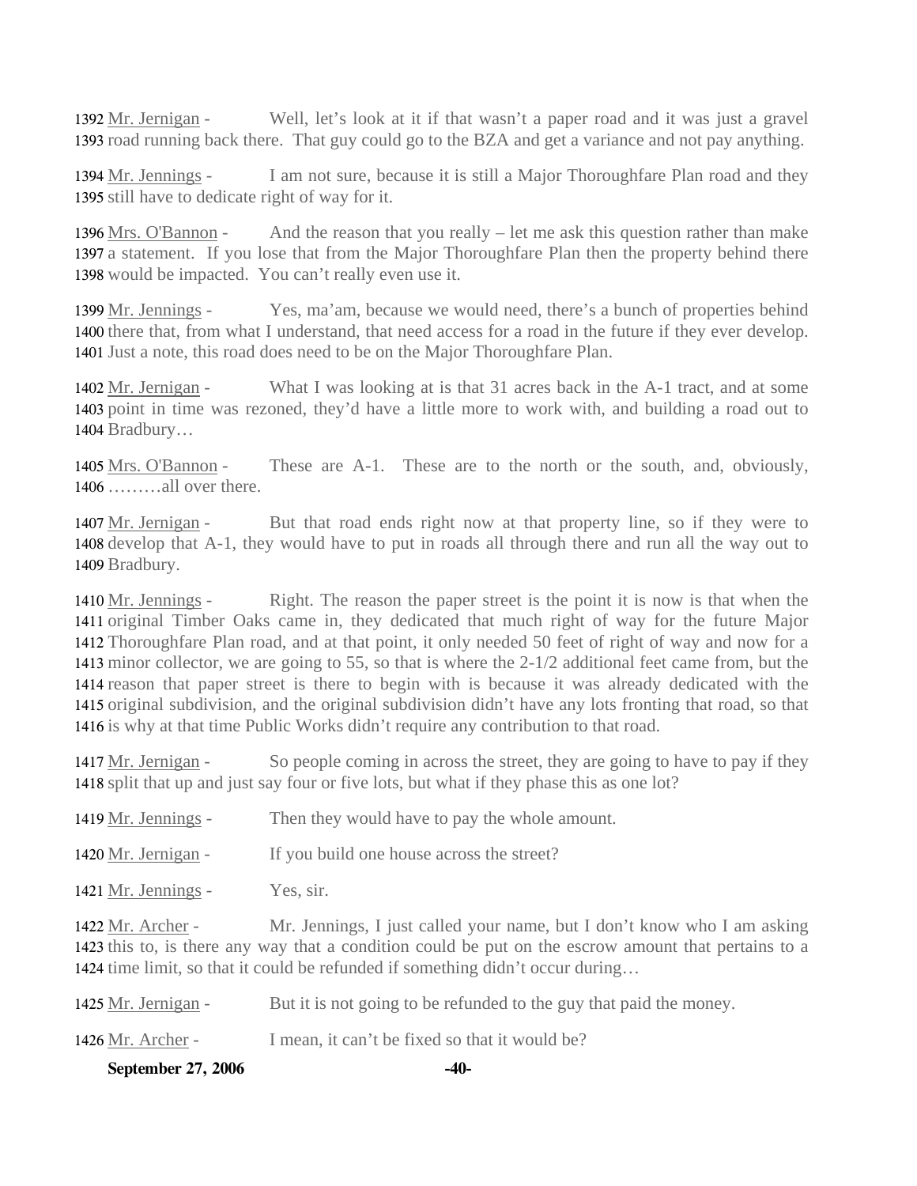1392 Mr. Jernigan - Well, let's look at it if that wasn't a paper road and it was just a gravel 1393 road running back there. That guy could go to the BZA and get a variance and not pay anything.

1394 Mr. Jennings - I am not sure, because it is still a Major Thoroughfare Plan road and they 1395 still have to dedicate right of way for it.

1396 Mrs. O'Bannon - And the reason that you really – let me ask this question rather than make 1397 a statement. If you lose that from the Major Thoroughfare Plan then the property behind there 1398 would be impacted. You can't really even use it.

1399 Mr. Jennings - Yes, ma'am, because we would need, there's a bunch of properties behind 1400 there that, from what I understand, that need access for a road in the future if they ever develop. 1401 Just a note, this road does need to be on the Major Thoroughfare Plan.

1402 Mr. Jernigan - What I was looking at is that 31 acres back in the A-1 tract, and at some 1403 point in time was rezoned, they'd have a little more to work with, and building a road out to 1404 Bradbury…

1405 Mrs. O'Bannon - These are A-1. These are to the north or the south, and, obviously, 1406 ………all over there.

1407 Mr. Jernigan - But that road ends right now at that property line, so if they were to 1408 develop that A-1, they would have to put in roads all through there and run all the way out to 1409 Bradbury.

1410 Mr. Jennings - Right. The reason the paper street is the point it is now is that when the 1411 original Timber Oaks came in, they dedicated that much right of way for the future Major 1412 Thoroughfare Plan road, and at that point, it only needed 50 feet of right of way and now for a 1413 minor collector, we are going to 55, so that is where the 2-1/2 additional feet came from, but the 1414 reason that paper street is there to begin with is because it was already dedicated with the 1415 original subdivision, and the original subdivision didn't have any lots fronting that road, so that 1416 is why at that time Public Works didn't require any contribution to that road.

1417 Mr. Jernigan - So people coming in across the street, they are going to have to pay if they 1418 split that up and just say four or five lots, but what if they phase this as one lot?

1419 Mr. Jennings - Then they would have to pay the whole amount.

1420 Mr. Jernigan - If you build one house across the street?

1421 Mr. Jennings - Yes, sir.

1422 Mr. Archer - Mr. Jennings, I just called your name, but I don't know who I am asking 1423 this to, is there any way that a condition could be put on the escrow amount that pertains to a 1424 time limit, so that it could be refunded if something didn't occur during…

1425 Mr. Jernigan - But it is not going to be refunded to the guy that paid the money.

1426 Mr. Archer - I mean, it can't be fixed so that it would be?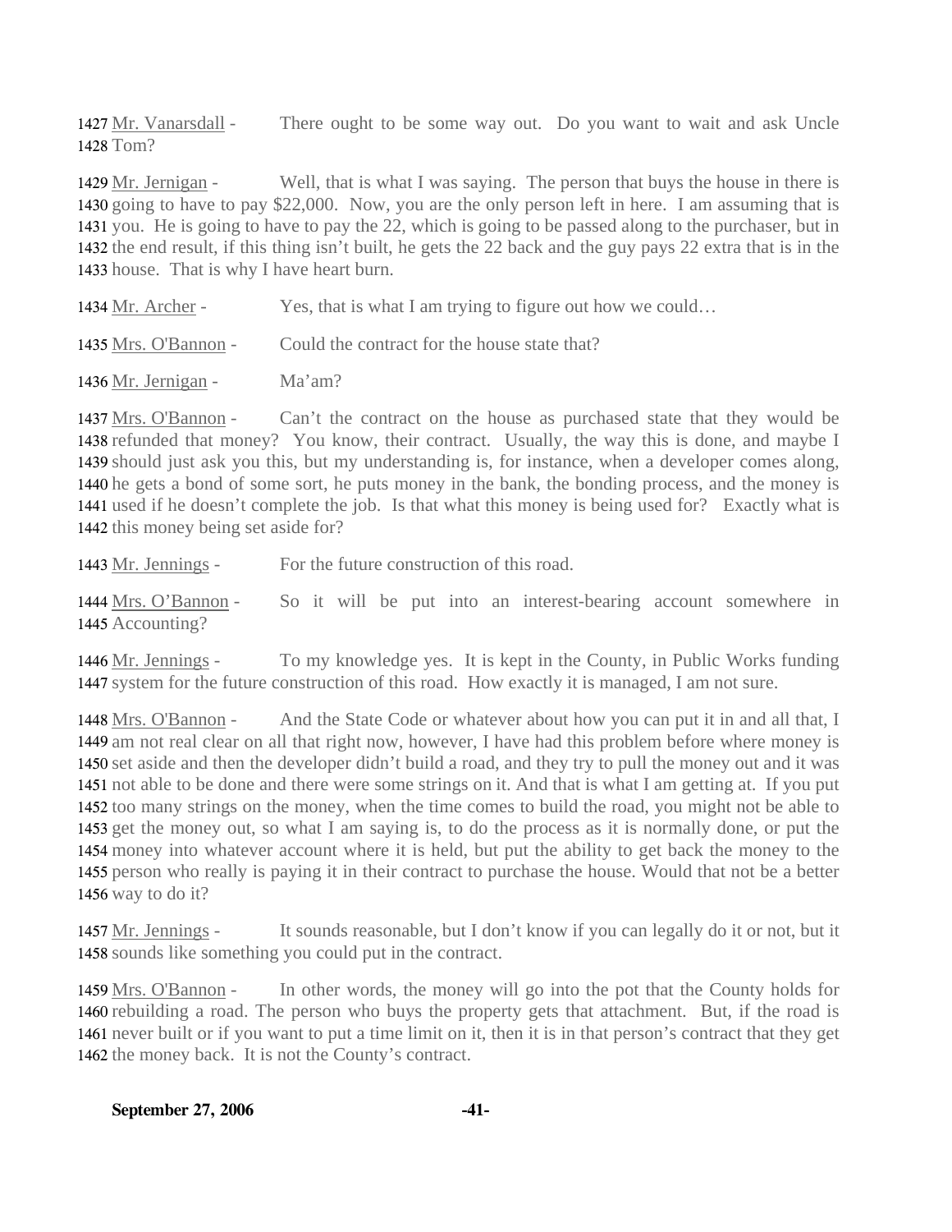1427 Mr. Vanarsdall - There ought to be some way out. Do you want to wait and ask Uncle
1428 Tom?

1429 Mr. Jernigan - Well, that is what I was saying. The person that buys the house in there is
1430 going to have to pay $22,000. Now, you are the only person left in here. I am assuming that is
1431 you. He is going to have to pay the 22, which is going to be passed along to the purchaser, but in
1432 the end result, if this thing isn't built, he gets the 22 back and the guy pays 22 extra that is in the
1433 house. That is why I have heart burn.

1434 Mr. Archer - Yes, that is what I am trying to figure out how we could…

1435 Mrs. O'Bannon - Could the contract for the house state that?

1436 Mr. Jernigan - Ma'am?

1437 Mrs. O'Bannon - Can't the contract on the house as purchased state that they would be
1438 refunded that money? You know, their contract. Usually, the way this is done, and maybe I
1439 should just ask you this, but my understanding is, for instance, when a developer comes along,
1440 he gets a bond of some sort, he puts money in the bank, the bonding process, and the money is
1441 used if he doesn't complete the job. Is that what this money is being used for? Exactly what is
1442 this money being set aside for?

1443 Mr. Jennings - For the future construction of this road.

1444 Mrs. O'Bannon - So it will be put into an interest-bearing account somewhere in
1445 Accounting?

1446 Mr. Jennings - To my knowledge yes. It is kept in the County, in Public Works funding
1447 system for the future construction of this road. How exactly it is managed, I am not sure.

1448 Mrs. O'Bannon - And the State Code or whatever about how you can put it in and all that, I
1449 am not real clear on all that right now, however, I have had this problem before where money is
1450 set aside and then the developer didn't build a road, and they try to pull the money out and it was
1451 not able to be done and there were some strings on it. And that is what I am getting at. If you put
1452 too many strings on the money, when the time comes to build the road, you might not be able to
1453 get the money out, so what I am saying is, to do the process as it is normally done, or put the
1454 money into whatever account where it is held, but put the ability to get back the money to the
1455 person who really is paying it in their contract to purchase the house. Would that not be a better
1456 way to do it?

1457 Mr. Jennings - It sounds reasonable, but I don't know if you can legally do it or not, but it
1458 sounds like something you could put in the contract.

1459 Mrs. O'Bannon - In other words, the money will go into the pot that the County holds for
1460 rebuilding a road. The person who buys the property gets that attachment. But, if the road is
1461 never built or if you want to put a time limit on it, then it is in that person's contract that they get
1462 the money back. It is not the County's contract.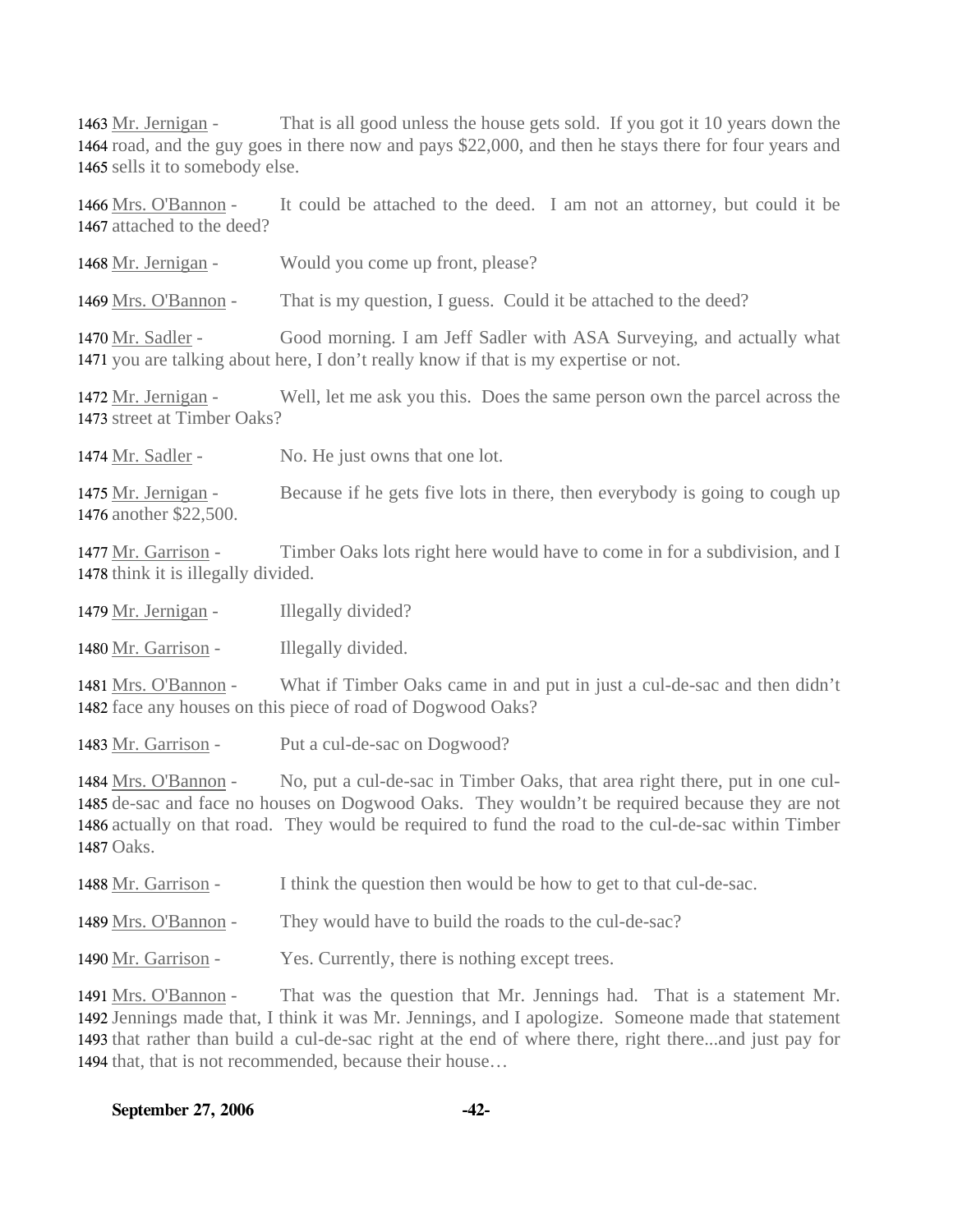1463 Mr. Jernigan - That is all good unless the house gets sold. If you got it 10 years down the
1464 road, and the guy goes in there now and pays $22,000, and then he stays there for four years and
1465 sells it to somebody else.

1466 Mrs. O'Bannon - It could be attached to the deed. I am not an attorney, but could it be
1467 attached to the deed?

1468 Mr. Jernigan - Would you come up front, please?

1469 Mrs. O'Bannon - That is my question, I guess. Could it be attached to the deed?

1470 Mr. Sadler - Good morning. I am Jeff Sadler with ASA Surveying, and actually what
1471 you are talking about here, I don't really know if that is my expertise or not.

1472 Mr. Jernigan - Well, let me ask you this. Does the same person own the parcel across the
1473 street at Timber Oaks?

1474 Mr. Sadler - No. He just owns that one lot.

1475 Mr. Jernigan - Because if he gets five lots in there, then everybody is going to cough up
1476 another $22,500.

1477 Mr. Garrison - Timber Oaks lots right here would have to come in for a subdivision, and I
1478 think it is illegally divided.

1479 Mr. Jernigan - Illegally divided?

1480 Mr. Garrison - Illegally divided.

1481 Mrs. O'Bannon - What if Timber Oaks came in and put in just a cul-de-sac and then didn't
1482 face any houses on this piece of road of Dogwood Oaks?

1483 Mr. Garrison - Put a cul-de-sac on Dogwood?

1484 Mrs. O'Bannon - No, put a cul-de-sac in Timber Oaks, that area right there, put in one cul-
1485 de-sac and face no houses on Dogwood Oaks. They wouldn't be required because they are not
1486 actually on that road. They would be required to fund the road to the cul-de-sac within Timber
1487 Oaks.

1488 Mr. Garrison - I think the question then would be how to get to that cul-de-sac.

1489 Mrs. O'Bannon - They would have to build the roads to the cul-de-sac?

1490 Mr. Garrison - Yes. Currently, there is nothing except trees.

1491 Mrs. O'Bannon - That was the question that Mr. Jennings had. That is a statement Mr.
1492 Jennings made that, I think it was Mr. Jennings, and I apologize. Someone made that statement
1493 that rather than build a cul-de-sac right at the end of where there, right there...and just pay for
1494 that, that is not recommended, because their house…

**September 27, 2006**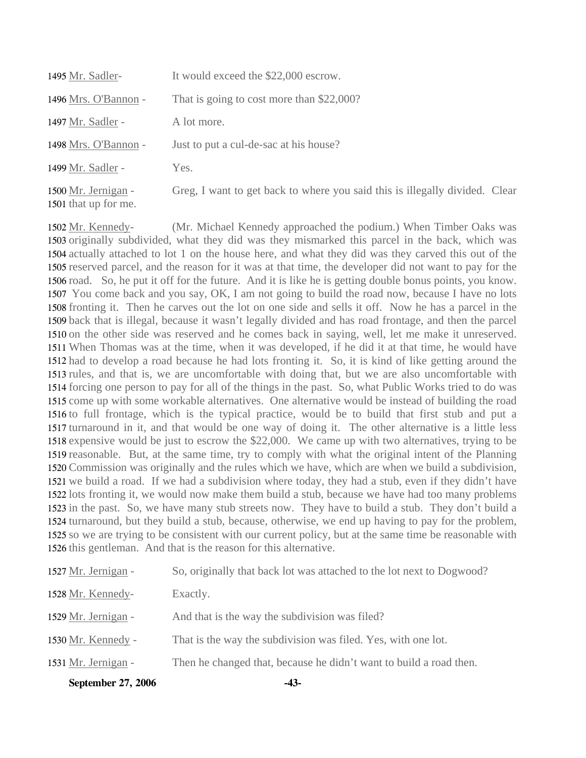1495 Mr. Sadler- It would exceed the $22,000 escrow.

1496 Mrs. O'Bannon - That is going to cost more than $22,000?

1497 Mr. Sadler - A lot more.

1498 Mrs. O'Bannon - Just to put a cul-de-sac at his house?

1499 Mr. Sadler - Yes.

1500 Mr. Jernigan - Greg, I want to get back to where you said this is illegally divided. Clear
1501 that up for me.

1502 Mr. Kennedy- (Mr. Michael Kennedy approached the podium.) When Timber Oaks was
1503 originally subdivided, what they did was they mismarked this parcel in the back, which was
1504 actually attached to lot 1 on the house here, and what they did was they carved this out of the
1505 reserved parcel, and the reason for it was at that time, the developer did not want to pay for the
1506 road. So, he put it off for the future. And it is like he is getting double bonus points, you know.
1507 You come back and you say, OK, I am not going to build the road now, because I have no lots
1508 fronting it. Then he carves out the lot on one side and sells it off. Now he has a parcel in the
1509 back that is illegal, because it wasn't legally divided and has road frontage, and then the parcel
1510 on the other side was reserved and he comes back in saying, well, let me make it unreserved.
1511 When Thomas was at the time, when it was developed, if he did it at that time, he would have
1512 had to develop a road because he had lots fronting it. So, it is kind of like getting around the
1513 rules, and that is, we are uncomfortable with doing that, but we are also uncomfortable with
1514 forcing one person to pay for all of the things in the past. So, what Public Works tried to do was
1515 come up with some workable alternatives. One alternative would be instead of building the road
1516 to full frontage, which is the typical practice, would be to build that first stub and put a
1517 turnaround in it, and that would be one way of doing it. The other alternative is a little less
1518 expensive would be just to escrow the $22,000. We came up with two alternatives, trying to be
1519 reasonable. But, at the same time, try to comply with what the original intent of the Planning
1520 Commission was originally and the rules which we have, which are when we build a subdivision,
1521 we build a road. If we had a subdivision where today, they had a stub, even if they didn't have
1522 lots fronting it, we would now make them build a stub, because we have had too many problems
1523 in the past. So, we have many stub streets now. They have to build a stub. They don't build a
1524 turnaround, but they build a stub, because, otherwise, we end up having to pay for the problem,
1525 so we are trying to be consistent with our current policy, but at the same time be reasonable with
1526 this gentleman. And that is the reason for this alternative.

1527 Mr. Jernigan - So, originally that back lot was attached to the lot next to Dogwood?

1528 Mr. Kennedy- Exactly.

1529 Mr. Jernigan - And that is the way the subdivision was filed?

1530 Mr. Kennedy - That is the way the subdivision was filed. Yes, with one lot.

1531 Mr. Jernigan - Then he changed that, because he didn't want to build a road then.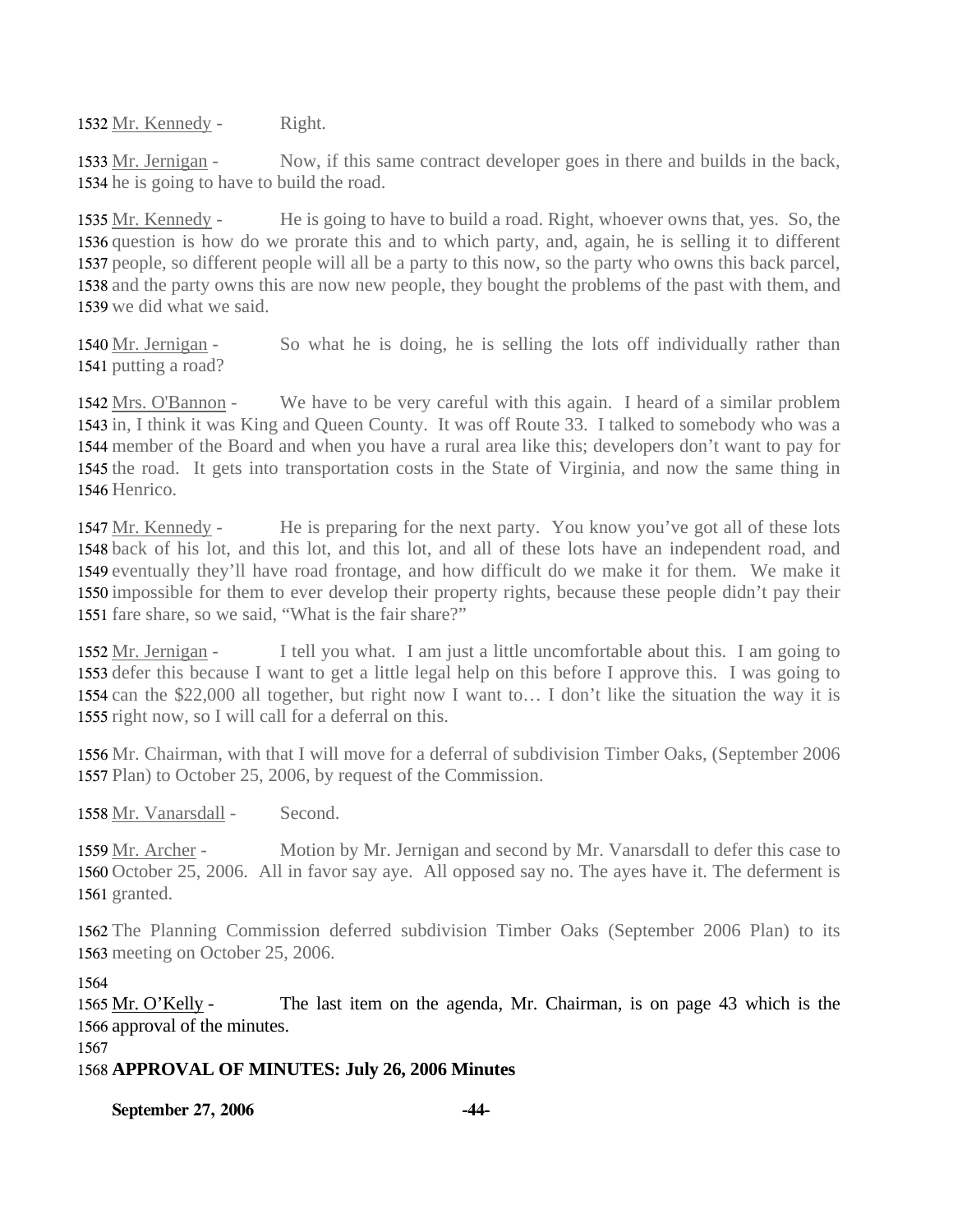1532 Mr. Kennedy - Right.

1533 Mr. Jernigan - Now, if this same contract developer goes in there and builds in the back, 1534 he is going to have to build the road.

1535 Mr. Kennedy - He is going to have to build a road. Right, whoever owns that, yes. So, the 1536 question is how do we prorate this and to which party, and, again, he is selling it to different 1537 people, so different people will all be a party to this now, so the party who owns this back parcel, 1538 and the party owns this are now new people, they bought the problems of the past with them, and 1539 we did what we said.

1540 Mr. Jernigan - So what he is doing, he is selling the lots off individually rather than 1541 putting a road?

1542 Mrs. O'Bannon - We have to be very careful with this again. I heard of a similar problem 1543 in, I think it was King and Queen County. It was off Route 33. I talked to somebody who was a 1544 member of the Board and when you have a rural area like this; developers don't want to pay for 1545 the road. It gets into transportation costs in the State of Virginia, and now the same thing in 1546 Henrico.

1547 Mr. Kennedy - He is preparing for the next party. You know you've got all of these lots 1548 back of his lot, and this lot, and this lot, and all of these lots have an independent road, and 1549 eventually they'll have road frontage, and how difficult do we make it for them. We make it 1550 impossible for them to ever develop their property rights, because these people didn't pay their 1551 fare share, so we said, "What is the fair share?"

1552 Mr. Jernigan - I tell you what. I am just a little uncomfortable about this. I am going to 1553 defer this because I want to get a little legal help on this before I approve this. I was going to 1554 can the $22,000 all together, but right now I want to… I don't like the situation the way it is 1555 right now, so I will call for a deferral on this.

1556 Mr. Chairman, with that I will move for a deferral of subdivision Timber Oaks, (September 2006 1557 Plan) to October 25, 2006, by request of the Commission.

1558 Mr. Vanarsdall - Second.

1559 Mr. Archer - Motion by Mr. Jernigan and second by Mr. Vanarsdall to defer this case to 1560 October 25, 2006. All in favor say aye. All opposed say no. The ayes have it. The deferment is 1561 granted.

1562 The Planning Commission deferred subdivision Timber Oaks (September 2006 Plan) to its 1563 meeting on October 25, 2006.

1564

1565 Mr. O'Kelly - The last item on the agenda, Mr. Chairman, is on page 43 which is the 1566 approval of the minutes.

1567

1568 **APPROVAL OF MINUTES: July 26, 2006 Minutes**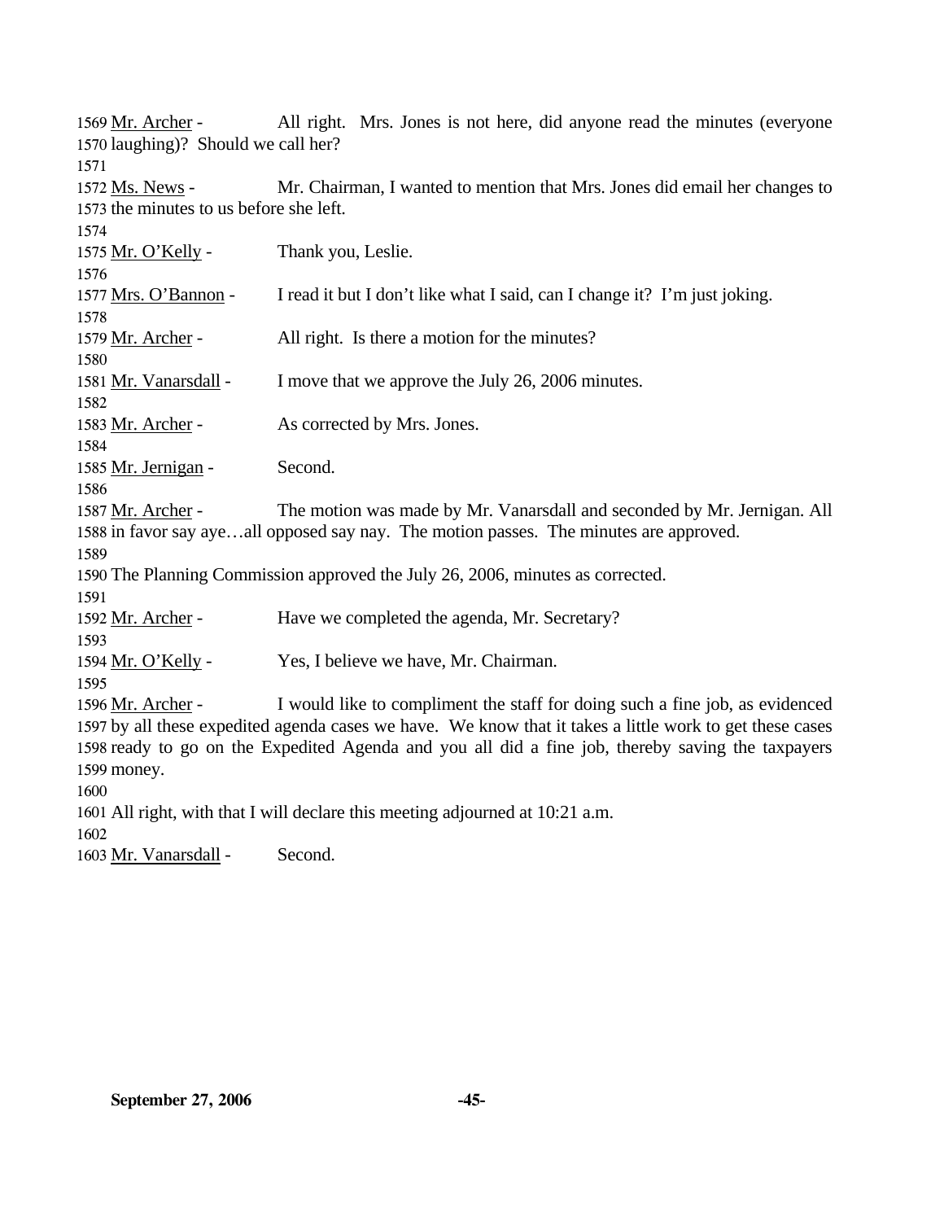1569 Mr. Archer - All right. Mrs. Jones is not here, did anyone read the minutes (everyone
1570 laughing)? Should we call her?
1571
1572 Ms. News - Mr. Chairman, I wanted to mention that Mrs. Jones did email her changes to
1573 the minutes to us before she left.
1574
1575 Mr. O'Kelly - Thank you, Leslie.
1576
1577 Mrs. O'Bannon - I read it but I don't like what I said, can I change it? I'm just joking.
1578
1579 Mr. Archer - All right. Is there a motion for the minutes?
1580
1581 Mr. Vanarsdall - I move that we approve the July 26, 2006 minutes.
1582
1583 Mr. Archer - As corrected by Mrs. Jones.
1584
1585 Mr. Jernigan - Second.
1586
1587 Mr. Archer - The motion was made by Mr. Vanarsdall and seconded by Mr. Jernigan. All
1588 in favor say aye…all opposed say nay. The motion passes. The minutes are approved.
1589
1590 The Planning Commission approved the July 26, 2006, minutes as corrected.
1591
1592 Mr. Archer - Have we completed the agenda, Mr. Secretary?
1593
1594 Mr. O'Kelly - Yes, I believe we have, Mr. Chairman.
1595
1596 Mr. Archer - I would like to compliment the staff for doing such a fine job, as evidenced
1597 by all these expedited agenda cases we have. We know that it takes a little work to get these cases
1598 ready to go on the Expedited Agenda and you all did a fine job, thereby saving the taxpayers
1599 money.
1600
1601 All right, with that I will declare this meeting adjourned at 10:21 a.m.
1602
1603 Mr. Vanarsdall - Second.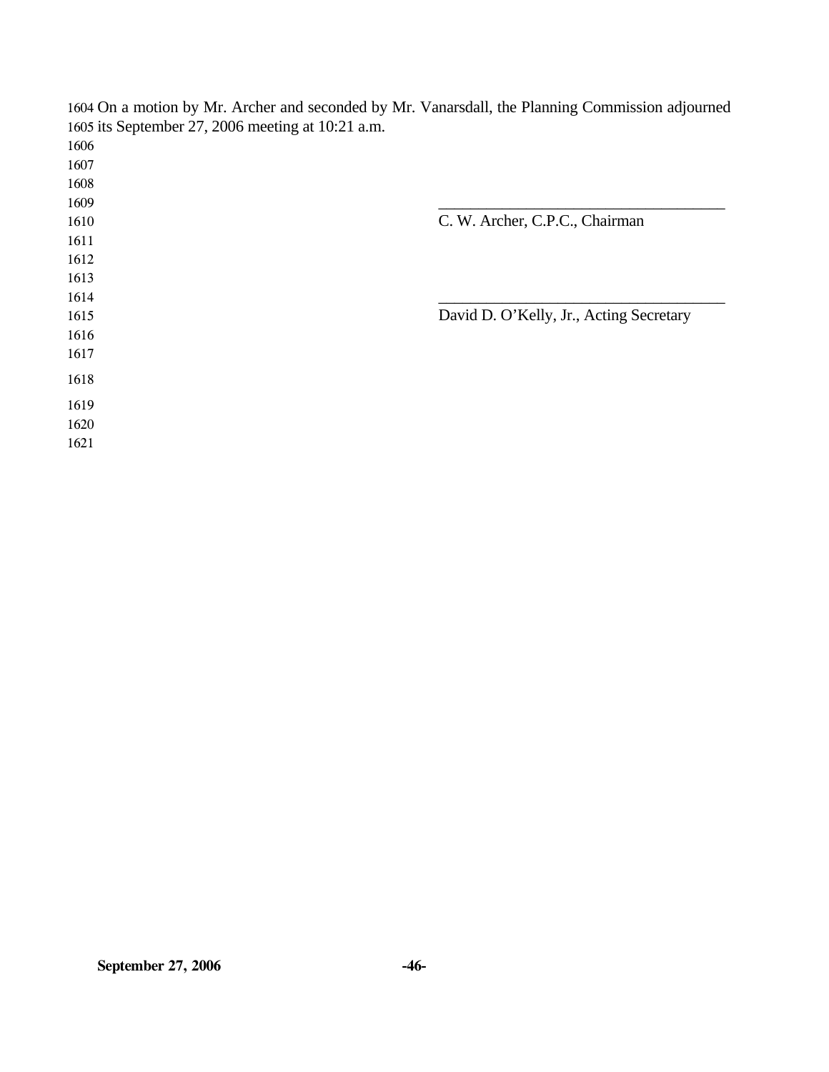On a motion by Mr. Archer and seconded by Mr. Vanarsdall, the Planning Commission adjourned its September 27, 2006 meeting at 10:21 a.m.

\_\_\_\_\_\_\_\_\_\_\_\_\_\_\_\_\_\_\_\_\_\_\_\_\_\_\_\_\_\_\_\_\_\_\_\_\_
C. W. Archer, C.P.C., Chairman

\_\_\_\_\_\_\_\_\_\_\_\_\_\_\_\_\_\_\_\_\_\_\_\_\_\_\_\_\_\_\_\_\_\_\_\_\_
David D. O'Kelly, Jr., Acting Secretary